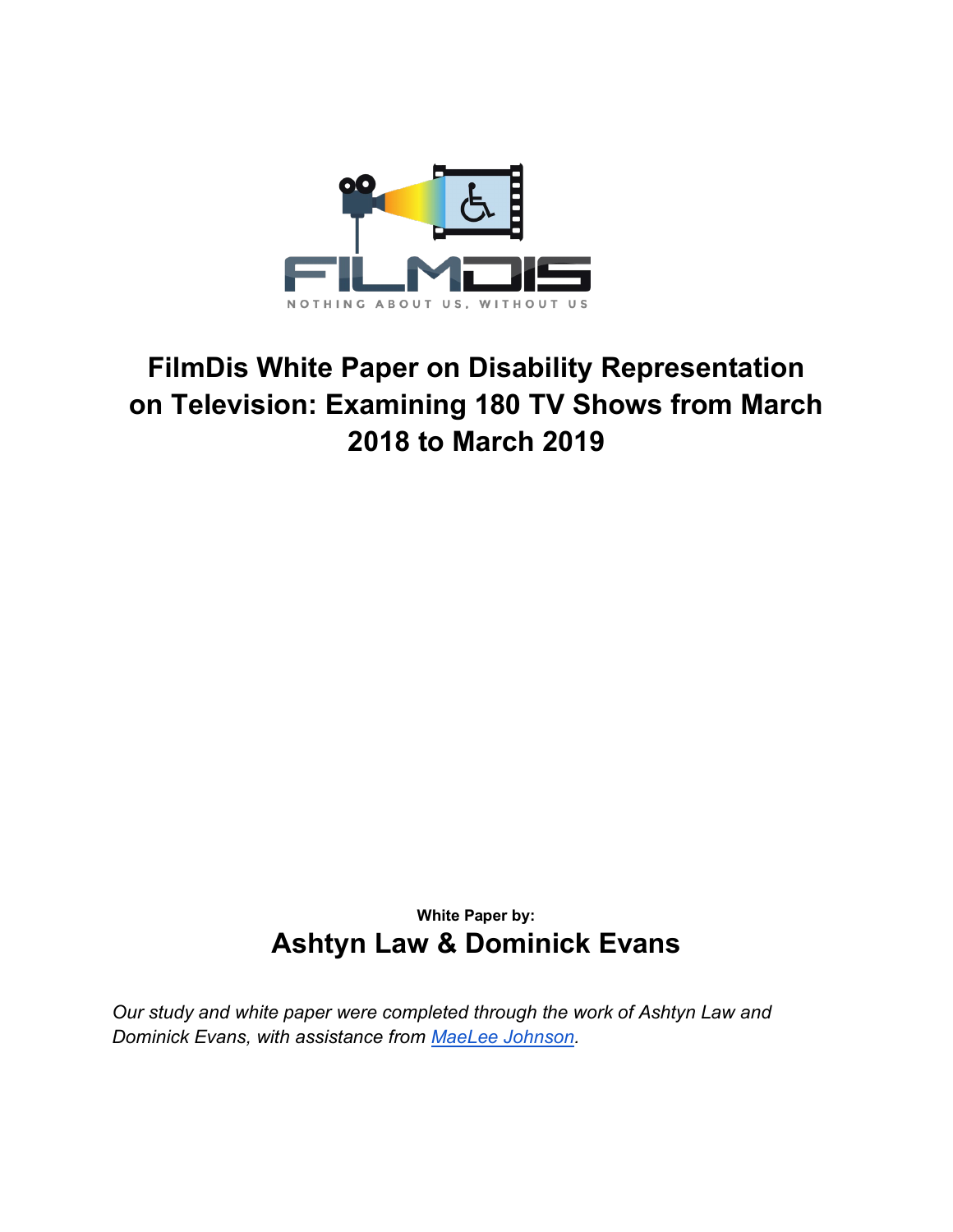FILMDIS

NOTHING ABOUT US, WITHOUT US

# FilmDis White Paper on Disability Representation on Television: Examining 180 TV Shows from March 2018 to March 2019

**White Paper by:**

## Ashtyn Law & Dominick Evans

*Our study and white paper were completed through the work of Ashtyn Law and Dominick Evans, with assistance from [MaeLee Johnson](MaeLee Johnson).*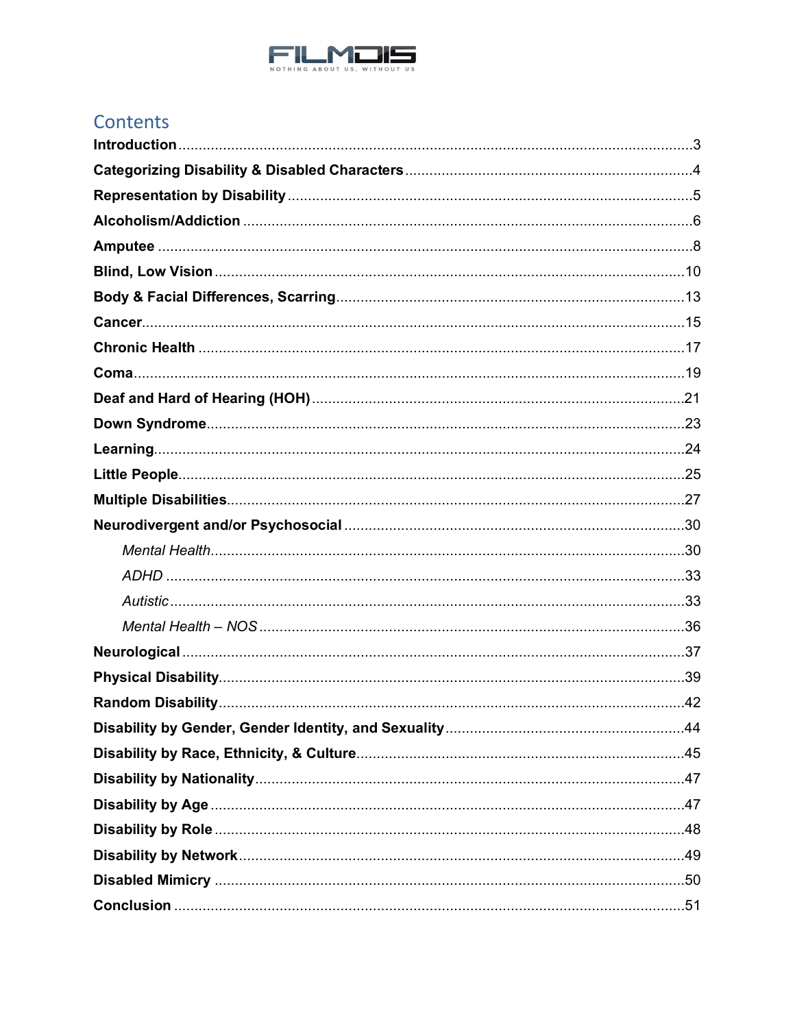# Contents

**Introduction** ... 3

**Categorizing Disability & Disabled Characters** ... 4

**Representation by Disability** ... 5

**Alcoholism/Addiction** ... 6

**Amputee** ... 8

**Blind, Low Vision** ... 10

**Body & Facial Differences, Scarring** ... 13

**Cancer** ... 15

**Chronic Health** ... 17

**Coma** ... 19

**Deaf and Hard of Hearing (HOH)** ... 21

**Down Syndrome** ... 23

**Learning** ... 24

**Little People** ... 25

**Multiple Disabilities** ... 27

**Neurodivergent and/or Psychosocial** ... 30

- *Mental Health* ... 30
- *ADHD* ... 33
- *Autistic* ... 33
- *Mental Health – NOS* ... 36

**Neurological** ... 37

**Physical Disability** ... 39

**Random Disability** ... 42

**Disability by Gender, Gender Identity, and Sexuality** ... 44

**Disability by Race, Ethnicity, & Culture** ... 45

**Disability by Nationality** ... 47

**Disability by Age** ... 47

**Disability by Role** ... 48

**Disability by Network** ... 49

**Disabled Mimicry** ... 50

**Conclusion** ... 51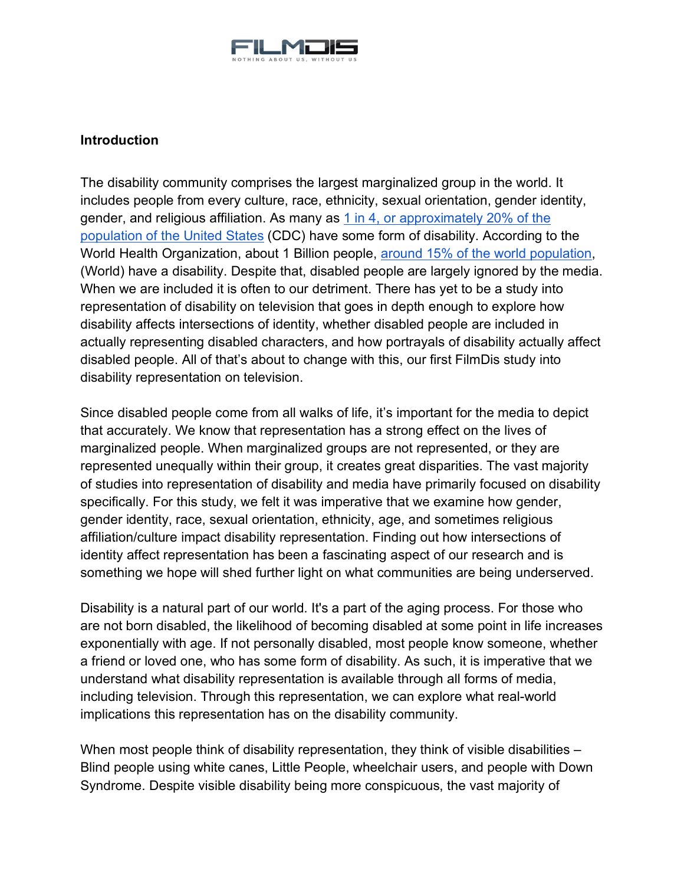## Introduction

The disability community comprises the largest marginalized group in the world. It includes people from every culture, race, ethnicity, sexual orientation, gender identity, gender, and religious affiliation. As many as 1 in 4, or approximately 20% of the population of the United States (CDC) have some form of disability. According to the World Health Organization, about 1 Billion people, around 15% of the world population, (World) have a disability. Despite that, disabled people are largely ignored by the media. When we are included it is often to our detriment. There has yet to be a study into representation of disability on television that goes in depth enough to explore how disability affects intersections of identity, whether disabled people are included in actually representing disabled characters, and how portrayals of disability actually affect disabled people. All of that's about to change with this, our first FilmDis study into disability representation on television.

Since disabled people come from all walks of life, it's important for the media to depict that accurately. We know that representation has a strong effect on the lives of marginalized people. When marginalized groups are not represented, or they are represented unequally within their group, it creates great disparities. The vast majority of studies into representation of disability and media have primarily focused on disability specifically. For this study, we felt it was imperative that we examine how gender, gender identity, race, sexual orientation, ethnicity, age, and sometimes religious affiliation/culture impact disability representation. Finding out how intersections of identity affect representation has been a fascinating aspect of our research and is something we hope will shed further light on what communities are being underserved.

Disability is a natural part of our world. It's a part of the aging process. For those who are not born disabled, the likelihood of becoming disabled at some point in life increases exponentially with age. If not personally disabled, most people know someone, whether a friend or loved one, who has some form of disability. As such, it is imperative that we understand what disability representation is available through all forms of media, including television. Through this representation, we can explore what real-world implications this representation has on the disability community.

When most people think of disability representation, they think of visible disabilities – Blind people using white canes, Little People, wheelchair users, and people with Down Syndrome. Despite visible disability being more conspicuous, the vast majority of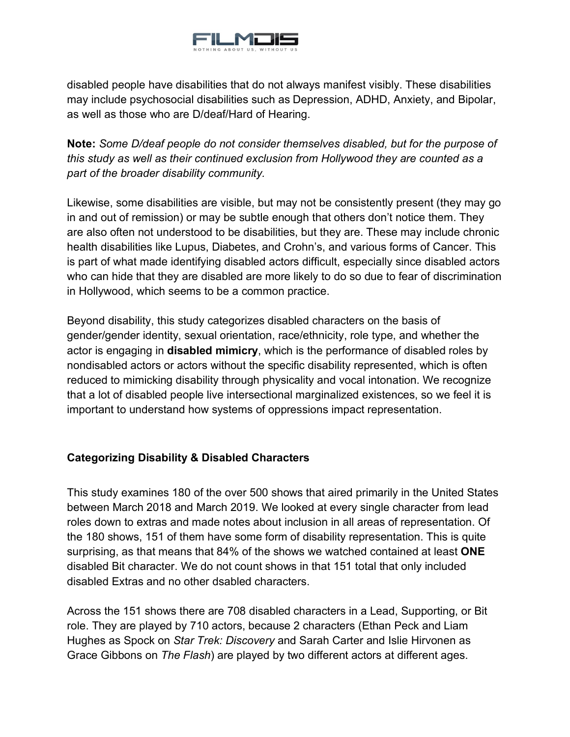disabled people have disabilities that do not always manifest visibly. These disabilities may include psychosocial disabilities such as Depression, ADHD, Anxiety, and Bipolar, as well as those who are D/deaf/Hard of Hearing.

**Note:** *Some D/deaf people do not consider themselves disabled, but for the purpose of this study as well as their continued exclusion from Hollywood they are counted as a part of the broader disability community.*

Likewise, some disabilities are visible, but may not be consistently present (they may go in and out of remission) or may be subtle enough that others don't notice them. They are also often not understood to be disabilities, but they are. These may include chronic health disabilities like Lupus, Diabetes, and Crohn's, and various forms of Cancer. This is part of what made identifying disabled actors difficult, especially since disabled actors who can hide that they are disabled are more likely to do so due to fear of discrimination in Hollywood, which seems to be a common practice.

Beyond disability, this study categorizes disabled characters on the basis of gender/gender identity, sexual orientation, race/ethnicity, role type, and whether the actor is engaging in **disabled mimicry**, which is the performance of disabled roles by nondisabled actors or actors without the specific disability represented, which is often reduced to mimicking disability through physicality and vocal intonation. We recognize that a lot of disabled people live intersectional marginalized existences, so we feel it is important to understand how systems of oppressions impact representation.

### Categorizing Disability & Disabled Characters

This study examines 180 of the over 500 shows that aired primarily in the United States between March 2018 and March 2019. We looked at every single character from lead roles down to extras and made notes about inclusion in all areas of representation. Of the 180 shows, 151 of them have some form of disability representation. This is quite surprising, as that means that 84% of the shows we watched contained at least **ONE** disabled Bit character. We do not count shows in that 151 total that only included disabled Extras and no other dsabled characters.

Across the 151 shows there are 708 disabled characters in a Lead, Supporting, or Bit role. They are played by 710 actors, because 2 characters (Ethan Peck and Liam Hughes as Spock on *Star Trek: Discovery* and Sarah Carter and Islie Hirvonen as Grace Gibbons on *The Flash*) are played by two different actors at different ages.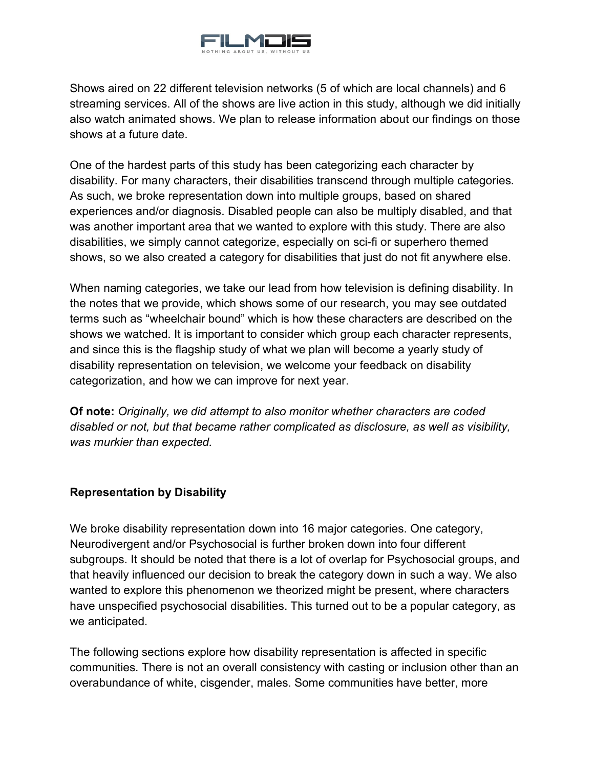Shows aired on 22 different television networks (5 of which are local channels) and 6 streaming services. All of the shows are live action in this study, although we did initially also watch animated shows. We plan to release information about our findings on those shows at a future date.

One of the hardest parts of this study has been categorizing each character by disability. For many characters, their disabilities transcend through multiple categories. As such, we broke representation down into multiple groups, based on shared experiences and/or diagnosis. Disabled people can also be multiply disabled, and that was another important area that we wanted to explore with this study. There are also disabilities, we simply cannot categorize, especially on sci-fi or superhero themed shows, so we also created a category for disabilities that just do not fit anywhere else.

When naming categories, we take our lead from how television is defining disability. In the notes that we provide, which shows some of our research, you may see outdated terms such as "wheelchair bound" which is how these characters are described on the shows we watched. It is important to consider which group each character represents, and since this is the flagship study of what we plan will become a yearly study of disability representation on television, we welcome your feedback on disability categorization, and how we can improve for next year.

**Of note:** *Originally, we did attempt to also monitor whether characters are coded disabled or not, but that became rather complicated as disclosure, as well as visibility, was murkier than expected.*

**Representation by Disability**

We broke disability representation down into 16 major categories. One category, Neurodivergent and/or Psychosocial is further broken down into four different subgroups. It should be noted that there is a lot of overlap for Psychosocial groups, and that heavily influenced our decision to break the category down in such a way. We also wanted to explore this phenomenon we theorized might be present, where characters have unspecified psychosocial disabilities. This turned out to be a popular category, as we anticipated.

The following sections explore how disability representation is affected in specific communities. There is not an overall consistency with casting or inclusion other than an overabundance of white, cisgender, males. Some communities have better, more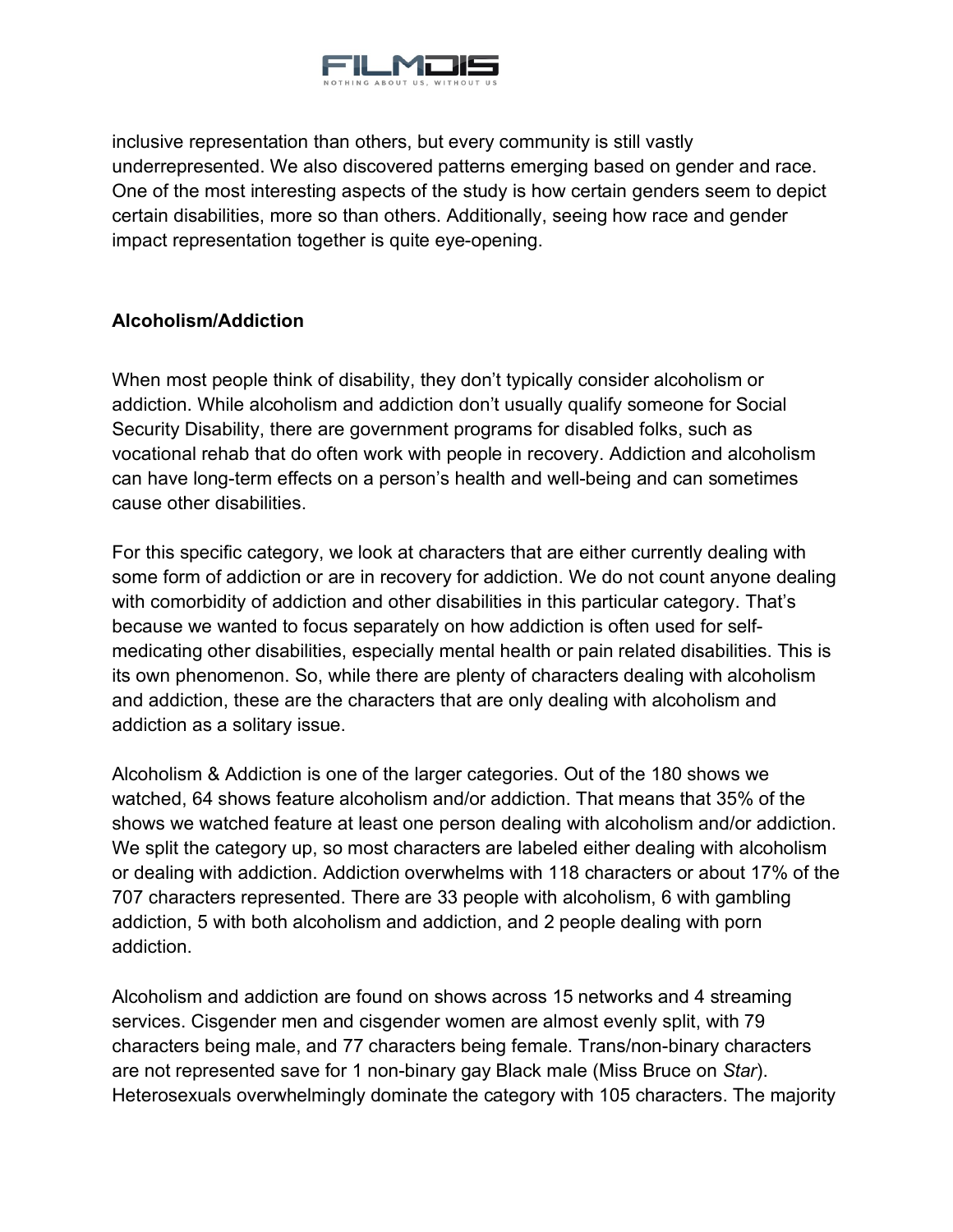inclusive representation than others, but every community is still vastly underrepresented. We also discovered patterns emerging based on gender and race. One of the most interesting aspects of the study is how certain genders seem to depict certain disabilities, more so than others. Additionally, seeing how race and gender impact representation together is quite eye-opening.

**Alcoholism/Addiction**

When most people think of disability, they don't typically consider alcoholism or addiction. While alcoholism and addiction don't usually qualify someone for Social Security Disability, there are government programs for disabled folks, such as vocational rehab that do often work with people in recovery. Addiction and alcoholism can have long-term effects on a person's health and well-being and can sometimes cause other disabilities.

For this specific category, we look at characters that are either currently dealing with some form of addiction or are in recovery for addiction. We do not count anyone dealing with comorbidity of addiction and other disabilities in this particular category. That's because we wanted to focus separately on how addiction is often used for self-medicating other disabilities, especially mental health or pain related disabilities. This is its own phenomenon. So, while there are plenty of characters dealing with alcoholism and addiction, these are the characters that are only dealing with alcoholism and addiction as a solitary issue.

Alcoholism & Addiction is one of the larger categories. Out of the 180 shows we watched, 64 shows feature alcoholism and/or addiction. That means that 35% of the shows we watched feature at least one person dealing with alcoholism and/or addiction. We split the category up, so most characters are labeled either dealing with alcoholism or dealing with addiction. Addiction overwhelms with 118 characters or about 17% of the 707 characters represented. There are 33 people with alcoholism, 6 with gambling addiction, 5 with both alcoholism and addiction, and 2 people dealing with porn addiction.

Alcoholism and addiction are found on shows across 15 networks and 4 streaming services. Cisgender men and cisgender women are almost evenly split, with 79 characters being male, and 77 characters being female. Trans/non-binary characters are not represented save for 1 non-binary gay Black male (Miss Bruce on *Star*). Heterosexuals overwhelmingly dominate the category with 105 characters. The majority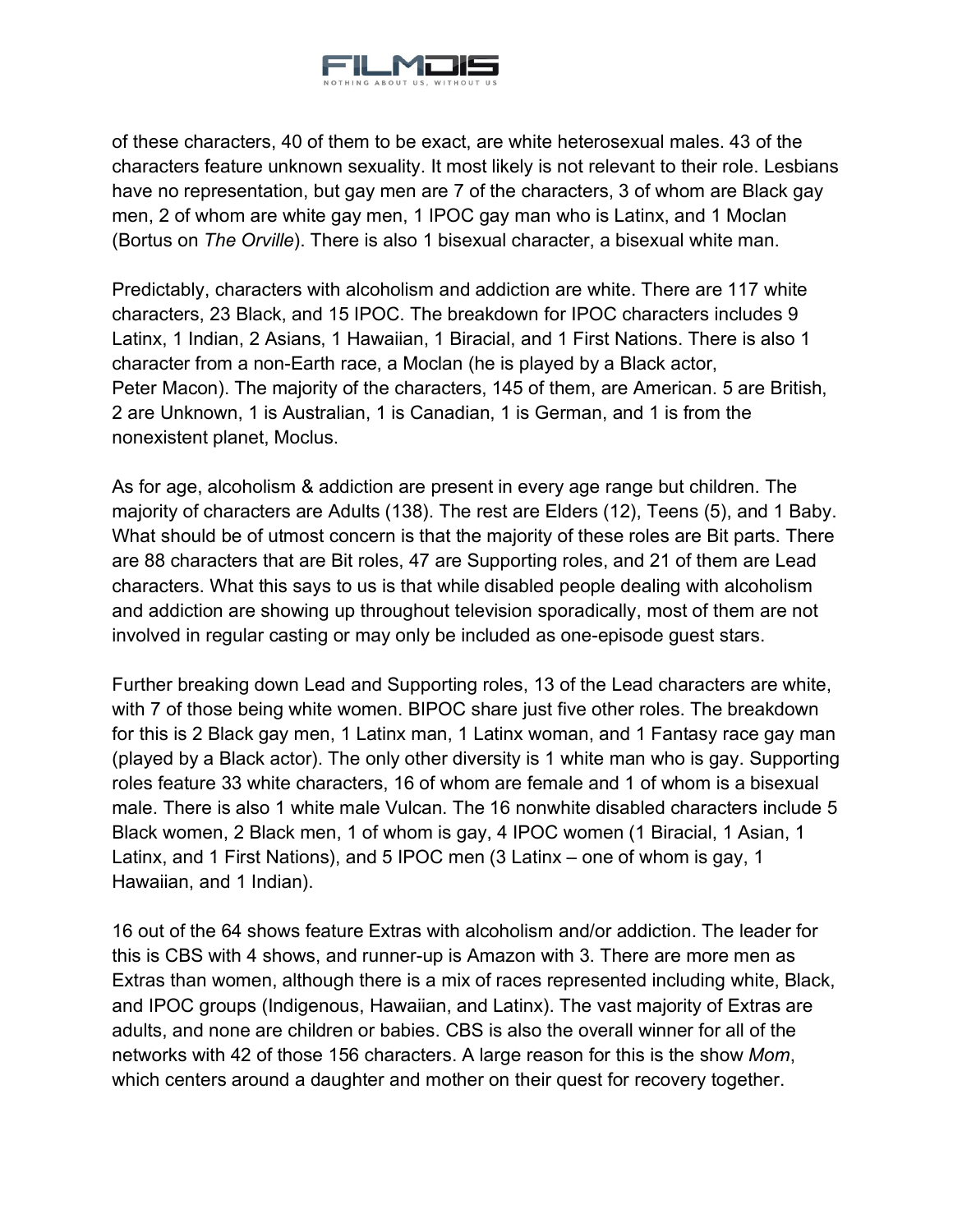of these characters, 40 of them to be exact, are white heterosexual males. 43 of the characters feature unknown sexuality. It most likely is not relevant to their role. Lesbians have no representation, but gay men are 7 of the characters, 3 of whom are Black gay men, 2 of whom are white gay men, 1 IPOC gay man who is Latinx, and 1 Moclan (Bortus on *The Orville*). There is also 1 bisexual character, a bisexual white man.

Predictably, characters with alcoholism and addiction are white. There are 117 white characters, 23 Black, and 15 IPOC. The breakdown for IPOC characters includes 9 Latinx, 1 Indian, 2 Asians, 1 Hawaiian, 1 Biracial, and 1 First Nations. There is also 1 character from a non-Earth race, a Moclan (he is played by a Black actor, Peter Macon). The majority of the characters, 145 of them, are American. 5 are British, 2 are Unknown, 1 is Australian, 1 is Canadian, 1 is German, and 1 is from the nonexistent planet, Moclus.

As for age, alcoholism & addiction are present in every age range but children. The majority of characters are Adults (138). The rest are Elders (12), Teens (5), and 1 Baby. What should be of utmost concern is that the majority of these roles are Bit parts. There are 88 characters that are Bit roles, 47 are Supporting roles, and 21 of them are Lead characters. What this says to us is that while disabled people dealing with alcoholism and addiction are showing up throughout television sporadically, most of them are not involved in regular casting or may only be included as one-episode guest stars.

Further breaking down Lead and Supporting roles, 13 of the Lead characters are white, with 7 of those being white women. BIPOC share just five other roles. The breakdown for this is 2 Black gay men, 1 Latinx man, 1 Latinx woman, and 1 Fantasy race gay man (played by a Black actor). The only other diversity is 1 white man who is gay. Supporting roles feature 33 white characters, 16 of whom are female and 1 of whom is a bisexual male. There is also 1 white male Vulcan. The 16 nonwhite disabled characters include 5 Black women, 2 Black men, 1 of whom is gay, 4 IPOC women (1 Biracial, 1 Asian, 1 Latinx, and 1 First Nations), and 5 IPOC men (3 Latinx – one of whom is gay, 1 Hawaiian, and 1 Indian).

16 out of the 64 shows feature Extras with alcoholism and/or addiction. The leader for this is CBS with 4 shows, and runner-up is Amazon with 3. There are more men as Extras than women, although there is a mix of races represented including white, Black, and IPOC groups (Indigenous, Hawaiian, and Latinx). The vast majority of Extras are adults, and none are children or babies. CBS is also the overall winner for all of the networks with 42 of those 156 characters. A large reason for this is the show *Mom*, which centers around a daughter and mother on their quest for recovery together.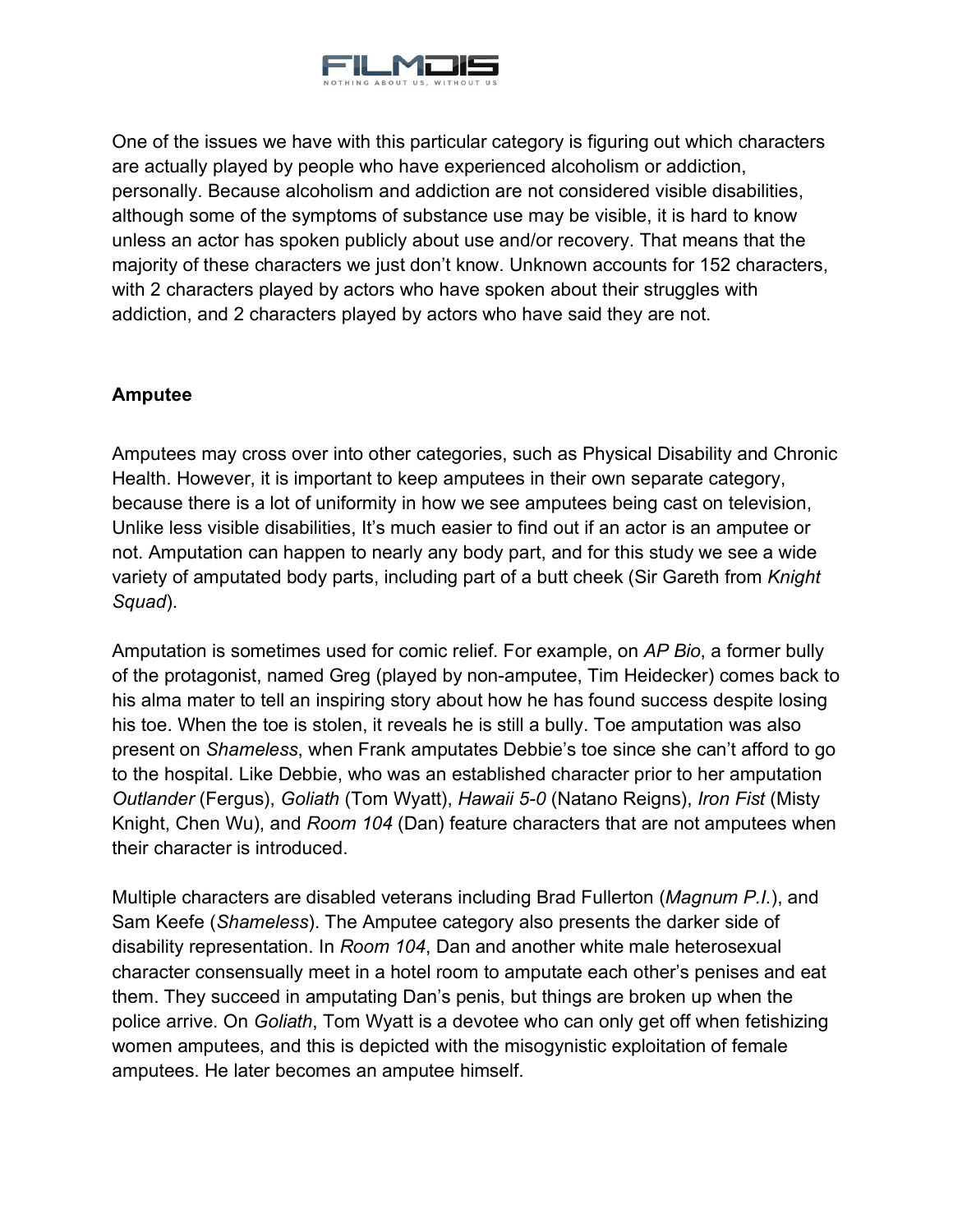One of the issues we have with this particular category is figuring out which characters are actually played by people who have experienced alcoholism or addiction, personally. Because alcoholism and addiction are not considered visible disabilities, although some of the symptoms of substance use may be visible, it is hard to know unless an actor has spoken publicly about use and/or recovery. That means that the majority of these characters we just don't know. Unknown accounts for 152 characters, with 2 characters played by actors who have spoken about their struggles with addiction, and 2 characters played by actors who have said they are not.

**Amputee**

Amputees may cross over into other categories, such as Physical Disability and Chronic Health. However, it is important to keep amputees in their own separate category, because there is a lot of uniformity in how we see amputees being cast on television, Unlike less visible disabilities, It's much easier to find out if an actor is an amputee or not. Amputation can happen to nearly any body part, and for this study we see a wide variety of amputated body parts, including part of a butt cheek (Sir Gareth from *Knight Squad*).

Amputation is sometimes used for comic relief. For example, on *AP Bio*, a former bully of the protagonist, named Greg (played by non-amputee, Tim Heidecker) comes back to his alma mater to tell an inspiring story about how he has found success despite losing his toe. When the toe is stolen, it reveals he is still a bully. Toe amputation was also present on *Shameless*, when Frank amputates Debbie's toe since she can't afford to go to the hospital. Like Debbie, who was an established character prior to her amputation *Outlander* (Fergus), *Goliath* (Tom Wyatt), *Hawaii 5-0* (Natano Reigns), *Iron Fist* (Misty Knight, Chen Wu), and *Room 104* (Dan) feature characters that are not amputees when their character is introduced.

Multiple characters are disabled veterans including Brad Fullerton (*Magnum P.I.*), and Sam Keefe (*Shameless*). The Amputee category also presents the darker side of disability representation. In *Room 104*, Dan and another white male heterosexual character consensually meet in a hotel room to amputate each other's penises and eat them. They succeed in amputating Dan's penis, but things are broken up when the police arrive. On *Goliath*, Tom Wyatt is a devotee who can only get off when fetishizing women amputees, and this is depicted with the misogynistic exploitation of female amputees. He later becomes an amputee himself.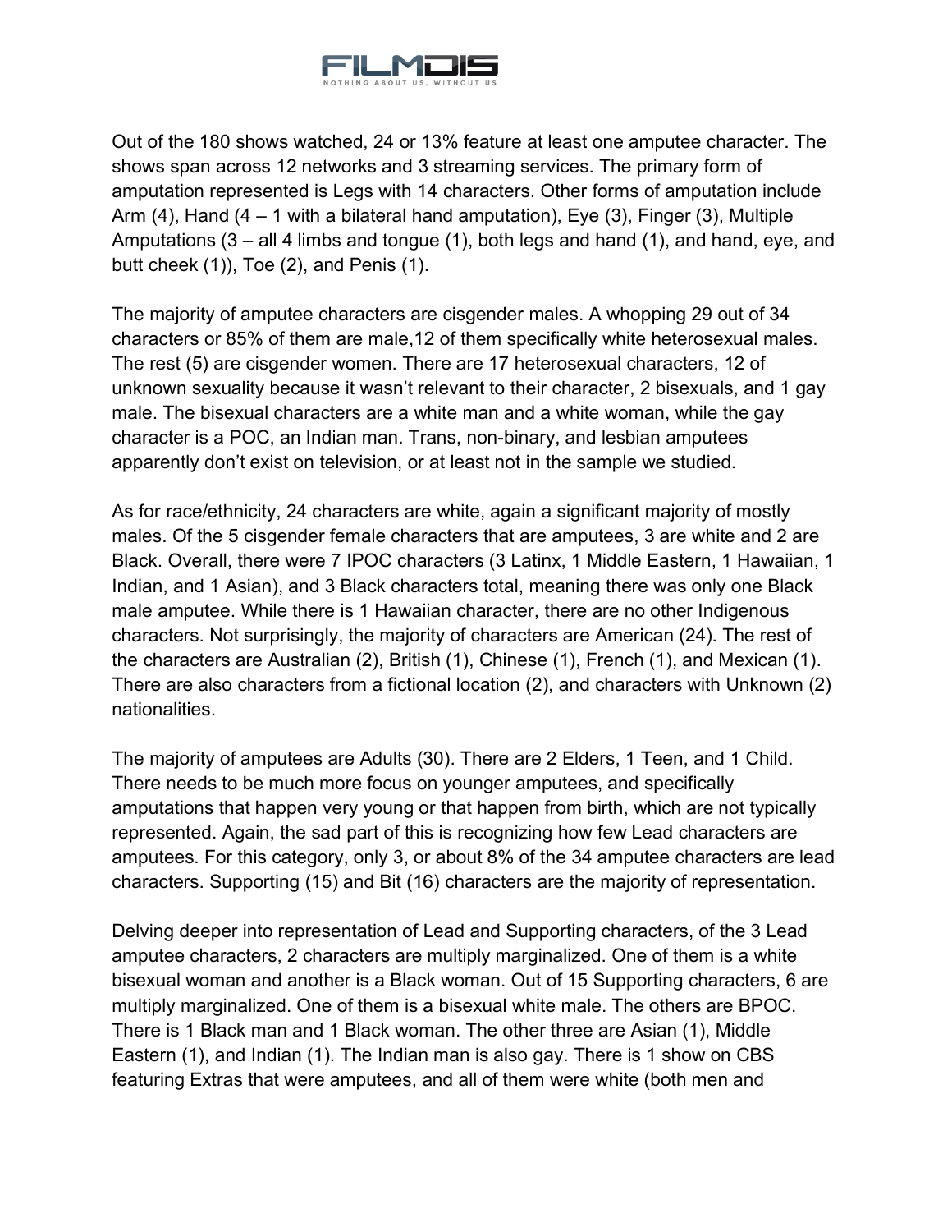Out of the 180 shows watched, 24 or 13% feature at least one amputee character. The shows span across 12 networks and 3 streaming services. The primary form of amputation represented is Legs with 14 characters. Other forms of amputation include Arm (4), Hand (4 – 1 with a bilateral hand amputation), Eye (3), Finger (3), Multiple Amputations (3 – all 4 limbs and tongue (1), both legs and hand (1), and hand, eye, and butt cheek (1)), Toe (2), and Penis (1).

The majority of amputee characters are cisgender males. A whopping 29 out of 34 characters or 85% of them are male,12 of them specifically white heterosexual males. The rest (5) are cisgender women. There are 17 heterosexual characters, 12 of unknown sexuality because it wasn't relevant to their character, 2 bisexuals, and 1 gay male. The bisexual characters are a white man and a white woman, while the gay character is a POC, an Indian man. Trans, non-binary, and lesbian amputees apparently don't exist on television, or at least not in the sample we studied.

As for race/ethnicity, 24 characters are white, again a significant majority of mostly males. Of the 5 cisgender female characters that are amputees, 3 are white and 2 are Black. Overall, there were 7 IPOC characters (3 Latinx, 1 Middle Eastern, 1 Hawaiian, 1 Indian, and 1 Asian), and 3 Black characters total, meaning there was only one Black male amputee. While there is 1 Hawaiian character, there are no other Indigenous characters. Not surprisingly, the majority of characters are American (24). The rest of the characters are Australian (2), British (1), Chinese (1), French (1), and Mexican (1). There are also characters from a fictional location (2), and characters with Unknown (2) nationalities.

The majority of amputees are Adults (30). There are 2 Elders, 1 Teen, and 1 Child. There needs to be much more focus on younger amputees, and specifically amputations that happen very young or that happen from birth, which are not typically represented. Again, the sad part of this is recognizing how few Lead characters are amputees. For this category, only 3, or about 8% of the 34 amputee characters are lead characters. Supporting (15) and Bit (16) characters are the majority of representation.

Delving deeper into representation of Lead and Supporting characters, of the 3 Lead amputee characters, 2 characters are multiply marginalized. One of them is a white bisexual woman and another is a Black woman. Out of 15 Supporting characters, 6 are multiply marginalized. One of them is a bisexual white male. The others are BPOC. There is 1 Black man and 1 Black woman. The other three are Asian (1), Middle Eastern (1), and Indian (1). The Indian man is also gay. There is 1 show on CBS featuring Extras that were amputees, and all of them were white (both men and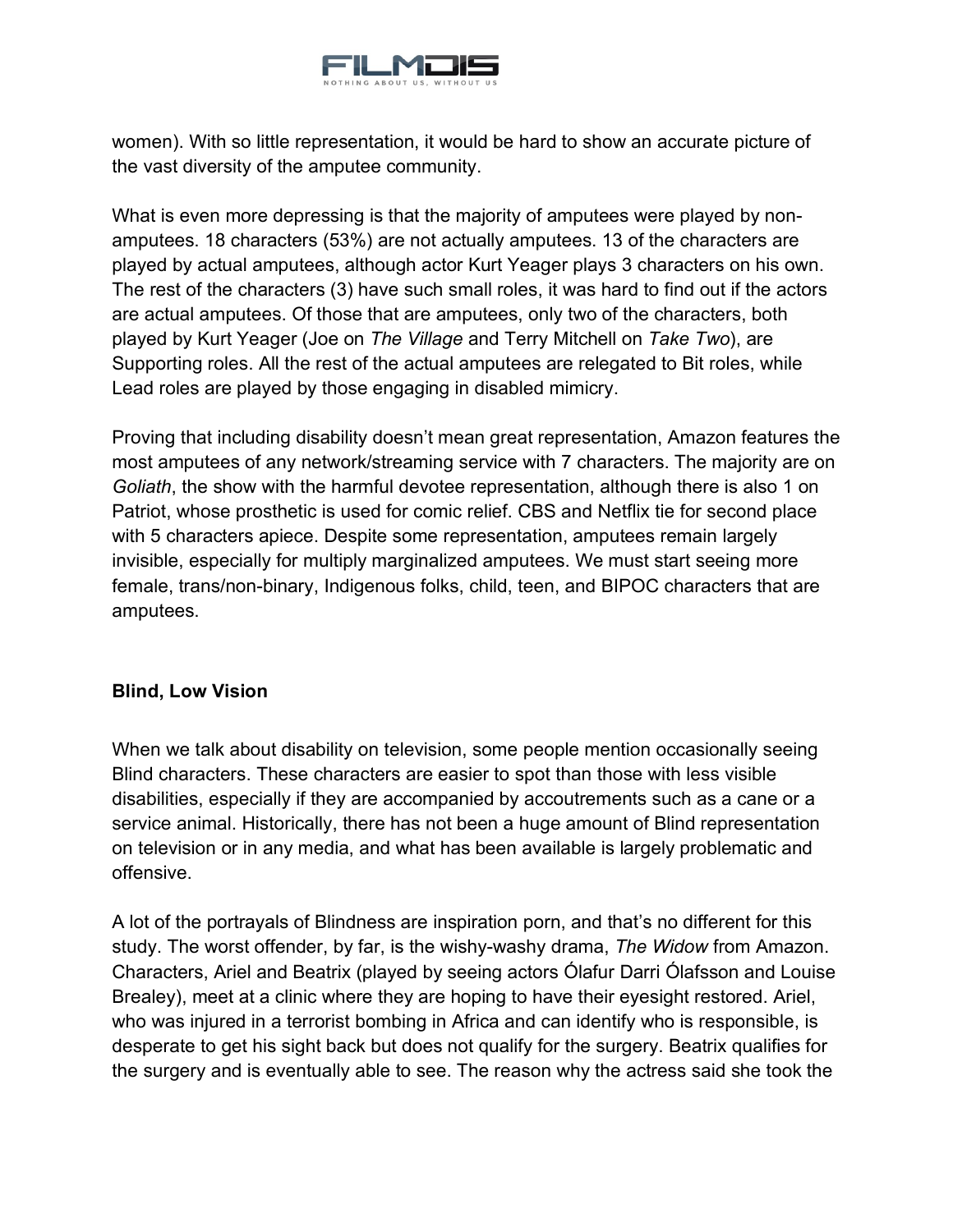women). With so little representation, it would be hard to show an accurate picture of the vast diversity of the amputee community.

What is even more depressing is that the majority of amputees were played by non-amputees. 18 characters (53%) are not actually amputees. 13 of the characters are played by actual amputees, although actor Kurt Yeager plays 3 characters on his own. The rest of the characters (3) have such small roles, it was hard to find out if the actors are actual amputees. Of those that are amputees, only two of the characters, both played by Kurt Yeager (Joe on *The Village* and Terry Mitchell on *Take Two*), are Supporting roles. All the rest of the actual amputees are relegated to Bit roles, while Lead roles are played by those engaging in disabled mimicry.

Proving that including disability doesn't mean great representation, Amazon features the most amputees of any network/streaming service with 7 characters. The majority are on *Goliath*, the show with the harmful devotee representation, although there is also 1 on Patriot, whose prosthetic is used for comic relief. CBS and Netflix tie for second place with 5 characters apiece. Despite some representation, amputees remain largely invisible, especially for multiply marginalized amputees. We must start seeing more female, trans/non-binary, Indigenous folks, child, teen, and BIPOC characters that are amputees.

### Blind, Low Vision

When we talk about disability on television, some people mention occasionally seeing Blind characters. These characters are easier to spot than those with less visible disabilities, especially if they are accompanied by accoutrements such as a cane or a service animal. Historically, there has not been a huge amount of Blind representation on television or in any media, and what has been available is largely problematic and offensive.

A lot of the portrayals of Blindness are inspiration porn, and that's no different for this study. The worst offender, by far, is the wishy-washy drama, *The Widow* from Amazon. Characters, Ariel and Beatrix (played by seeing actors Ólafur Darri Ólafsson and Louise Brealey), meet at a clinic where they are hoping to have their eyesight restored. Ariel, who was injured in a terrorist bombing in Africa and can identify who is responsible, is desperate to get his sight back but does not qualify for the surgery. Beatrix qualifies for the surgery and is eventually able to see. The reason why the actress said she took the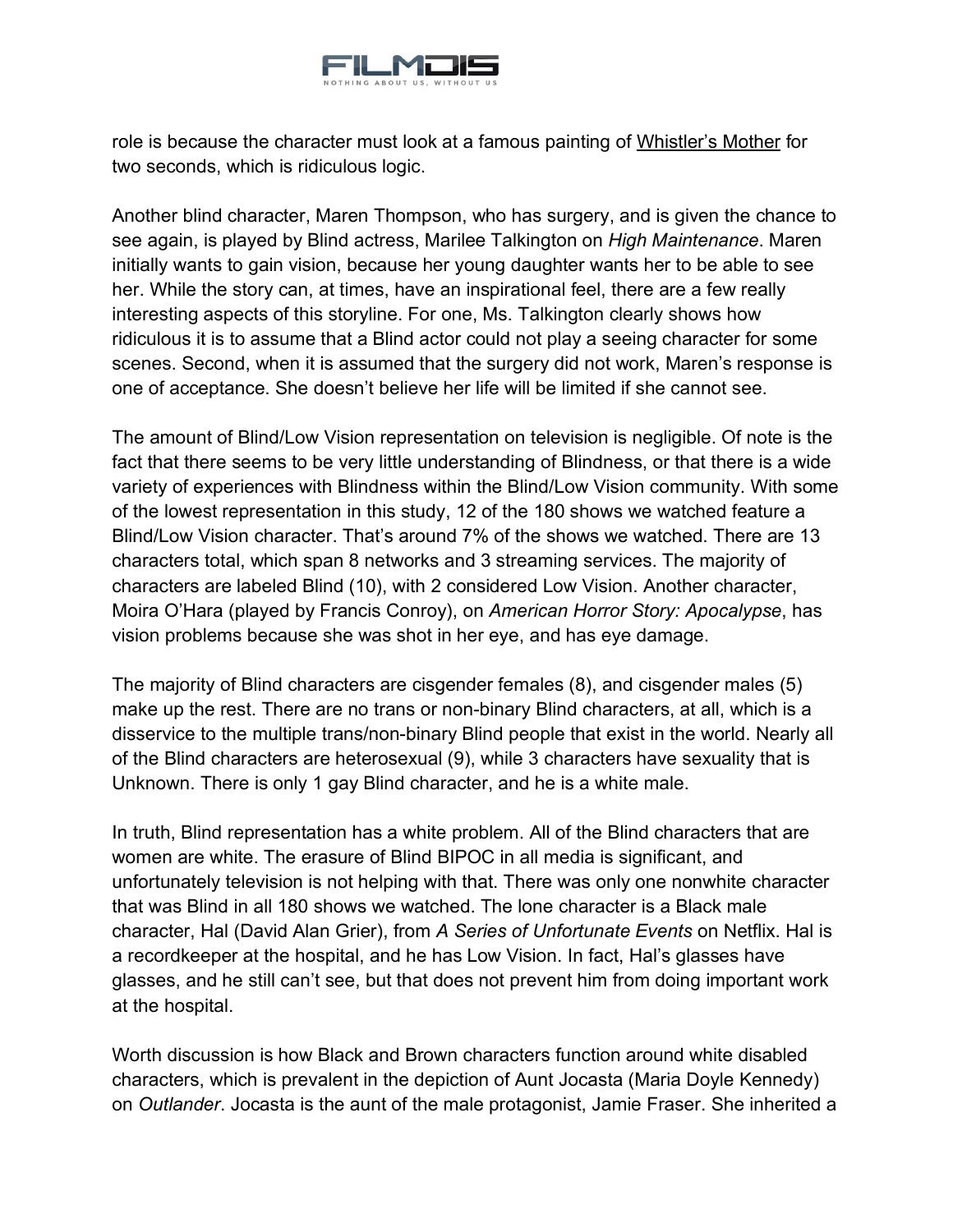role is because the character must look at a famous painting of Whistler's Mother for two seconds, which is ridiculous logic.

Another blind character, Maren Thompson, who has surgery, and is given the chance to see again, is played by Blind actress, Marilee Talkington on *High Maintenance*. Maren initially wants to gain vision, because her young daughter wants her to be able to see her. While the story can, at times, have an inspirational feel, there are a few really interesting aspects of this storyline. For one, Ms. Talkington clearly shows how ridiculous it is to assume that a Blind actor could not play a seeing character for some scenes. Second, when it is assumed that the surgery did not work, Maren's response is one of acceptance. She doesn't believe her life will be limited if she cannot see.

The amount of Blind/Low Vision representation on television is negligible. Of note is the fact that there seems to be very little understanding of Blindness, or that there is a wide variety of experiences with Blindness within the Blind/Low Vision community. With some of the lowest representation in this study, 12 of the 180 shows we watched feature a Blind/Low Vision character. That's around 7% of the shows we watched. There are 13 characters total, which span 8 networks and 3 streaming services. The majority of characters are labeled Blind (10), with 2 considered Low Vision. Another character, Moira O'Hara (played by Francis Conroy), on *American Horror Story: Apocalypse*, has vision problems because she was shot in her eye, and has eye damage.

The majority of Blind characters are cisgender females (8), and cisgender males (5) make up the rest. There are no trans or non-binary Blind characters, at all, which is a disservice to the multiple trans/non-binary Blind people that exist in the world. Nearly all of the Blind characters are heterosexual (9), while 3 characters have sexuality that is Unknown. There is only 1 gay Blind character, and he is a white male.

In truth, Blind representation has a white problem. All of the Blind characters that are women are white. The erasure of Blind BIPOC in all media is significant, and unfortunately television is not helping with that. There was only one nonwhite character that was Blind in all 180 shows we watched. The lone character is a Black male character, Hal (David Alan Grier), from *A Series of Unfortunate Events* on Netflix. Hal is a recordkeeper at the hospital, and he has Low Vision. In fact, Hal's glasses have glasses, and he still can't see, but that does not prevent him from doing important work at the hospital.

Worth discussion is how Black and Brown characters function around white disabled characters, which is prevalent in the depiction of Aunt Jocasta (Maria Doyle Kennedy) on *Outlander*. Jocasta is the aunt of the male protagonist, Jamie Fraser. She inherited a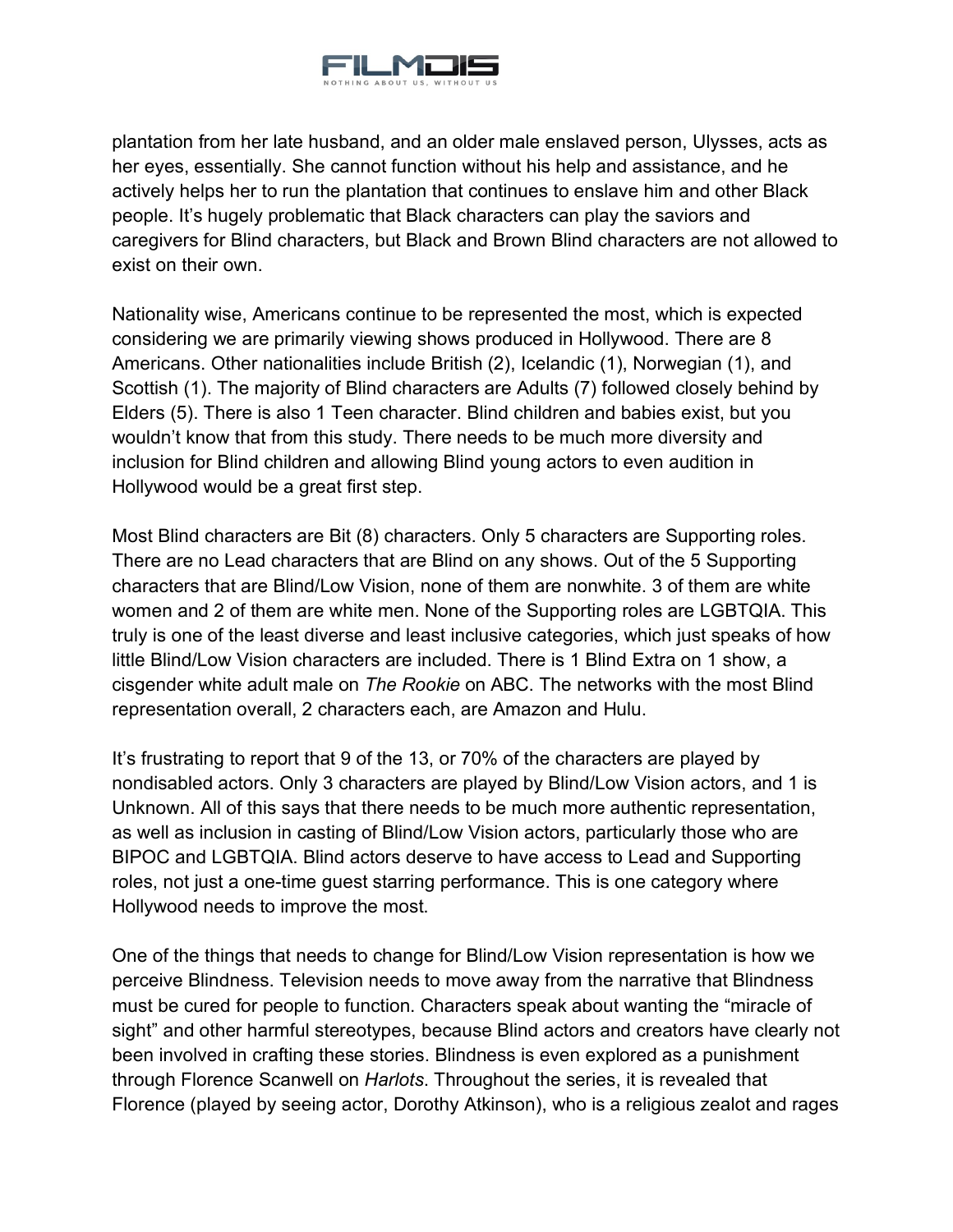plantation from her late husband, and an older male enslaved person, Ulysses, acts as her eyes, essentially. She cannot function without his help and assistance, and he actively helps her to run the plantation that continues to enslave him and other Black people. It's hugely problematic that Black characters can play the saviors and caregivers for Blind characters, but Black and Brown Blind characters are not allowed to exist on their own.

Nationality wise, Americans continue to be represented the most, which is expected considering we are primarily viewing shows produced in Hollywood. There are 8 Americans. Other nationalities include British (2), Icelandic (1), Norwegian (1), and Scottish (1). The majority of Blind characters are Adults (7) followed closely behind by Elders (5). There is also 1 Teen character. Blind children and babies exist, but you wouldn't know that from this study. There needs to be much more diversity and inclusion for Blind children and allowing Blind young actors to even audition in Hollywood would be a great first step.

Most Blind characters are Bit (8) characters. Only 5 characters are Supporting roles. There are no Lead characters that are Blind on any shows. Out of the 5 Supporting characters that are Blind/Low Vision, none of them are nonwhite. 3 of them are white women and 2 of them are white men. None of the Supporting roles are LGBTQIA. This truly is one of the least diverse and least inclusive categories, which just speaks of how little Blind/Low Vision characters are included. There is 1 Blind Extra on 1 show, a cisgender white adult male on *The Rookie* on ABC. The networks with the most Blind representation overall, 2 characters each, are Amazon and Hulu.

It's frustrating to report that 9 of the 13, or 70% of the characters are played by nondisabled actors. Only 3 characters are played by Blind/Low Vision actors, and 1 is Unknown. All of this says that there needs to be much more authentic representation, as well as inclusion in casting of Blind/Low Vision actors, particularly those who are BIPOC and LGBTQIA. Blind actors deserve to have access to Lead and Supporting roles, not just a one-time guest starring performance. This is one category where Hollywood needs to improve the most.

One of the things that needs to change for Blind/Low Vision representation is how we perceive Blindness. Television needs to move away from the narrative that Blindness must be cured for people to function. Characters speak about wanting the "miracle of sight" and other harmful stereotypes, because Blind actors and creators have clearly not been involved in crafting these stories. Blindness is even explored as a punishment through Florence Scanwell on *Harlots*. Throughout the series, it is revealed that Florence (played by seeing actor, Dorothy Atkinson), who is a religious zealot and rages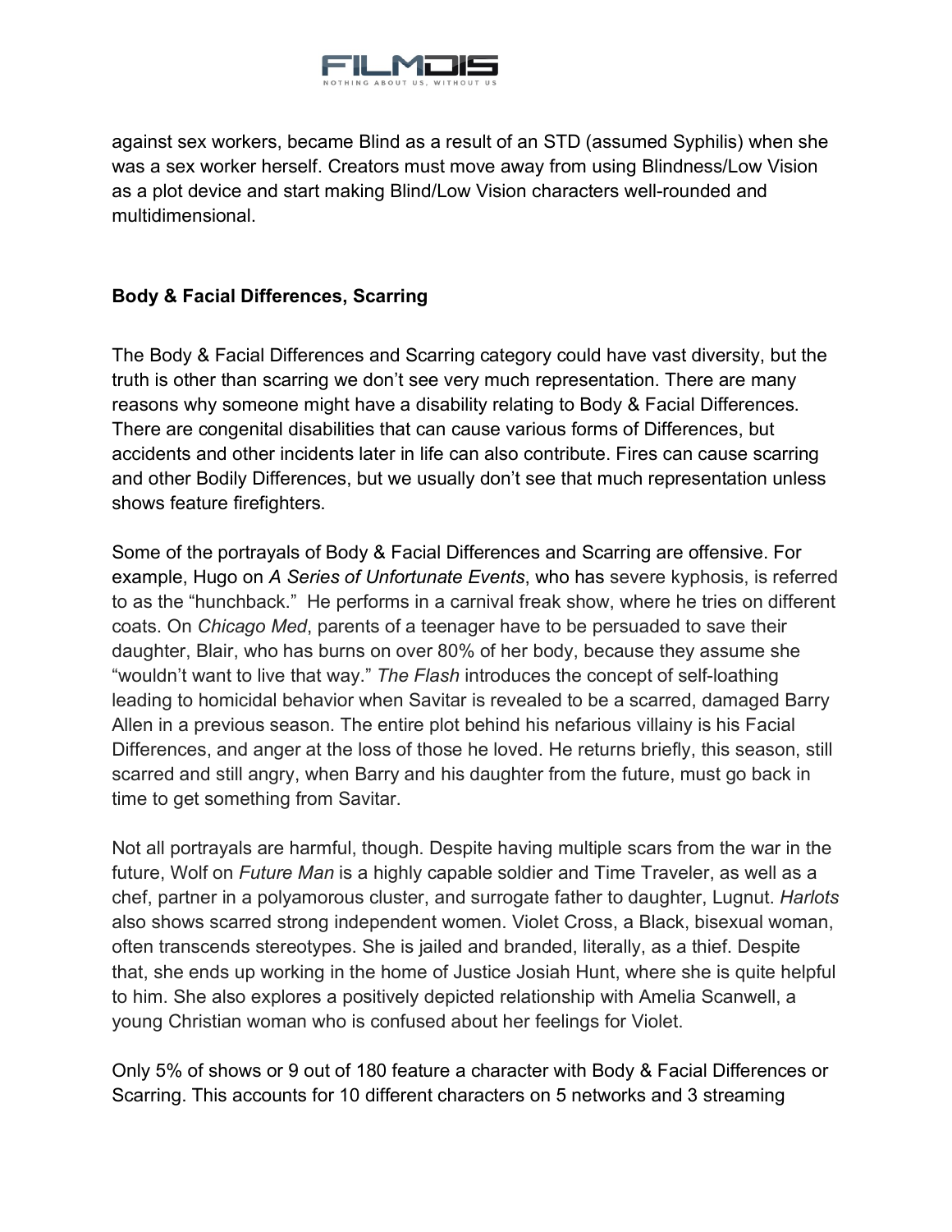against sex workers, became Blind as a result of an STD (assumed Syphilis) when she was a sex worker herself. Creators must move away from using Blindness/Low Vision as a plot device and start making Blind/Low Vision characters well-rounded and multidimensional.

**Body & Facial Differences, Scarring**

The Body & Facial Differences and Scarring category could have vast diversity, but the truth is other than scarring we don't see very much representation. There are many reasons why someone might have a disability relating to Body & Facial Differences. There are congenital disabilities that can cause various forms of Differences, but accidents and other incidents later in life can also contribute. Fires can cause scarring and other Bodily Differences, but we usually don't see that much representation unless shows feature firefighters.

Some of the portrayals of Body & Facial Differences and Scarring are offensive. For example, Hugo on *A Series of Unfortunate Events*, who has severe kyphosis, is referred to as the "hunchback." He performs in a carnival freak show, where he tries on different coats. On *Chicago Med*, parents of a teenager have to be persuaded to save their daughter, Blair, who has burns on over 80% of her body, because they assume she "wouldn't want to live that way." *The Flash* introduces the concept of self-loathing leading to homicidal behavior when Savitar is revealed to be a scarred, damaged Barry Allen in a previous season. The entire plot behind his nefarious villainy is his Facial Differences, and anger at the loss of those he loved. He returns briefly, this season, still scarred and still angry, when Barry and his daughter from the future, must go back in time to get something from Savitar.

Not all portrayals are harmful, though. Despite having multiple scars from the war in the future, Wolf on *Future Man* is a highly capable soldier and Time Traveler, as well as a chef, partner in a polyamorous cluster, and surrogate father to daughter, Lugnut. *Harlots* also shows scarred strong independent women. Violet Cross, a Black, bisexual woman, often transcends stereotypes. She is jailed and branded, literally, as a thief. Despite that, she ends up working in the home of Justice Josiah Hunt, where she is quite helpful to him. She also explores a positively depicted relationship with Amelia Scanwell, a young Christian woman who is confused about her feelings for Violet.

Only 5% of shows or 9 out of 180 feature a character with Body & Facial Differences or Scarring. This accounts for 10 different characters on 5 networks and 3 streaming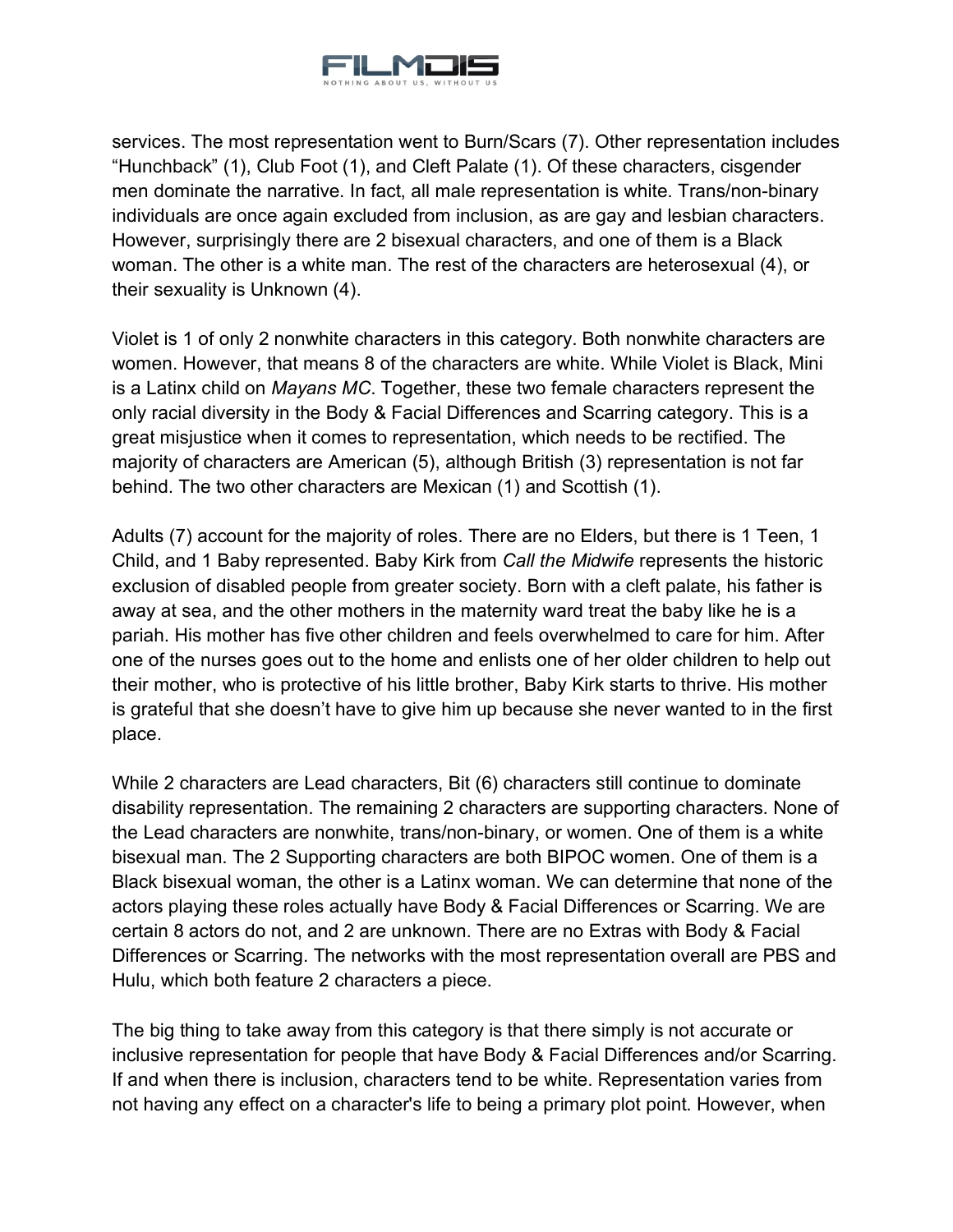services. The most representation went to Burn/Scars (7). Other representation includes "Hunchback" (1), Club Foot (1), and Cleft Palate (1). Of these characters, cisgender men dominate the narrative. In fact, all male representation is white. Trans/non-binary individuals are once again excluded from inclusion, as are gay and lesbian characters. However, surprisingly there are 2 bisexual characters, and one of them is a Black woman. The other is a white man. The rest of the characters are heterosexual (4), or their sexuality is Unknown (4).

Violet is 1 of only 2 nonwhite characters in this category. Both nonwhite characters are women. However, that means 8 of the characters are white. While Violet is Black, Mini is a Latinx child on *Mayans MC*. Together, these two female characters represent the only racial diversity in the Body & Facial Differences and Scarring category. This is a great misjustice when it comes to representation, which needs to be rectified. The majority of characters are American (5), although British (3) representation is not far behind. The two other characters are Mexican (1) and Scottish (1).

Adults (7) account for the majority of roles. There are no Elders, but there is 1 Teen, 1 Child, and 1 Baby represented. Baby Kirk from *Call the Midwife* represents the historic exclusion of disabled people from greater society. Born with a cleft palate, his father is away at sea, and the other mothers in the maternity ward treat the baby like he is a pariah. His mother has five other children and feels overwhelmed to care for him. After one of the nurses goes out to the home and enlists one of her older children to help out their mother, who is protective of his little brother, Baby Kirk starts to thrive. His mother is grateful that she doesn't have to give him up because she never wanted to in the first place.

While 2 characters are Lead characters, Bit (6) characters still continue to dominate disability representation. The remaining 2 characters are supporting characters. None of the Lead characters are nonwhite, trans/non-binary, or women. One of them is a white bisexual man. The 2 Supporting characters are both BIPOC women. One of them is a Black bisexual woman, the other is a Latinx woman. We can determine that none of the actors playing these roles actually have Body & Facial Differences or Scarring. We are certain 8 actors do not, and 2 are unknown. There are no Extras with Body & Facial Differences or Scarring. The networks with the most representation overall are PBS and Hulu, which both feature 2 characters a piece.

The big thing to take away from this category is that there simply is not accurate or inclusive representation for people that have Body & Facial Differences and/or Scarring. If and when there is inclusion, characters tend to be white. Representation varies from not having any effect on a character's life to being a primary plot point. However, when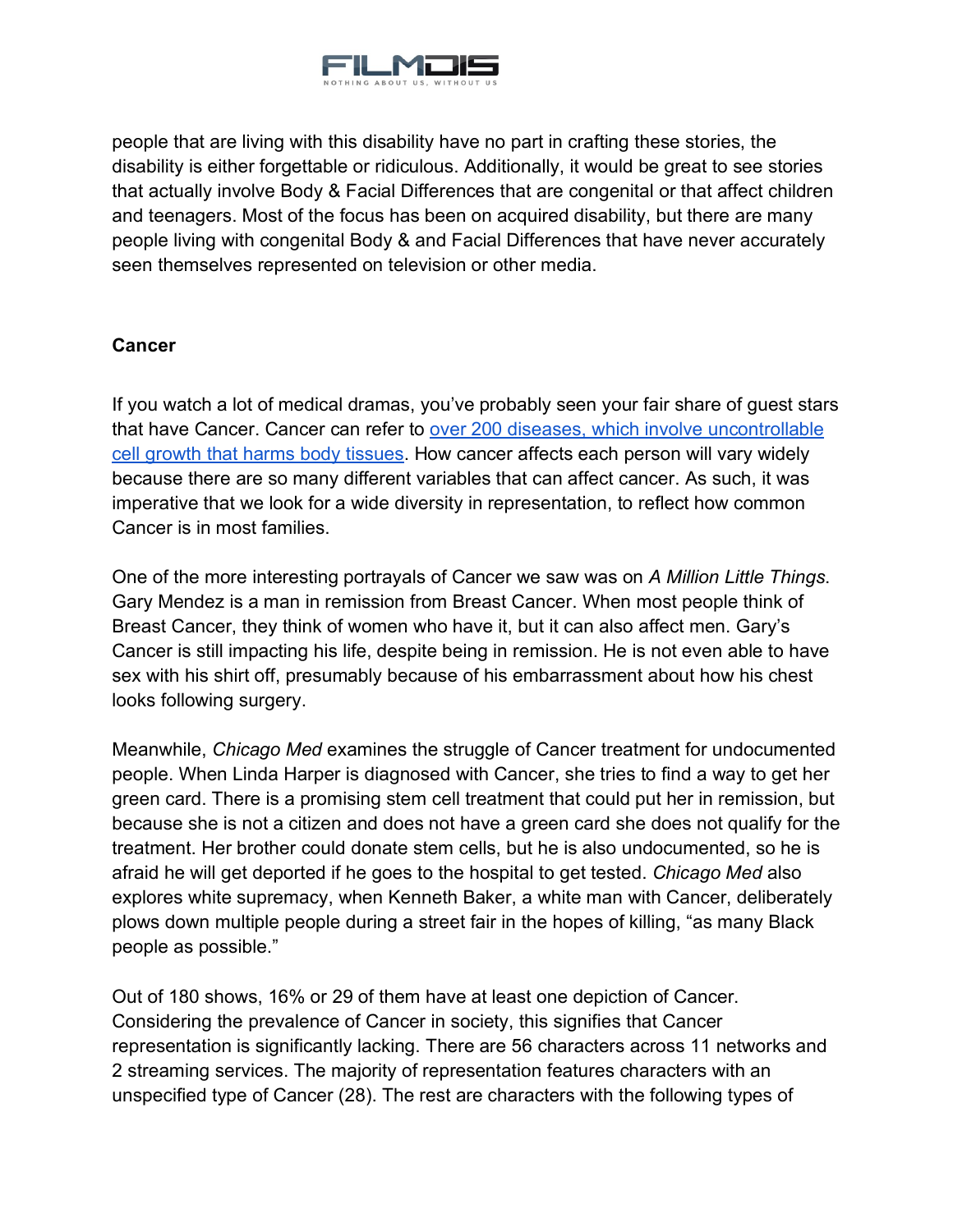people that are living with this disability have no part in crafting these stories, the disability is either forgettable or ridiculous. Additionally, it would be great to see stories that actually involve Body & Facial Differences that are congenital or that affect children and teenagers. Most of the focus has been on acquired disability, but there are many people living with congenital Body & and Facial Differences that have never accurately seen themselves represented on television or other media.

**Cancer**

If you watch a lot of medical dramas, you've probably seen your fair share of guest stars that have Cancer. Cancer can refer to [over 200 diseases, which involve uncontrollable cell growth that harms body tissues](). How cancer affects each person will vary widely because there are so many different variables that can affect cancer. As such, it was imperative that we look for a wide diversity in representation, to reflect how common Cancer is in most families.

One of the more interesting portrayals of Cancer we saw was on *A Million Little Things*. Gary Mendez is a man in remission from Breast Cancer. When most people think of Breast Cancer, they think of women who have it, but it can also affect men. Gary's Cancer is still impacting his life, despite being in remission. He is not even able to have sex with his shirt off, presumably because of his embarrassment about how his chest looks following surgery.

Meanwhile, *Chicago Med* examines the struggle of Cancer treatment for undocumented people. When Linda Harper is diagnosed with Cancer, she tries to find a way to get her green card. There is a promising stem cell treatment that could put her in remission, but because she is not a citizen and does not have a green card she does not qualify for the treatment. Her brother could donate stem cells, but he is also undocumented, so he is afraid he will get deported if he goes to the hospital to get tested. *Chicago Med* also explores white supremacy, when Kenneth Baker, a white man with Cancer, deliberately plows down multiple people during a street fair in the hopes of killing, "as many Black people as possible."

Out of 180 shows, 16% or 29 of them have at least one depiction of Cancer. Considering the prevalence of Cancer in society, this signifies that Cancer representation is significantly lacking. There are 56 characters across 11 networks and 2 streaming services. The majority of representation features characters with an unspecified type of Cancer (28). The rest are characters with the following types of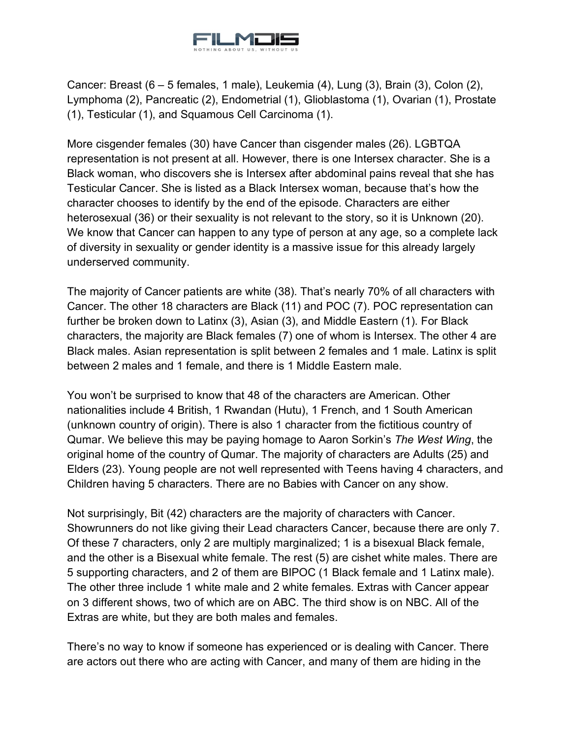Cancer: Breast (6 – 5 females, 1 male), Leukemia (4), Lung (3), Brain (3), Colon (2), Lymphoma (2), Pancreatic (2), Endometrial (1), Glioblastoma (1), Ovarian (1), Prostate (1), Testicular (1), and Squamous Cell Carcinoma (1).

More cisgender females (30) have Cancer than cisgender males (26). LGBTQA representation is not present at all. However, there is one Intersex character. She is a Black woman, who discovers she is Intersex after abdominal pains reveal that she has Testicular Cancer. She is listed as a Black Intersex woman, because that's how the character chooses to identify by the end of the episode. Characters are either heterosexual (36) or their sexuality is not relevant to the story, so it is Unknown (20). We know that Cancer can happen to any type of person at any age, so a complete lack of diversity in sexuality or gender identity is a massive issue for this already largely underserved community.

The majority of Cancer patients are white (38). That's nearly 70% of all characters with Cancer. The other 18 characters are Black (11) and POC (7). POC representation can further be broken down to Latinx (3), Asian (3), and Middle Eastern (1). For Black characters, the majority are Black females (7) one of whom is Intersex. The other 4 are Black males. Asian representation is split between 2 females and 1 male. Latinx is split between 2 males and 1 female, and there is 1 Middle Eastern male.

You won't be surprised to know that 48 of the characters are American. Other nationalities include 4 British, 1 Rwandan (Hutu), 1 French, and 1 South American (unknown country of origin). There is also 1 character from the fictitious country of Qumar. We believe this may be paying homage to Aaron Sorkin's *The West Wing*, the original home of the country of Qumar. The majority of characters are Adults (25) and Elders (23). Young people are not well represented with Teens having 4 characters, and Children having 5 characters. There are no Babies with Cancer on any show.

Not surprisingly, Bit (42) characters are the majority of characters with Cancer. Showrunners do not like giving their Lead characters Cancer, because there are only 7. Of these 7 characters, only 2 are multiply marginalized; 1 is a bisexual Black female, and the other is a Bisexual white female. The rest (5) are cishet white males. There are 5 supporting characters, and 2 of them are BIPOC (1 Black female and 1 Latinx male). The other three include 1 white male and 2 white females. Extras with Cancer appear on 3 different shows, two of which are on ABC. The third show is on NBC. All of the Extras are white, but they are both males and females.

There's no way to know if someone has experienced or is dealing with Cancer. There are actors out there who are acting with Cancer, and many of them are hiding in the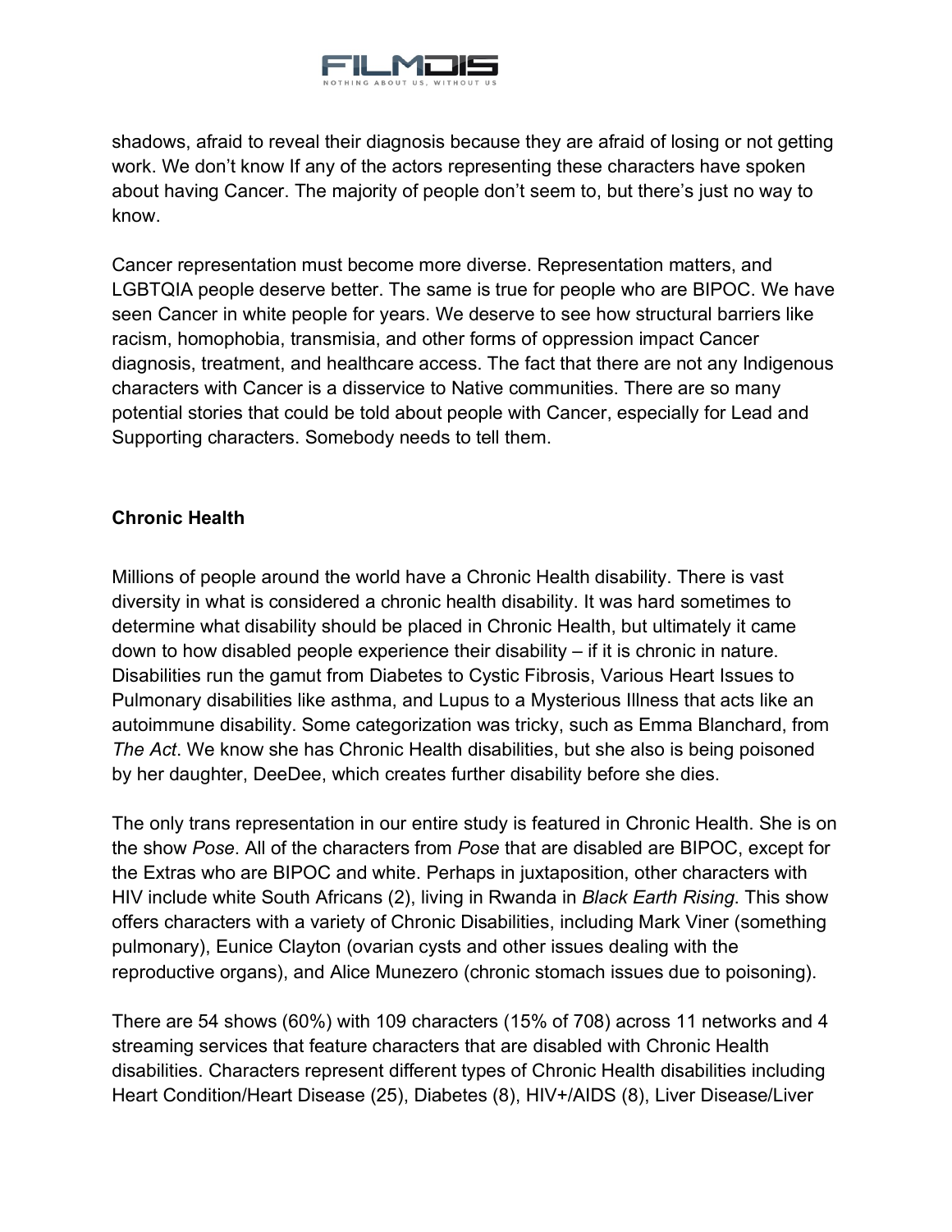shadows, afraid to reveal their diagnosis because they are afraid of losing or not getting work. We don't know If any of the actors representing these characters have spoken about having Cancer. The majority of people don't seem to, but there's just no way to know.

Cancer representation must become more diverse. Representation matters, and LGBTQIA people deserve better. The same is true for people who are BIPOC. We have seen Cancer in white people for years. We deserve to see how structural barriers like racism, homophobia, transmisia, and other forms of oppression impact Cancer diagnosis, treatment, and healthcare access. The fact that there are not any Indigenous characters with Cancer is a disservice to Native communities. There are so many potential stories that could be told about people with Cancer, especially for Lead and Supporting characters. Somebody needs to tell them.

### Chronic Health

Millions of people around the world have a Chronic Health disability. There is vast diversity in what is considered a chronic health disability. It was hard sometimes to determine what disability should be placed in Chronic Health, but ultimately it came down to how disabled people experience their disability – if it is chronic in nature. Disabilities run the gamut from Diabetes to Cystic Fibrosis, Various Heart Issues to Pulmonary disabilities like asthma, and Lupus to a Mysterious Illness that acts like an autoimmune disability. Some categorization was tricky, such as Emma Blanchard, from *The Act*. We know she has Chronic Health disabilities, but she also is being poisoned by her daughter, DeeDee, which creates further disability before she dies.

The only trans representation in our entire study is featured in Chronic Health. She is on the show *Pose*. All of the characters from *Pose* that are disabled are BIPOC, except for the Extras who are BIPOC and white. Perhaps in juxtaposition, other characters with HIV include white South Africans (2), living in Rwanda in *Black Earth Rising*. This show offers characters with a variety of Chronic Disabilities, including Mark Viner (something pulmonary), Eunice Clayton (ovarian cysts and other issues dealing with the reproductive organs), and Alice Munezero (chronic stomach issues due to poisoning).

There are 54 shows (60%) with 109 characters (15% of 708) across 11 networks and 4 streaming services that feature characters that are disabled with Chronic Health disabilities. Characters represent different types of Chronic Health disabilities including Heart Condition/Heart Disease (25), Diabetes (8), HIV+/AIDS (8), Liver Disease/Liver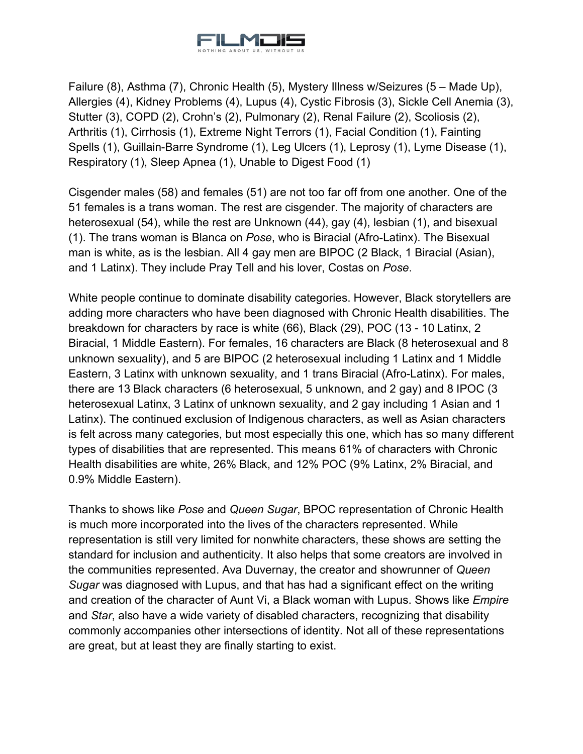Failure (8), Asthma (7), Chronic Health (5), Mystery Illness w/Seizures (5 – Made Up), Allergies (4), Kidney Problems (4), Lupus (4), Cystic Fibrosis (3), Sickle Cell Anemia (3), Stutter (3), COPD (2), Crohn's (2), Pulmonary (2), Renal Failure (2), Scoliosis (2), Arthritis (1), Cirrhosis (1), Extreme Night Terrors (1), Facial Condition (1), Fainting Spells (1), Guillain-Barre Syndrome (1), Leg Ulcers (1), Leprosy (1), Lyme Disease (1), Respiratory (1), Sleep Apnea (1), Unable to Digest Food (1)

Cisgender males (58) and females (51) are not too far off from one another. One of the 51 females is a trans woman. The rest are cisgender. The majority of characters are heterosexual (54), while the rest are Unknown (44), gay (4), lesbian (1), and bisexual (1). The trans woman is Blanca on *Pose*, who is Biracial (Afro-Latinx). The Bisexual man is white, as is the lesbian. All 4 gay men are BIPOC (2 Black, 1 Biracial (Asian), and 1 Latinx). They include Pray Tell and his lover, Costas on *Pose*.

White people continue to dominate disability categories. However, Black storytellers are adding more characters who have been diagnosed with Chronic Health disabilities. The breakdown for characters by race is white (66), Black (29), POC (13 - 10 Latinx, 2 Biracial, 1 Middle Eastern). For females, 16 characters are Black (8 heterosexual and 8 unknown sexuality), and 5 are BIPOC (2 heterosexual including 1 Latinx and 1 Middle Eastern, 3 Latinx with unknown sexuality, and 1 trans Biracial (Afro-Latinx). For males, there are 13 Black characters (6 heterosexual, 5 unknown, and 2 gay) and 8 IPOC (3 heterosexual Latinx, 3 Latinx of unknown sexuality, and 2 gay including 1 Asian and 1 Latinx). The continued exclusion of Indigenous characters, as well as Asian characters is felt across many categories, but most especially this one, which has so many different types of disabilities that are represented. This means 61% of characters with Chronic Health disabilities are white, 26% Black, and 12% POC (9% Latinx, 2% Biracial, and 0.9% Middle Eastern).

Thanks to shows like *Pose* and *Queen Sugar*, BPOC representation of Chronic Health is much more incorporated into the lives of the characters represented. While representation is still very limited for nonwhite characters, these shows are setting the standard for inclusion and authenticity. It also helps that some creators are involved in the communities represented. Ava Duvernay, the creator and showrunner of *Queen Sugar* was diagnosed with Lupus, and that has had a significant effect on the writing and creation of the character of Aunt Vi, a Black woman with Lupus. Shows like *Empire* and *Star*, also have a wide variety of disabled characters, recognizing that disability commonly accompanies other intersections of identity. Not all of these representations are great, but at least they are finally starting to exist.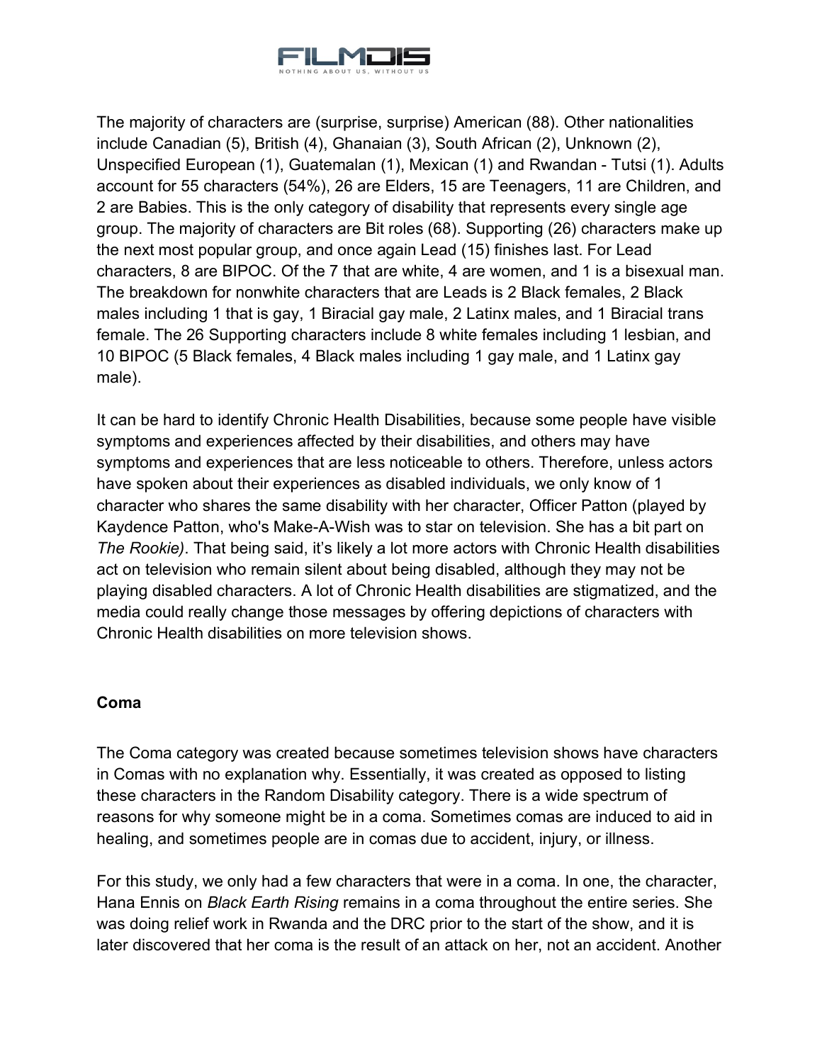The majority of characters are (surprise, surprise) American (88). Other nationalities include Canadian (5), British (4), Ghanaian (3), South African (2), Unknown (2), Unspecified European (1), Guatemalan (1), Mexican (1) and Rwandan - Tutsi (1). Adults account for 55 characters (54%), 26 are Elders, 15 are Teenagers, 11 are Children, and 2 are Babies. This is the only category of disability that represents every single age group. The majority of characters are Bit roles (68). Supporting (26) characters make up the next most popular group, and once again Lead (15) finishes last. For Lead characters, 8 are BIPOC. Of the 7 that are white, 4 are women, and 1 is a bisexual man. The breakdown for nonwhite characters that are Leads is 2 Black females, 2 Black males including 1 that is gay, 1 Biracial gay male, 2 Latinx males, and 1 Biracial trans female. The 26 Supporting characters include 8 white females including 1 lesbian, and 10 BIPOC (5 Black females, 4 Black males including 1 gay male, and 1 Latinx gay male).

It can be hard to identify Chronic Health Disabilities, because some people have visible symptoms and experiences affected by their disabilities, and others may have symptoms and experiences that are less noticeable to others. Therefore, unless actors have spoken about their experiences as disabled individuals, we only know of 1 character who shares the same disability with her character, Officer Patton (played by Kaydence Patton, who's Make-A-Wish was to star on television. She has a bit part on *The Rookie)*. That being said, it's likely a lot more actors with Chronic Health disabilities act on television who remain silent about being disabled, although they may not be playing disabled characters. A lot of Chronic Health disabilities are stigmatized, and the media could really change those messages by offering depictions of characters with Chronic Health disabilities on more television shows.

### Coma

The Coma category was created because sometimes television shows have characters in Comas with no explanation why. Essentially, it was created as opposed to listing these characters in the Random Disability category. There is a wide spectrum of reasons for why someone might be in a coma. Sometimes comas are induced to aid in healing, and sometimes people are in comas due to accident, injury, or illness.

For this study, we only had a few characters that were in a coma. In one, the character, Hana Ennis on *Black Earth Rising* remains in a coma throughout the entire series. She was doing relief work in Rwanda and the DRC prior to the start of the show, and it is later discovered that her coma is the result of an attack on her, not an accident. Another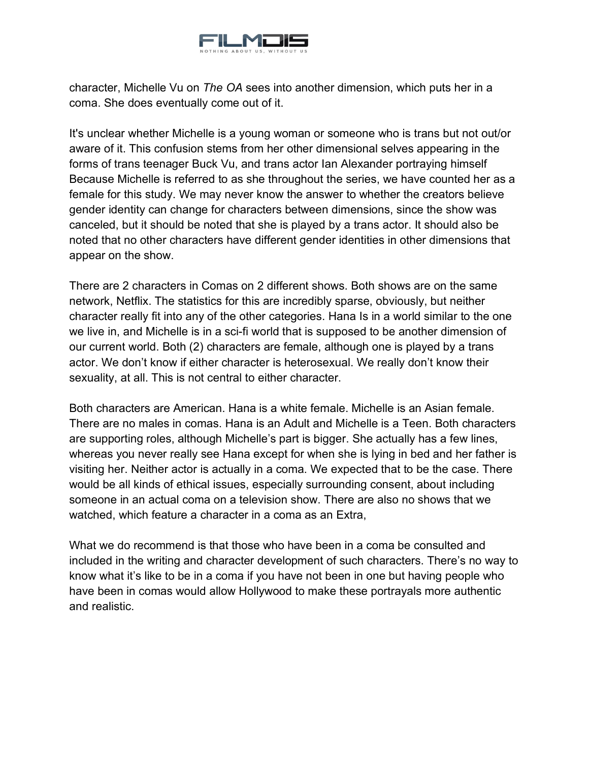character, Michelle Vu on *The OA* sees into another dimension, which puts her in a coma. She does eventually come out of it.

It's unclear whether Michelle is a young woman or someone who is trans but not out/or aware of it. This confusion stems from her other dimensional selves appearing in the forms of trans teenager Buck Vu, and trans actor Ian Alexander portraying himself Because Michelle is referred to as she throughout the series, we have counted her as a female for this study. We may never know the answer to whether the creators believe gender identity can change for characters between dimensions, since the show was canceled, but it should be noted that she is played by a trans actor. It should also be noted that no other characters have different gender identities in other dimensions that appear on the show.

There are 2 characters in Comas on 2 different shows. Both shows are on the same network, Netflix. The statistics for this are incredibly sparse, obviously, but neither character really fit into any of the other categories. Hana Is in a world similar to the one we live in, and Michelle is in a sci-fi world that is supposed to be another dimension of our current world. Both (2) characters are female, although one is played by a trans actor. We don't know if either character is heterosexual. We really don't know their sexuality, at all. This is not central to either character.

Both characters are American. Hana is a white female. Michelle is an Asian female. There are no males in comas. Hana is an Adult and Michelle is a Teen. Both characters are supporting roles, although Michelle's part is bigger. She actually has a few lines, whereas you never really see Hana except for when she is lying in bed and her father is visiting her. Neither actor is actually in a coma. We expected that to be the case. There would be all kinds of ethical issues, especially surrounding consent, about including someone in an actual coma on a television show. There are also no shows that we watched, which feature a character in a coma as an Extra,

What we do recommend is that those who have been in a coma be consulted and included in the writing and character development of such characters. There's no way to know what it's like to be in a coma if you have not been in one but having people who have been in comas would allow Hollywood to make these portrayals more authentic and realistic.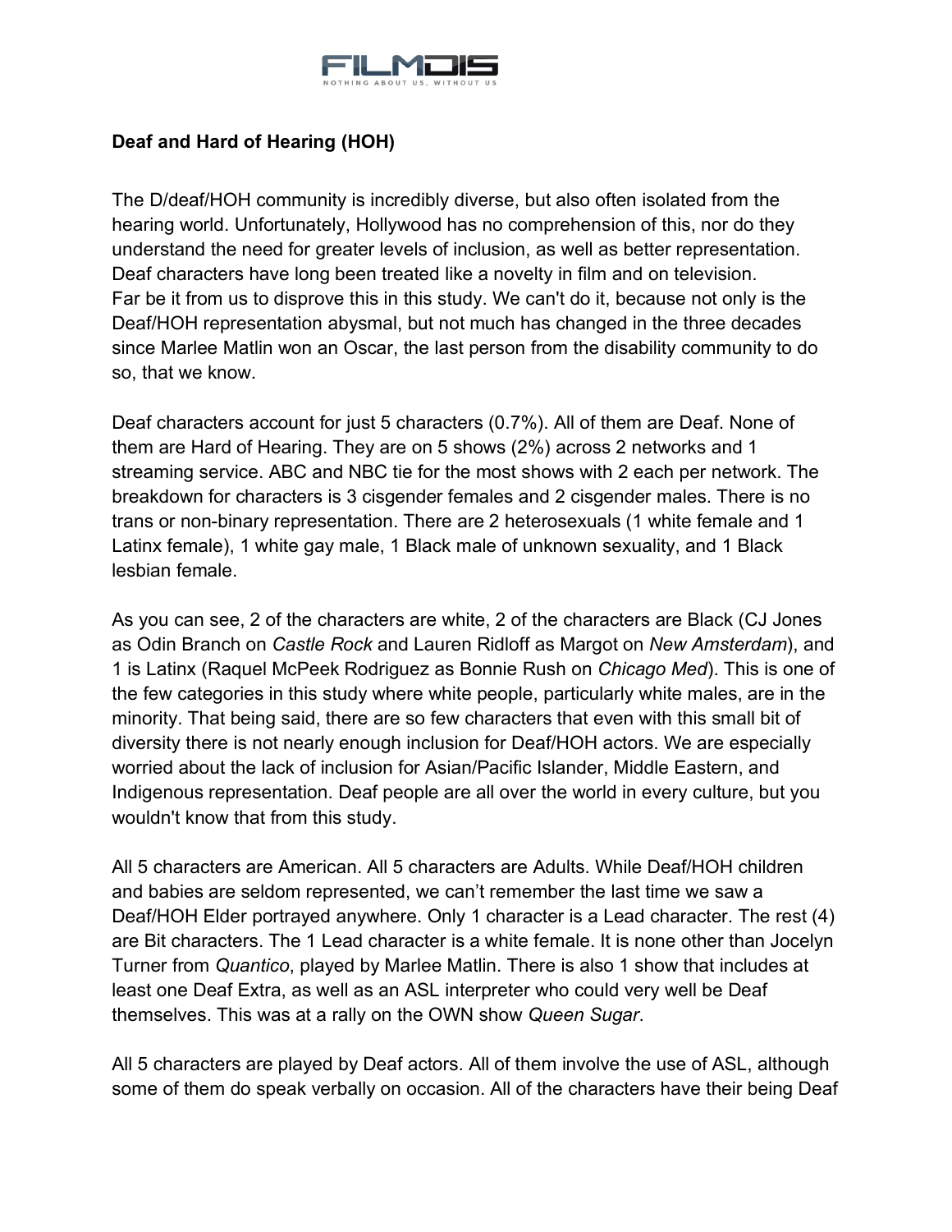## Deaf and Hard of Hearing (HOH)

The D/deaf/HOH community is incredibly diverse, but also often isolated from the hearing world. Unfortunately, Hollywood has no comprehension of this, nor do they understand the need for greater levels of inclusion, as well as better representation. Deaf characters have long been treated like a novelty in film and on television. Far be it from us to disprove this in this study. We can't do it, because not only is the Deaf/HOH representation abysmal, but not much has changed in the three decades since Marlee Matlin won an Oscar, the last person from the disability community to do so, that we know.

Deaf characters account for just 5 characters (0.7%). All of them are Deaf. None of them are Hard of Hearing. They are on 5 shows (2%) across 2 networks and 1 streaming service. ABC and NBC tie for the most shows with 2 each per network. The breakdown for characters is 3 cisgender females and 2 cisgender males. There is no trans or non-binary representation. There are 2 heterosexuals (1 white female and 1 Latinx female), 1 white gay male, 1 Black male of unknown sexuality, and 1 Black lesbian female.

As you can see, 2 of the characters are white, 2 of the characters are Black (CJ Jones as Odin Branch on *Castle Rock* and Lauren Ridloff as Margot on *New Amsterdam*), and 1 is Latinx (Raquel McPeek Rodriguez as Bonnie Rush on *Chicago Med*). This is one of the few categories in this study where white people, particularly white males, are in the minority. That being said, there are so few characters that even with this small bit of diversity there is not nearly enough inclusion for Deaf/HOH actors. We are especially worried about the lack of inclusion for Asian/Pacific Islander, Middle Eastern, and Indigenous representation. Deaf people are all over the world in every culture, but you wouldn't know that from this study.

All 5 characters are American. All 5 characters are Adults. While Deaf/HOH children and babies are seldom represented, we can't remember the last time we saw a Deaf/HOH Elder portrayed anywhere. Only 1 character is a Lead character. The rest (4) are Bit characters. The 1 Lead character is a white female. It is none other than Jocelyn Turner from *Quantico*, played by Marlee Matlin. There is also 1 show that includes at least one Deaf Extra, as well as an ASL interpreter who could very well be Deaf themselves. This was at a rally on the OWN show *Queen Sugar*.

All 5 characters are played by Deaf actors. All of them involve the use of ASL, although some of them do speak verbally on occasion. All of the characters have their being Deaf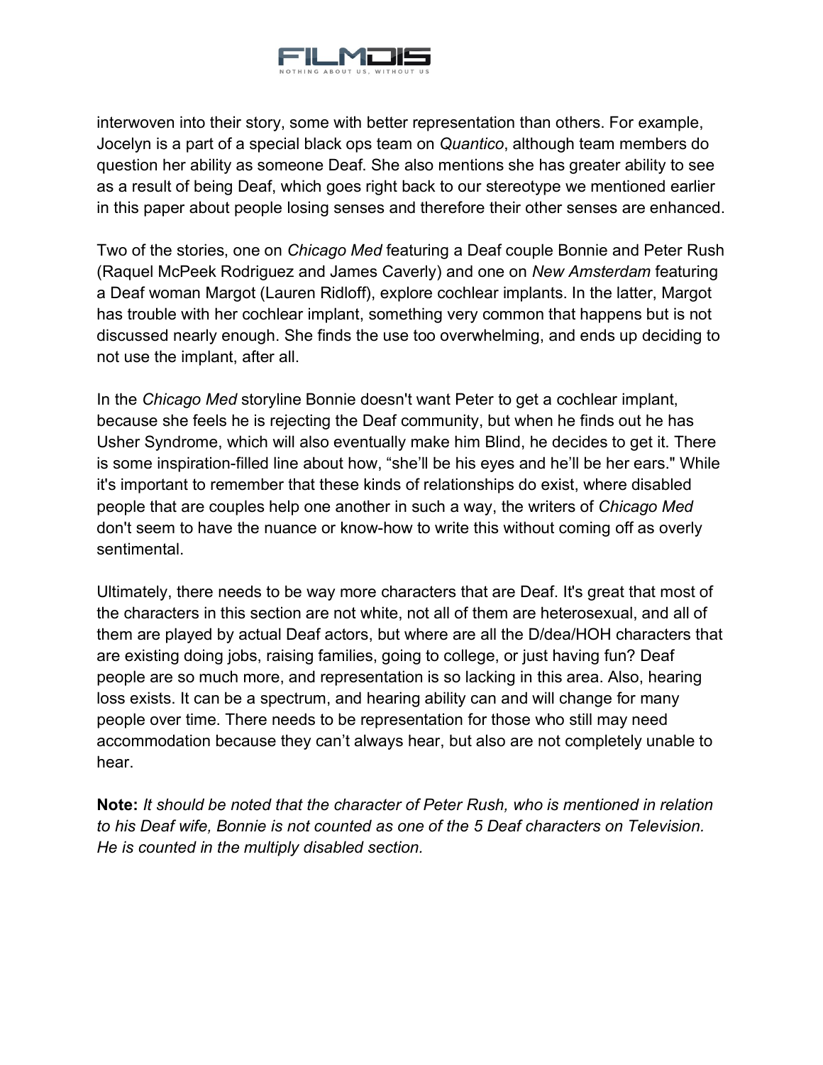interwoven into their story, some with better representation than others. For example, Jocelyn is a part of a special black ops team on *Quantico*, although team members do question her ability as someone Deaf. She also mentions she has greater ability to see as a result of being Deaf, which goes right back to our stereotype we mentioned earlier in this paper about people losing senses and therefore their other senses are enhanced.

Two of the stories, one on *Chicago Med* featuring a Deaf couple Bonnie and Peter Rush (Raquel McPeek Rodriguez and James Caverly) and one on *New Amsterdam* featuring a Deaf woman Margot (Lauren Ridloff), explore cochlear implants. In the latter, Margot has trouble with her cochlear implant, something very common that happens but is not discussed nearly enough. She finds the use too overwhelming, and ends up deciding to not use the implant, after all.

In the *Chicago Med* storyline Bonnie doesn't want Peter to get a cochlear implant, because she feels he is rejecting the Deaf community, but when he finds out he has Usher Syndrome, which will also eventually make him Blind, he decides to get it. There is some inspiration-filled line about how, "she'll be his eyes and he'll be her ears." While it's important to remember that these kinds of relationships do exist, where disabled people that are couples help one another in such a way, the writers of *Chicago Med* don't seem to have the nuance or know-how to write this without coming off as overly sentimental.

Ultimately, there needs to be way more characters that are Deaf. It's great that most of the characters in this section are not white, not all of them are heterosexual, and all of them are played by actual Deaf actors, but where are all the D/dea/HOH characters that are existing doing jobs, raising families, going to college, or just having fun? Deaf people are so much more, and representation is so lacking in this area. Also, hearing loss exists. It can be a spectrum, and hearing ability can and will change for many people over time. There needs to be representation for those who still may need accommodation because they can't always hear, but also are not completely unable to hear.

**Note:** *It should be noted that the character of Peter Rush, who is mentioned in relation to his Deaf wife, Bonnie is not counted as one of the 5 Deaf characters on Television. He is counted in the multiply disabled section.*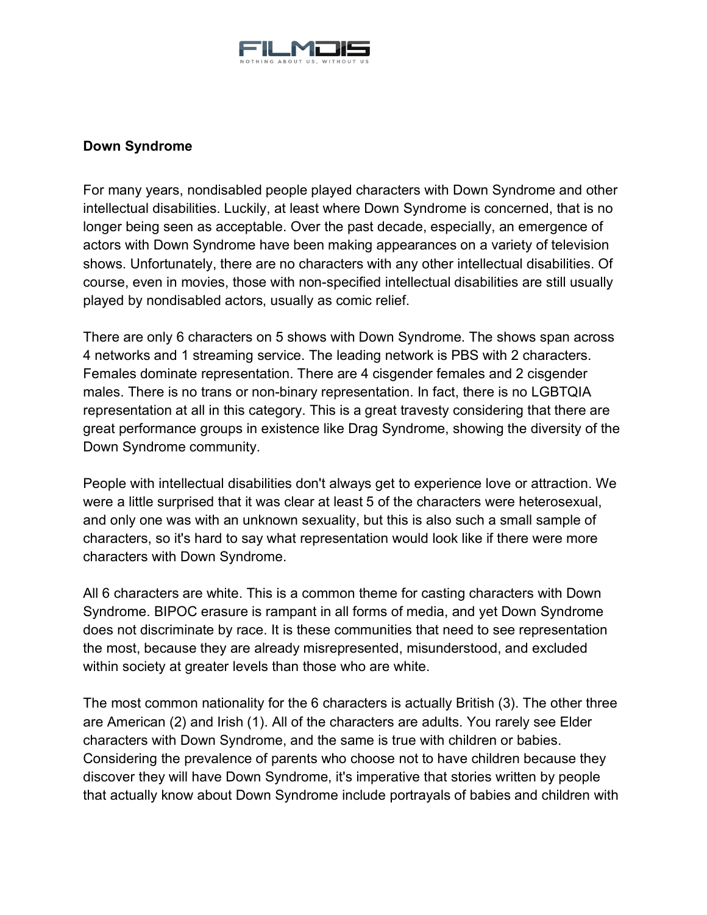**Down Syndrome**

For many years, nondisabled people played characters with Down Syndrome and other intellectual disabilities. Luckily, at least where Down Syndrome is concerned, that is no longer being seen as acceptable. Over the past decade, especially, an emergence of actors with Down Syndrome have been making appearances on a variety of television shows. Unfortunately, there are no characters with any other intellectual disabilities. Of course, even in movies, those with non-specified intellectual disabilities are still usually played by nondisabled actors, usually as comic relief.

There are only 6 characters on 5 shows with Down Syndrome. The shows span across 4 networks and 1 streaming service. The leading network is PBS with 2 characters. Females dominate representation. There are 4 cisgender females and 2 cisgender males. There is no trans or non-binary representation. In fact, there is no LGBTQIA representation at all in this category. This is a great travesty considering that there are great performance groups in existence like Drag Syndrome, showing the diversity of the Down Syndrome community.

People with intellectual disabilities don't always get to experience love or attraction. We were a little surprised that it was clear at least 5 of the characters were heterosexual, and only one was with an unknown sexuality, but this is also such a small sample of characters, so it's hard to say what representation would look like if there were more characters with Down Syndrome.

All 6 characters are white. This is a common theme for casting characters with Down Syndrome. BIPOC erasure is rampant in all forms of media, and yet Down Syndrome does not discriminate by race. It is these communities that need to see representation the most, because they are already misrepresented, misunderstood, and excluded within society at greater levels than those who are white.

The most common nationality for the 6 characters is actually British (3). The other three are American (2) and Irish (1). All of the characters are adults. You rarely see Elder characters with Down Syndrome, and the same is true with children or babies. Considering the prevalence of parents who choose not to have children because they discover they will have Down Syndrome, it's imperative that stories written by people that actually know about Down Syndrome include portrayals of babies and children with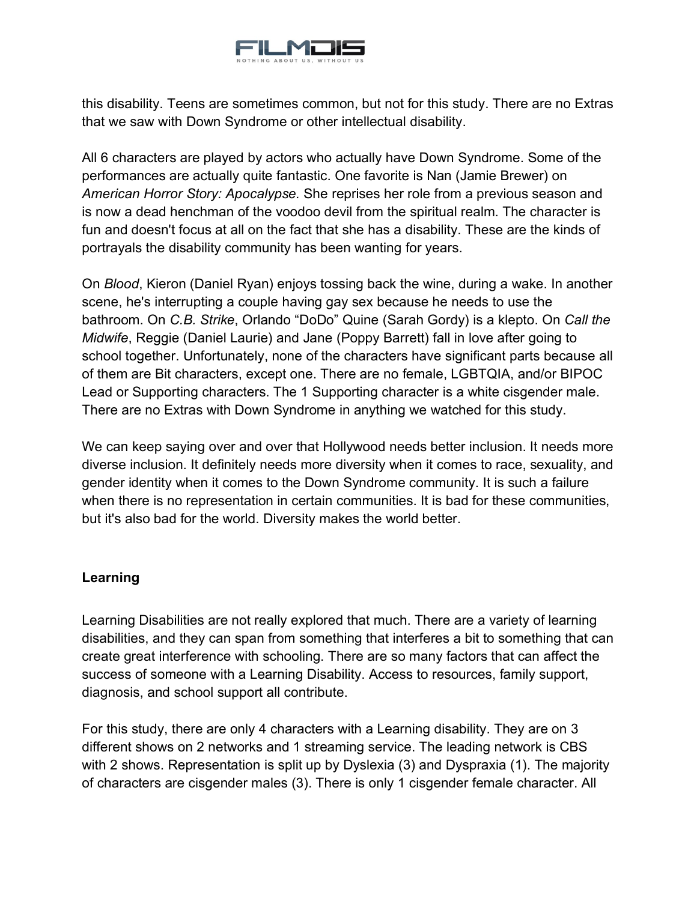this disability. Teens are sometimes common, but not for this study. There are no Extras that we saw with Down Syndrome or other intellectual disability.

All 6 characters are played by actors who actually have Down Syndrome. Some of the performances are actually quite fantastic. One favorite is Nan (Jamie Brewer) on *American Horror Story: Apocalypse.* She reprises her role from a previous season and is now a dead henchman of the voodoo devil from the spiritual realm. The character is fun and doesn't focus at all on the fact that she has a disability. These are the kinds of portrayals the disability community has been wanting for years.

On *Blood*, Kieron (Daniel Ryan) enjoys tossing back the wine, during a wake. In another scene, he's interrupting a couple having gay sex because he needs to use the bathroom. On *C.B. Strike*, Orlando "DoDo" Quine (Sarah Gordy) is a klepto. On *Call the Midwife*, Reggie (Daniel Laurie) and Jane (Poppy Barrett) fall in love after going to school together. Unfortunately, none of the characters have significant parts because all of them are Bit characters, except one. There are no female, LGBTQIA, and/or BIPOC Lead or Supporting characters. The 1 Supporting character is a white cisgender male. There are no Extras with Down Syndrome in anything we watched for this study.

We can keep saying over and over that Hollywood needs better inclusion. It needs more diverse inclusion. It definitely needs more diversity when it comes to race, sexuality, and gender identity when it comes to the Down Syndrome community. It is such a failure when there is no representation in certain communities. It is bad for these communities, but it's also bad for the world. Diversity makes the world better.

**Learning**

Learning Disabilities are not really explored that much. There are a variety of learning disabilities, and they can span from something that interferes a bit to something that can create great interference with schooling. There are so many factors that can affect the success of someone with a Learning Disability. Access to resources, family support, diagnosis, and school support all contribute.

For this study, there are only 4 characters with a Learning disability. They are on 3 different shows on 2 networks and 1 streaming service. The leading network is CBS with 2 shows. Representation is split up by Dyslexia (3) and Dyspraxia (1). The majority of characters are cisgender males (3). There is only 1 cisgender female character. All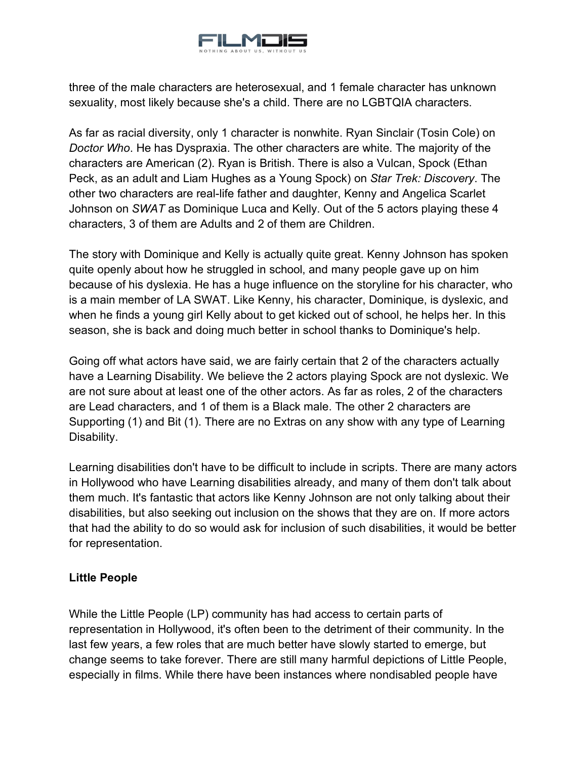three of the male characters are heterosexual, and 1 female character has unknown sexuality, most likely because she's a child. There are no LGBTQIA characters.

As far as racial diversity, only 1 character is nonwhite. Ryan Sinclair (Tosin Cole) on *Doctor Who*. He has Dyspraxia. The other characters are white. The majority of the characters are American (2). Ryan is British. There is also a Vulcan, Spock (Ethan Peck, as an adult and Liam Hughes as a Young Spock) on *Star Trek: Discovery*. The other two characters are real-life father and daughter, Kenny and Angelica Scarlet Johnson on *SWAT* as Dominique Luca and Kelly. Out of the 5 actors playing these 4 characters, 3 of them are Adults and 2 of them are Children.

The story with Dominique and Kelly is actually quite great. Kenny Johnson has spoken quite openly about how he struggled in school, and many people gave up on him because of his dyslexia. He has a huge influence on the storyline for his character, who is a main member of LA SWAT. Like Kenny, his character, Dominique, is dyslexic, and when he finds a young girl Kelly about to get kicked out of school, he helps her. In this season, she is back and doing much better in school thanks to Dominique's help.

Going off what actors have said, we are fairly certain that 2 of the characters actually have a Learning Disability. We believe the 2 actors playing Spock are not dyslexic. We are not sure about at least one of the other actors. As far as roles, 2 of the characters are Lead characters, and 1 of them is a Black male. The other 2 characters are Supporting (1) and Bit (1). There are no Extras on any show with any type of Learning Disability.

Learning disabilities don't have to be difficult to include in scripts. There are many actors in Hollywood who have Learning disabilities already, and many of them don't talk about them much. It's fantastic that actors like Kenny Johnson are not only talking about their disabilities, but also seeking out inclusion on the shows that they are on. If more actors that had the ability to do so would ask for inclusion of such disabilities, it would be better for representation.

**Little People**

While the Little People (LP) community has had access to certain parts of representation in Hollywood, it's often been to the detriment of their community. In the last few years, a few roles that are much better have slowly started to emerge, but change seems to take forever. There are still many harmful depictions of Little People, especially in films. While there have been instances where nondisabled people have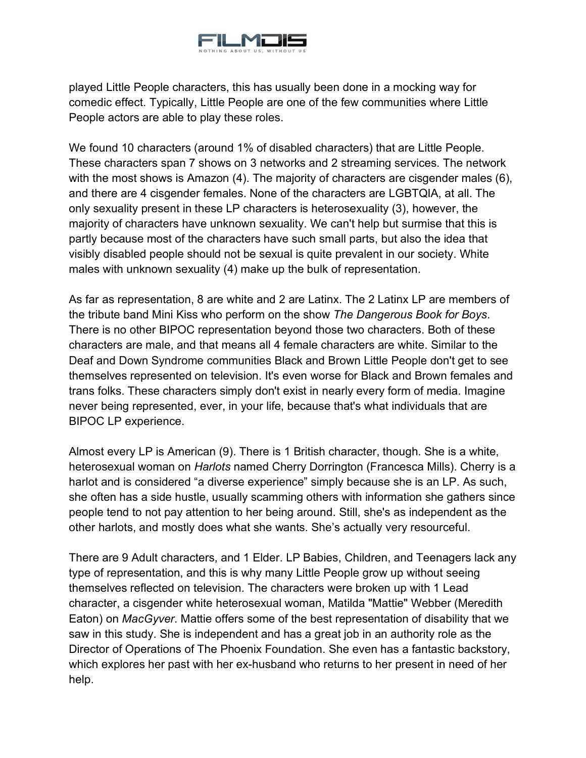played Little People characters, this has usually been done in a mocking way for comedic effect. Typically, Little People are one of the few communities where Little People actors are able to play these roles.

We found 10 characters (around 1% of disabled characters) that are Little People. These characters span 7 shows on 3 networks and 2 streaming services. The network with the most shows is Amazon (4). The majority of characters are cisgender males (6), and there are 4 cisgender females. None of the characters are LGBTQIA, at all. The only sexuality present in these LP characters is heterosexuality (3), however, the majority of characters have unknown sexuality. We can't help but surmise that this is partly because most of the characters have such small parts, but also the idea that visibly disabled people should not be sexual is quite prevalent in our society. White males with unknown sexuality (4) make up the bulk of representation.

As far as representation, 8 are white and 2 are Latinx. The 2 Latinx LP are members of the tribute band Mini Kiss who perform on the show *The Dangerous Book for Boys*. There is no other BIPOC representation beyond those two characters. Both of these characters are male, and that means all 4 female characters are white. Similar to the Deaf and Down Syndrome communities Black and Brown Little People don't get to see themselves represented on television. It's even worse for Black and Brown females and trans folks. These characters simply don't exist in nearly every form of media. Imagine never being represented, ever, in your life, because that's what individuals that are BIPOC LP experience.

Almost every LP is American (9). There is 1 British character, though. She is a white, heterosexual woman on *Harlots* named Cherry Dorrington (Francesca Mills). Cherry is a harlot and is considered "a diverse experience" simply because she is an LP. As such, she often has a side hustle, usually scamming others with information she gathers since people tend to not pay attention to her being around. Still, she's as independent as the other harlots, and mostly does what she wants. She's actually very resourceful.

There are 9 Adult characters, and 1 Elder. LP Babies, Children, and Teenagers lack any type of representation, and this is why many Little People grow up without seeing themselves reflected on television. The characters were broken up with 1 Lead character, a cisgender white heterosexual woman, Matilda "Mattie" Webber (Meredith Eaton) on *MacGyver*. Mattie offers some of the best representation of disability that we saw in this study. She is independent and has a great job in an authority role as the Director of Operations of The Phoenix Foundation. She even has a fantastic backstory, which explores her past with her ex-husband who returns to her present in need of her help.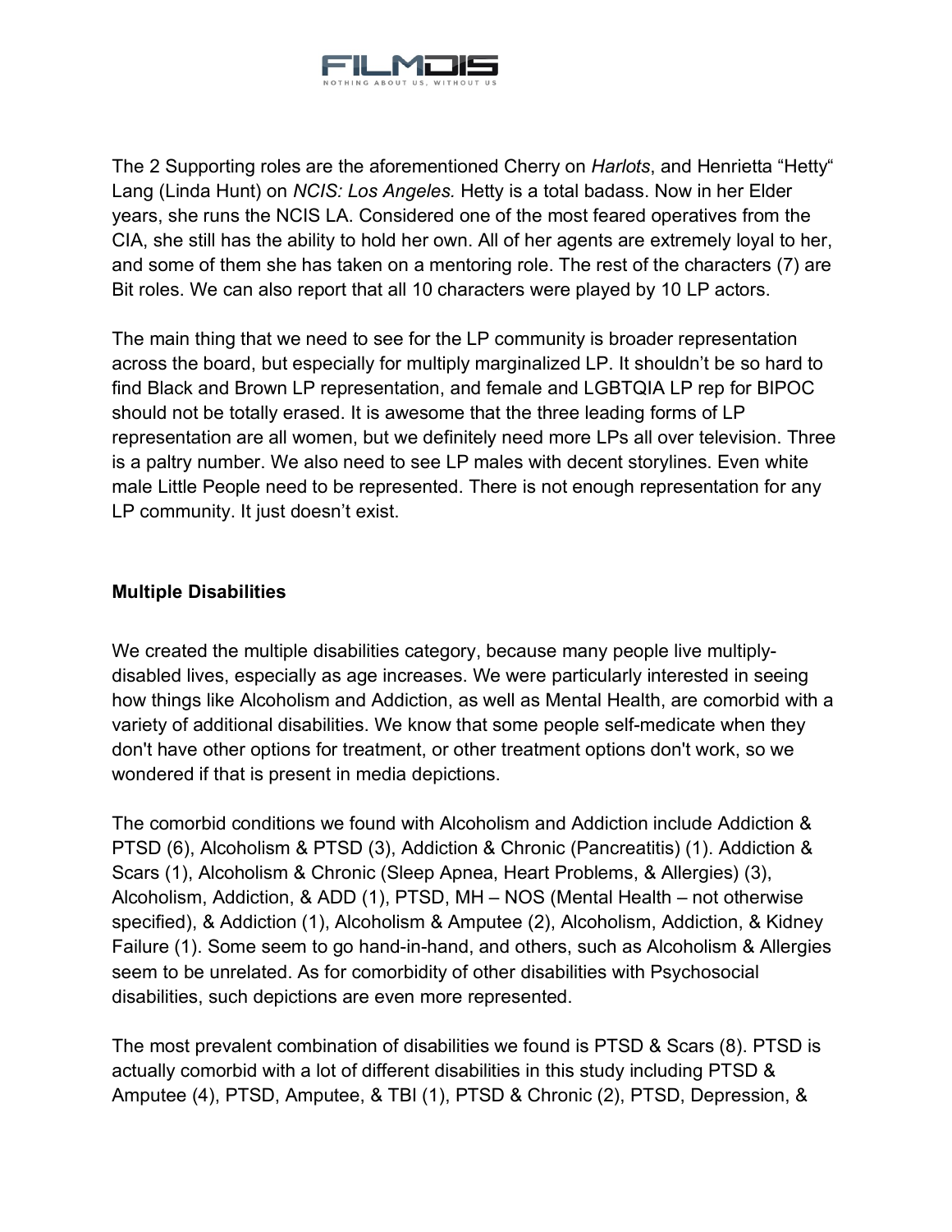The 2 Supporting roles are the aforementioned Cherry on *Harlots*, and Henrietta "Hetty" Lang (Linda Hunt) on *NCIS: Los Angeles.* Hetty is a total badass. Now in her Elder years, she runs the NCIS LA. Considered one of the most feared operatives from the CIA, she still has the ability to hold her own. All of her agents are extremely loyal to her, and some of them she has taken on a mentoring role. The rest of the characters (7) are Bit roles. We can also report that all 10 characters were played by 10 LP actors.

The main thing that we need to see for the LP community is broader representation across the board, but especially for multiply marginalized LP. It shouldn't be so hard to find Black and Brown LP representation, and female and LGBTQIA LP rep for BIPOC should not be totally erased. It is awesome that the three leading forms of LP representation are all women, but we definitely need more LPs all over television. Three is a paltry number. We also need to see LP males with decent storylines. Even white male Little People need to be represented. There is not enough representation for any LP community. It just doesn't exist.

### Multiple Disabilities

We created the multiple disabilities category, because many people live multiply-disabled lives, especially as age increases. We were particularly interested in seeing how things like Alcoholism and Addiction, as well as Mental Health, are comorbid with a variety of additional disabilities. We know that some people self-medicate when they don't have other options for treatment, or other treatment options don't work, so we wondered if that is present in media depictions.

The comorbid conditions we found with Alcoholism and Addiction include Addiction & PTSD (6), Alcoholism & PTSD (3), Addiction & Chronic (Pancreatitis) (1). Addiction & Scars (1), Alcoholism & Chronic (Sleep Apnea, Heart Problems, & Allergies) (3), Alcoholism, Addiction, & ADD (1), PTSD, MH – NOS (Mental Health – not otherwise specified), & Addiction (1), Alcoholism & Amputee (2), Alcoholism, Addiction, & Kidney Failure (1). Some seem to go hand-in-hand, and others, such as Alcoholism & Allergies seem to be unrelated. As for comorbidity of other disabilities with Psychosocial disabilities, such depictions are even more represented.

The most prevalent combination of disabilities we found is PTSD & Scars (8). PTSD is actually comorbid with a lot of different disabilities in this study including PTSD & Amputee (4), PTSD, Amputee, & TBI (1), PTSD & Chronic (2), PTSD, Depression, &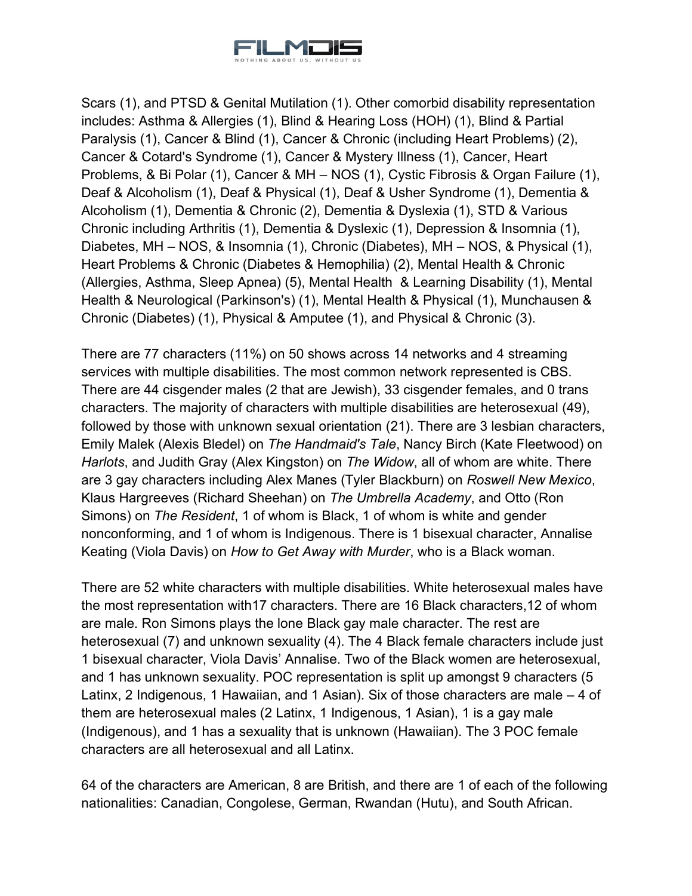Scars (1), and PTSD & Genital Mutilation (1). Other comorbid disability representation includes: Asthma & Allergies (1), Blind & Hearing Loss (HOH) (1), Blind & Partial Paralysis (1), Cancer & Blind (1), Cancer & Chronic (including Heart Problems) (2), Cancer & Cotard's Syndrome (1), Cancer & Mystery Illness (1), Cancer, Heart Problems, & Bi Polar (1), Cancer & MH – NOS (1), Cystic Fibrosis & Organ Failure (1), Deaf & Alcoholism (1), Deaf & Physical (1), Deaf & Usher Syndrome (1), Dementia & Alcoholism (1), Dementia & Chronic (2), Dementia & Dyslexia (1), STD & Various Chronic including Arthritis (1), Dementia & Dyslexic (1), Depression & Insomnia (1), Diabetes, MH – NOS, & Insomnia (1), Chronic (Diabetes), MH – NOS, & Physical (1), Heart Problems & Chronic (Diabetes & Hemophilia) (2), Mental Health & Chronic (Allergies, Asthma, Sleep Apnea) (5), Mental Health & Learning Disability (1), Mental Health & Neurological (Parkinson's) (1), Mental Health & Physical (1), Munchausen & Chronic (Diabetes) (1), Physical & Amputee (1), and Physical & Chronic (3).

There are 77 characters (11%) on 50 shows across 14 networks and 4 streaming services with multiple disabilities. The most common network represented is CBS. There are 44 cisgender males (2 that are Jewish), 33 cisgender females, and 0 trans characters. The majority of characters with multiple disabilities are heterosexual (49), followed by those with unknown sexual orientation (21). There are 3 lesbian characters, Emily Malek (Alexis Bledel) on *The Handmaid's Tale*, Nancy Birch (Kate Fleetwood) on *Harlots*, and Judith Gray (Alex Kingston) on *The Widow*, all of whom are white. There are 3 gay characters including Alex Manes (Tyler Blackburn) on *Roswell New Mexico*, Klaus Hargreeves (Richard Sheehan) on *The Umbrella Academy*, and Otto (Ron Simons) on *The Resident*, 1 of whom is Black, 1 of whom is white and gender nonconforming, and 1 of whom is Indigenous. There is 1 bisexual character, Annalise Keating (Viola Davis) on *How to Get Away with Murder*, who is a Black woman.

There are 52 white characters with multiple disabilities. White heterosexual males have the most representation with17 characters. There are 16 Black characters,12 of whom are male. Ron Simons plays the lone Black gay male character. The rest are heterosexual (7) and unknown sexuality (4). The 4 Black female characters include just 1 bisexual character, Viola Davis' Annalise. Two of the Black women are heterosexual, and 1 has unknown sexuality. POC representation is split up amongst 9 characters (5 Latinx, 2 Indigenous, 1 Hawaiian, and 1 Asian). Six of those characters are male – 4 of them are heterosexual males (2 Latinx, 1 Indigenous, 1 Asian), 1 is a gay male (Indigenous), and 1 has a sexuality that is unknown (Hawaiian). The 3 POC female characters are all heterosexual and all Latinx.

64 of the characters are American, 8 are British, and there are 1 of each of the following nationalities: Canadian, Congolese, German, Rwandan (Hutu), and South African.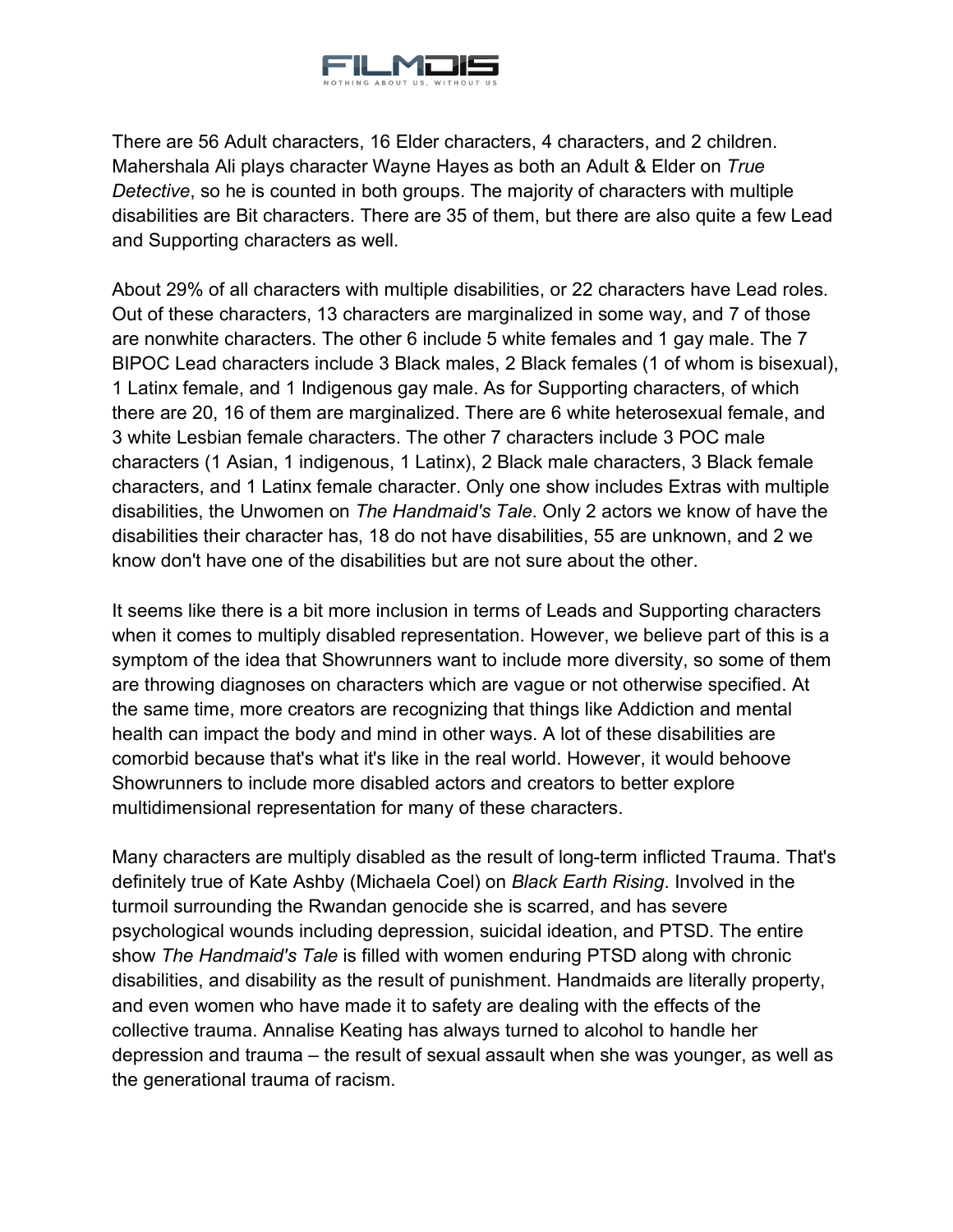There are 56 Adult characters, 16 Elder characters, 4 characters, and 2 children. Mahershala Ali plays character Wayne Hayes as both an Adult & Elder on *True Detective*, so he is counted in both groups. The majority of characters with multiple disabilities are Bit characters. There are 35 of them, but there are also quite a few Lead and Supporting characters as well.

About 29% of all characters with multiple disabilities, or 22 characters have Lead roles. Out of these characters, 13 characters are marginalized in some way, and 7 of those are nonwhite characters. The other 6 include 5 white females and 1 gay male. The 7 BIPOC Lead characters include 3 Black males, 2 Black females (1 of whom is bisexual), 1 Latinx female, and 1 Indigenous gay male. As for Supporting characters, of which there are 20, 16 of them are marginalized. There are 6 white heterosexual female, and 3 white Lesbian female characters. The other 7 characters include 3 POC male characters (1 Asian, 1 indigenous, 1 Latinx), 2 Black male characters, 3 Black female characters, and 1 Latinx female character. Only one show includes Extras with multiple disabilities, the Unwomen on *The Handmaid's Tale*. Only 2 actors we know of have the disabilities their character has, 18 do not have disabilities, 55 are unknown, and 2 we know don't have one of the disabilities but are not sure about the other.

It seems like there is a bit more inclusion in terms of Leads and Supporting characters when it comes to multiply disabled representation. However, we believe part of this is a symptom of the idea that Showrunners want to include more diversity, so some of them are throwing diagnoses on characters which are vague or not otherwise specified. At the same time, more creators are recognizing that things like Addiction and mental health can impact the body and mind in other ways. A lot of these disabilities are comorbid because that's what it's like in the real world. However, it would behoove Showrunners to include more disabled actors and creators to better explore multidimensional representation for many of these characters.

Many characters are multiply disabled as the result of long-term inflicted Trauma. That's definitely true of Kate Ashby (Michaela Coel) on *Black Earth Rising*. Involved in the turmoil surrounding the Rwandan genocide she is scarred, and has severe psychological wounds including depression, suicidal ideation, and PTSD. The entire show *The Handmaid's Tale* is filled with women enduring PTSD along with chronic disabilities, and disability as the result of punishment. Handmaids are literally property, and even women who have made it to safety are dealing with the effects of the collective trauma. Annalise Keating has always turned to alcohol to handle her depression and trauma – the result of sexual assault when she was younger, as well as the generational trauma of racism.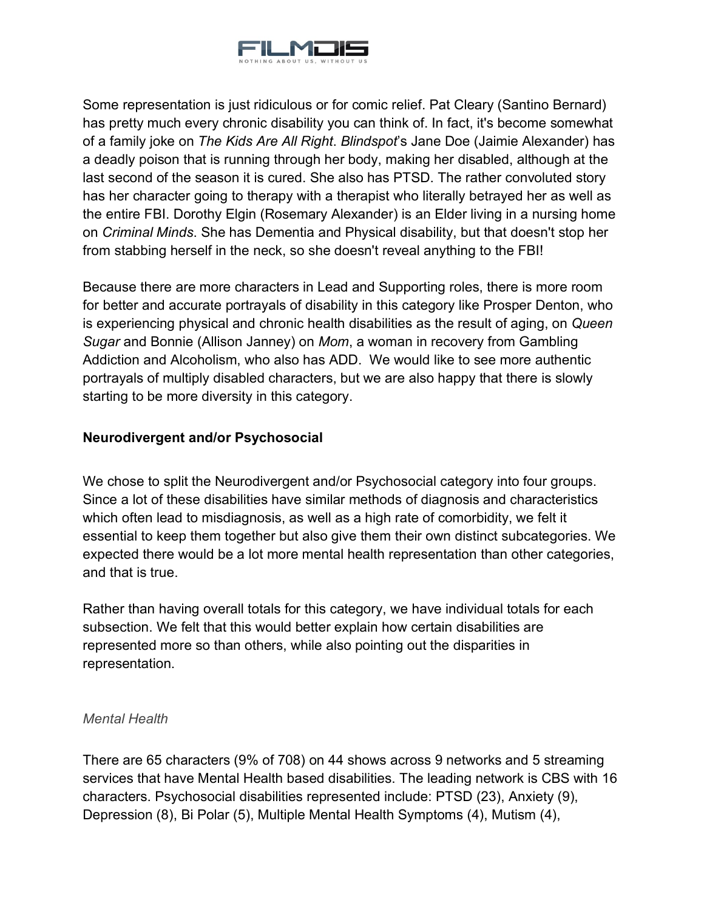Some representation is just ridiculous or for comic relief. Pat Cleary (Santino Bernard) has pretty much every chronic disability you can think of. In fact, it's become somewhat of a family joke on *The Kids Are All Right*. *Blindspot*'s Jane Doe (Jaimie Alexander) has a deadly poison that is running through her body, making her disabled, although at the last second of the season it is cured. She also has PTSD. The rather convoluted story has her character going to therapy with a therapist who literally betrayed her as well as the entire FBI. Dorothy Elgin (Rosemary Alexander) is an Elder living in a nursing home on *Criminal Minds*. She has Dementia and Physical disability, but that doesn't stop her from stabbing herself in the neck, so she doesn't reveal anything to the FBI!

Because there are more characters in Lead and Supporting roles, there is more room for better and accurate portrayals of disability in this category like Prosper Denton, who is experiencing physical and chronic health disabilities as the result of aging, on *Queen Sugar* and Bonnie (Allison Janney) on *Mom*, a woman in recovery from Gambling Addiction and Alcoholism, who also has ADD. We would like to see more authentic portrayals of multiply disabled characters, but we are also happy that there is slowly starting to be more diversity in this category.

### Neurodivergent and/or Psychosocial

We chose to split the Neurodivergent and/or Psychosocial category into four groups. Since a lot of these disabilities have similar methods of diagnosis and characteristics which often lead to misdiagnosis, as well as a high rate of comorbidity, we felt it essential to keep them together but also give them their own distinct subcategories. We expected there would be a lot more mental health representation than other categories, and that is true.

Rather than having overall totals for this category, we have individual totals for each subsection. We felt that this would better explain how certain disabilities are represented more so than others, while also pointing out the disparities in representation.

#### *Mental Health*

There are 65 characters (9% of 708) on 44 shows across 9 networks and 5 streaming services that have Mental Health based disabilities. The leading network is CBS with 16 characters. Psychosocial disabilities represented include: PTSD (23), Anxiety (9), Depression (8), Bi Polar (5), Multiple Mental Health Symptoms (4), Mutism (4),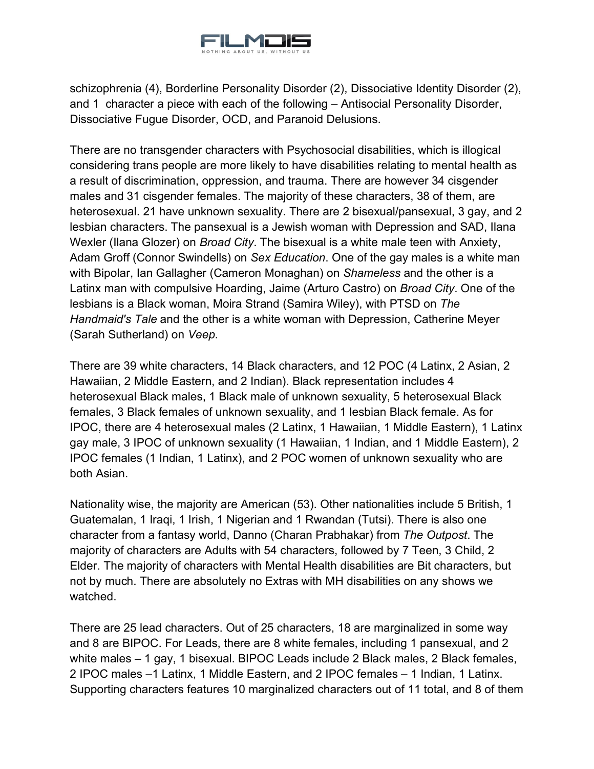schizophrenia (4), Borderline Personality Disorder (2), Dissociative Identity Disorder (2), and 1 character a piece with each of the following – Antisocial Personality Disorder, Dissociative Fugue Disorder, OCD, and Paranoid Delusions.

There are no transgender characters with Psychosocial disabilities, which is illogical considering trans people are more likely to have disabilities relating to mental health as a result of discrimination, oppression, and trauma. There are however 34 cisgender males and 31 cisgender females. The majority of these characters, 38 of them, are heterosexual. 21 have unknown sexuality. There are 2 bisexual/pansexual, 3 gay, and 2 lesbian characters. The pansexual is a Jewish woman with Depression and SAD, Ilana Wexler (Ilana Glozer) on *Broad City*. The bisexual is a white male teen with Anxiety, Adam Groff (Connor Swindells) on *Sex Education*. One of the gay males is a white man with Bipolar, Ian Gallagher (Cameron Monaghan) on *Shameless* and the other is a Latinx man with compulsive Hoarding, Jaime (Arturo Castro) on *Broad City*. One of the lesbians is a Black woman, Moira Strand (Samira Wiley), with PTSD on *The Handmaid's Tale* and the other is a white woman with Depression, Catherine Meyer (Sarah Sutherland) on *Veep*.

There are 39 white characters, 14 Black characters, and 12 POC (4 Latinx, 2 Asian, 2 Hawaiian, 2 Middle Eastern, and 2 Indian). Black representation includes 4 heterosexual Black males, 1 Black male of unknown sexuality, 5 heterosexual Black females, 3 Black females of unknown sexuality, and 1 lesbian Black female. As for IPOC, there are 4 heterosexual males (2 Latinx, 1 Hawaiian, 1 Middle Eastern), 1 Latinx gay male, 3 IPOC of unknown sexuality (1 Hawaiian, 1 Indian, and 1 Middle Eastern), 2 IPOC females (1 Indian, 1 Latinx), and 2 POC women of unknown sexuality who are both Asian.

Nationality wise, the majority are American (53). Other nationalities include 5 British, 1 Guatemalan, 1 Iraqi, 1 Irish, 1 Nigerian and 1 Rwandan (Tutsi). There is also one character from a fantasy world, Danno (Charan Prabhakar) from *The Outpost*. The majority of characters are Adults with 54 characters, followed by 7 Teen, 3 Child, 2 Elder. The majority of characters with Mental Health disabilities are Bit characters, but not by much. There are absolutely no Extras with MH disabilities on any shows we watched.

There are 25 lead characters. Out of 25 characters, 18 are marginalized in some way and 8 are BIPOC. For Leads, there are 8 white females, including 1 pansexual, and 2 white males – 1 gay, 1 bisexual. BIPOC Leads include 2 Black males, 2 Black females, 2 IPOC males –1 Latinx, 1 Middle Eastern, and 2 IPOC females – 1 Indian, 1 Latinx. Supporting characters features 10 marginalized characters out of 11 total, and 8 of them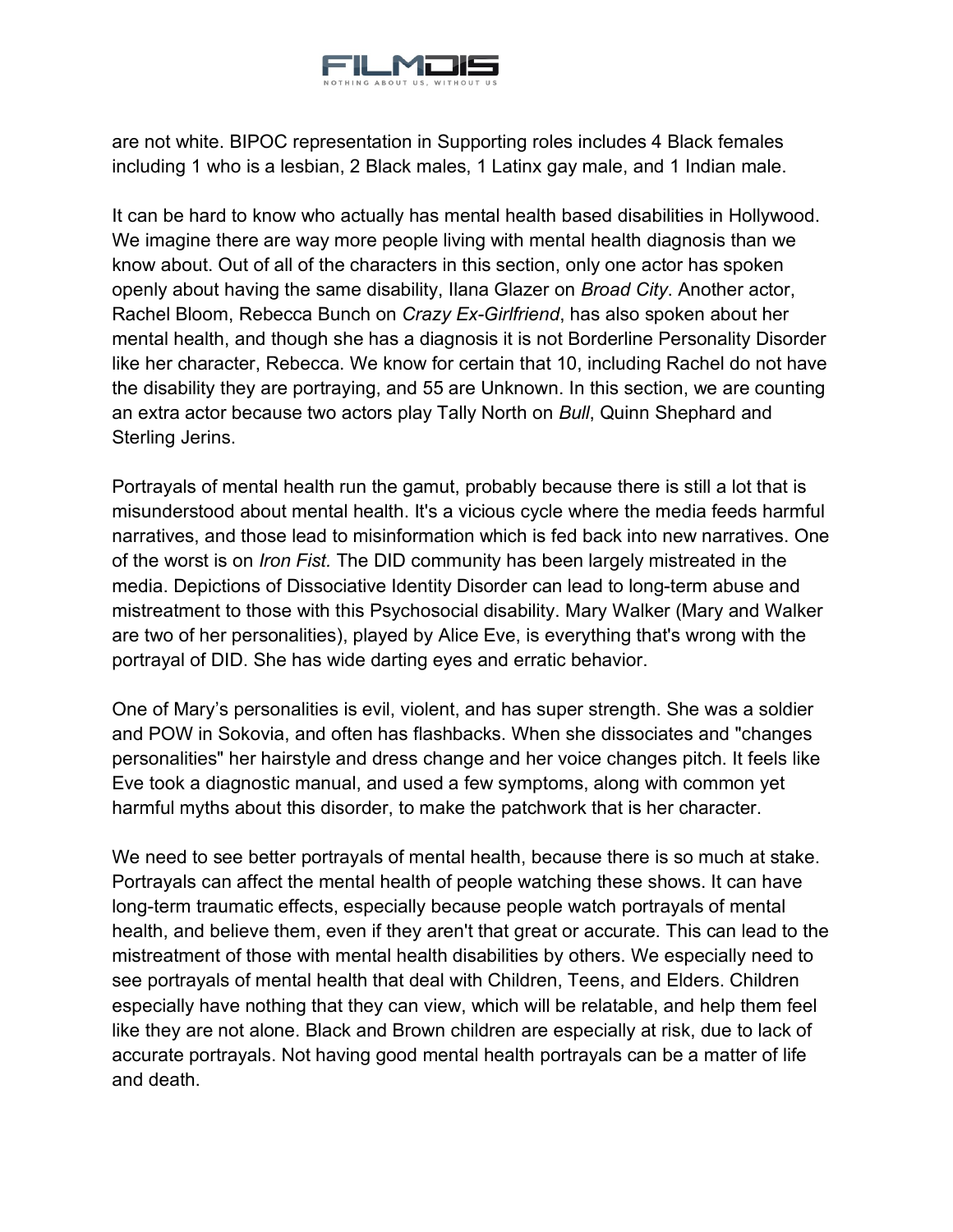are not white. BIPOC representation in Supporting roles includes 4 Black females including 1 who is a lesbian, 2 Black males, 1 Latinx gay male, and 1 Indian male.

It can be hard to know who actually has mental health based disabilities in Hollywood. We imagine there are way more people living with mental health diagnosis than we know about. Out of all of the characters in this section, only one actor has spoken openly about having the same disability, Ilana Glazer on *Broad City*. Another actor, Rachel Bloom, Rebecca Bunch on *Crazy Ex-Girlfriend*, has also spoken about her mental health, and though she has a diagnosis it is not Borderline Personality Disorder like her character, Rebecca. We know for certain that 10, including Rachel do not have the disability they are portraying, and 55 are Unknown. In this section, we are counting an extra actor because two actors play Tally North on *Bull*, Quinn Shephard and Sterling Jerins.

Portrayals of mental health run the gamut, probably because there is still a lot that is misunderstood about mental health. It's a vicious cycle where the media feeds harmful narratives, and those lead to misinformation which is fed back into new narratives. One of the worst is on *Iron Fist.* The DID community has been largely mistreated in the media. Depictions of Dissociative Identity Disorder can lead to long-term abuse and mistreatment to those with this Psychosocial disability. Mary Walker (Mary and Walker are two of her personalities), played by Alice Eve, is everything that's wrong with the portrayal of DID. She has wide darting eyes and erratic behavior.

One of Mary's personalities is evil, violent, and has super strength. She was a soldier and POW in Sokovia, and often has flashbacks. When she dissociates and "changes personalities" her hairstyle and dress change and her voice changes pitch. It feels like Eve took a diagnostic manual, and used a few symptoms, along with common yet harmful myths about this disorder, to make the patchwork that is her character.

We need to see better portrayals of mental health, because there is so much at stake. Portrayals can affect the mental health of people watching these shows. It can have long-term traumatic effects, especially because people watch portrayals of mental health, and believe them, even if they aren't that great or accurate. This can lead to the mistreatment of those with mental health disabilities by others. We especially need to see portrayals of mental health that deal with Children, Teens, and Elders. Children especially have nothing that they can view, which will be relatable, and help them feel like they are not alone. Black and Brown children are especially at risk, due to lack of accurate portrayals. Not having good mental health portrayals can be a matter of life and death.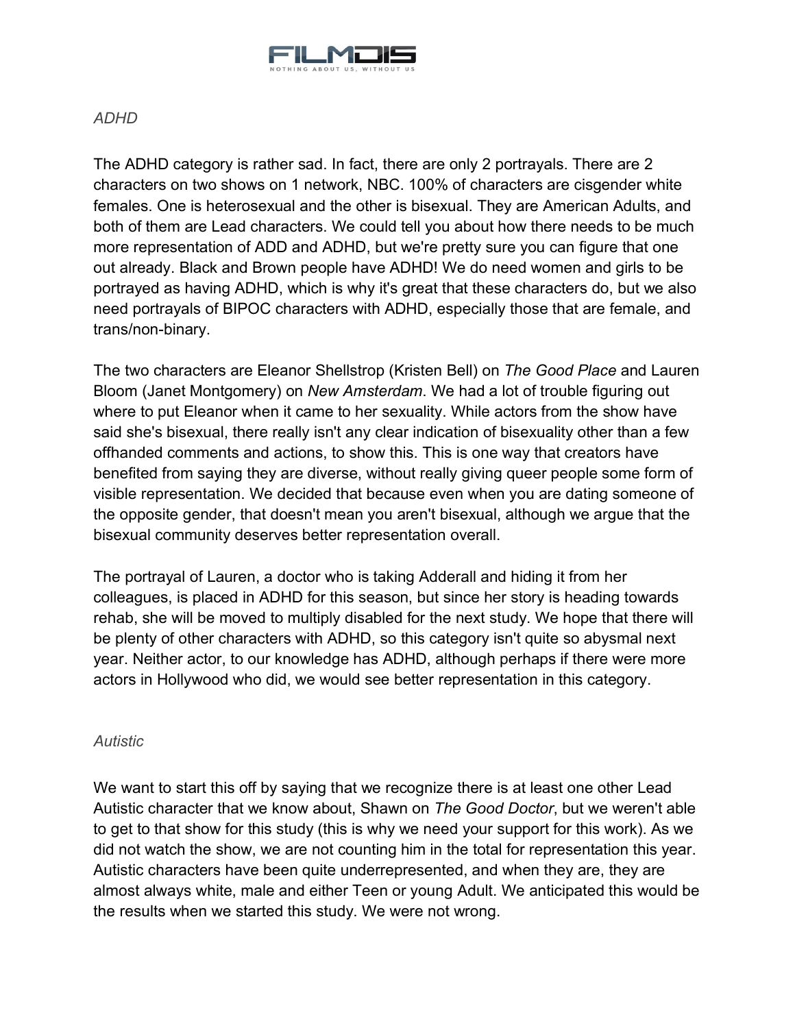### *ADHD*

The ADHD category is rather sad. In fact, there are only 2 portrayals. There are 2 characters on two shows on 1 network, NBC. 100% of characters are cisgender white females. One is heterosexual and the other is bisexual. They are American Adults, and both of them are Lead characters. We could tell you about how there needs to be much more representation of ADD and ADHD, but we're pretty sure you can figure that one out already. Black and Brown people have ADHD! We do need women and girls to be portrayed as having ADHD, which is why it's great that these characters do, but we also need portrayals of BIPOC characters with ADHD, especially those that are female, and trans/non-binary.

The two characters are Eleanor Shellstrop (Kristen Bell) on *The Good Place* and Lauren Bloom (Janet Montgomery) on *New Amsterdam*. We had a lot of trouble figuring out where to put Eleanor when it came to her sexuality. While actors from the show have said she's bisexual, there really isn't any clear indication of bisexuality other than a few offhanded comments and actions, to show this. This is one way that creators have benefited from saying they are diverse, without really giving queer people some form of visible representation. We decided that because even when you are dating someone of the opposite gender, that doesn't mean you aren't bisexual, although we argue that the bisexual community deserves better representation overall.

The portrayal of Lauren, a doctor who is taking Adderall and hiding it from her colleagues, is placed in ADHD for this season, but since her story is heading towards rehab, she will be moved to multiply disabled for the next study. We hope that there will be plenty of other characters with ADHD, so this category isn't quite so abysmal next year. Neither actor, to our knowledge has ADHD, although perhaps if there were more actors in Hollywood who did, we would see better representation in this category.

### *Autistic*

We want to start this off by saying that we recognize there is at least one other Lead Autistic character that we know about, Shawn on *The Good Doctor*, but we weren't able to get to that show for this study (this is why we need your support for this work). As we did not watch the show, we are not counting him in the total for representation this year. Autistic characters have been quite underrepresented, and when they are, they are almost always white, male and either Teen or young Adult. We anticipated this would be the results when we started this study. We were not wrong.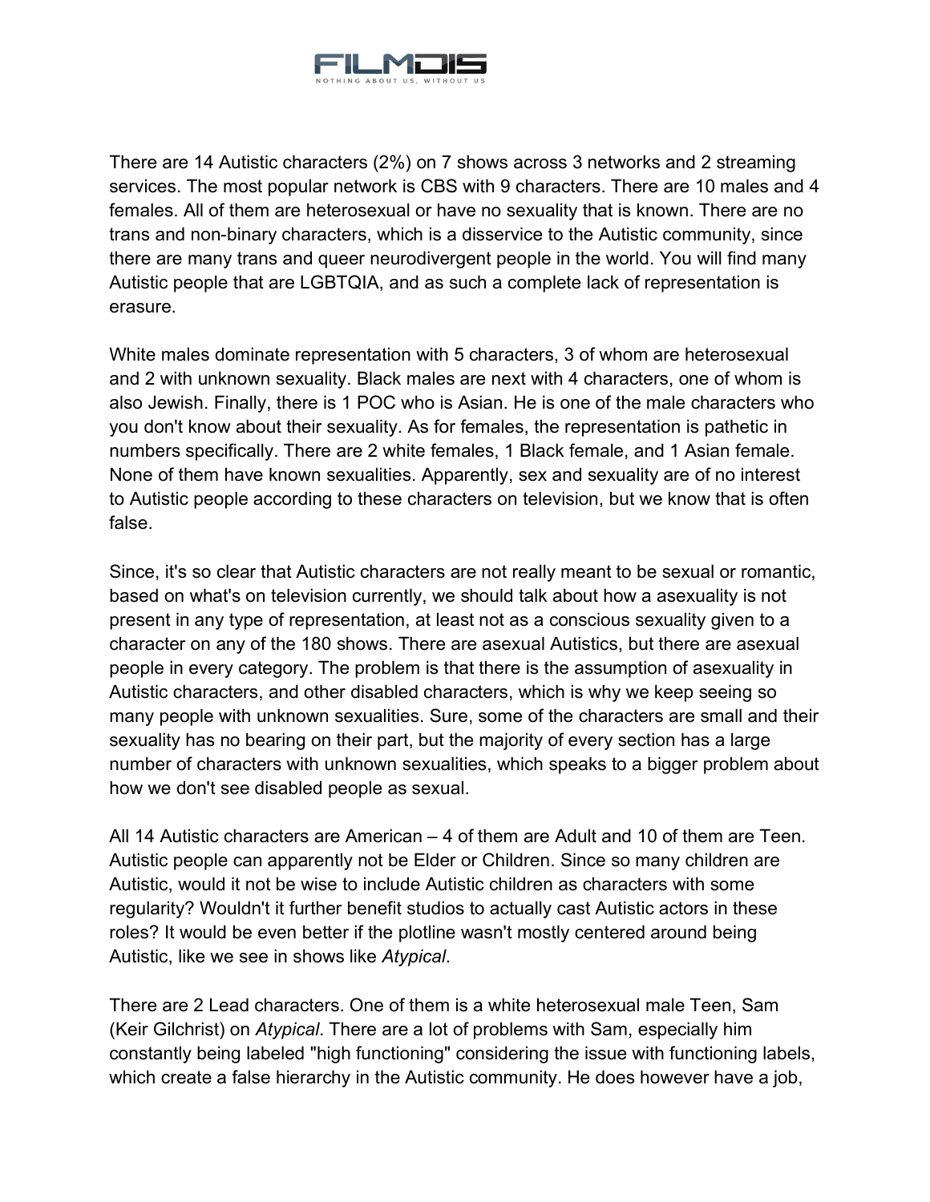There are 14 Autistic characters (2%) on 7 shows across 3 networks and 2 streaming services. The most popular network is CBS with 9 characters. There are 10 males and 4 females. All of them are heterosexual or have no sexuality that is known. There are no trans and non-binary characters, which is a disservice to the Autistic community, since there are many trans and queer neurodivergent people in the world. You will find many Autistic people that are LGBTQIA, and as such a complete lack of representation is erasure.

White males dominate representation with 5 characters, 3 of whom are heterosexual and 2 with unknown sexuality. Black males are next with 4 characters, one of whom is also Jewish. Finally, there is 1 POC who is Asian. He is one of the male characters who you don't know about their sexuality. As for females, the representation is pathetic in numbers specifically. There are 2 white females, 1 Black female, and 1 Asian female. None of them have known sexualities. Apparently, sex and sexuality are of no interest to Autistic people according to these characters on television, but we know that is often false.

Since, it's so clear that Autistic characters are not really meant to be sexual or romantic, based on what's on television currently, we should talk about how a asexuality is not present in any type of representation, at least not as a conscious sexuality given to a character on any of the 180 shows. There are asexual Autistics, but there are asexual people in every category. The problem is that there is the assumption of asexuality in Autistic characters, and other disabled characters, which is why we keep seeing so many people with unknown sexualities. Sure, some of the characters are small and their sexuality has no bearing on their part, but the majority of every section has a large number of characters with unknown sexualities, which speaks to a bigger problem about how we don't see disabled people as sexual.

All 14 Autistic characters are American – 4 of them are Adult and 10 of them are Teen. Autistic people can apparently not be Elder or Children. Since so many children are Autistic, would it not be wise to include Autistic children as characters with some regularity? Wouldn't it further benefit studios to actually cast Autistic actors in these roles? It would be even better if the plotline wasn't mostly centered around being Autistic, like we see in shows like *Atypical*.

There are 2 Lead characters. One of them is a white heterosexual male Teen, Sam (Keir Gilchrist) on *Atypical*. There are a lot of problems with Sam, especially him constantly being labeled "high functioning" considering the issue with functioning labels, which create a false hierarchy in the Autistic community. He does however have a job,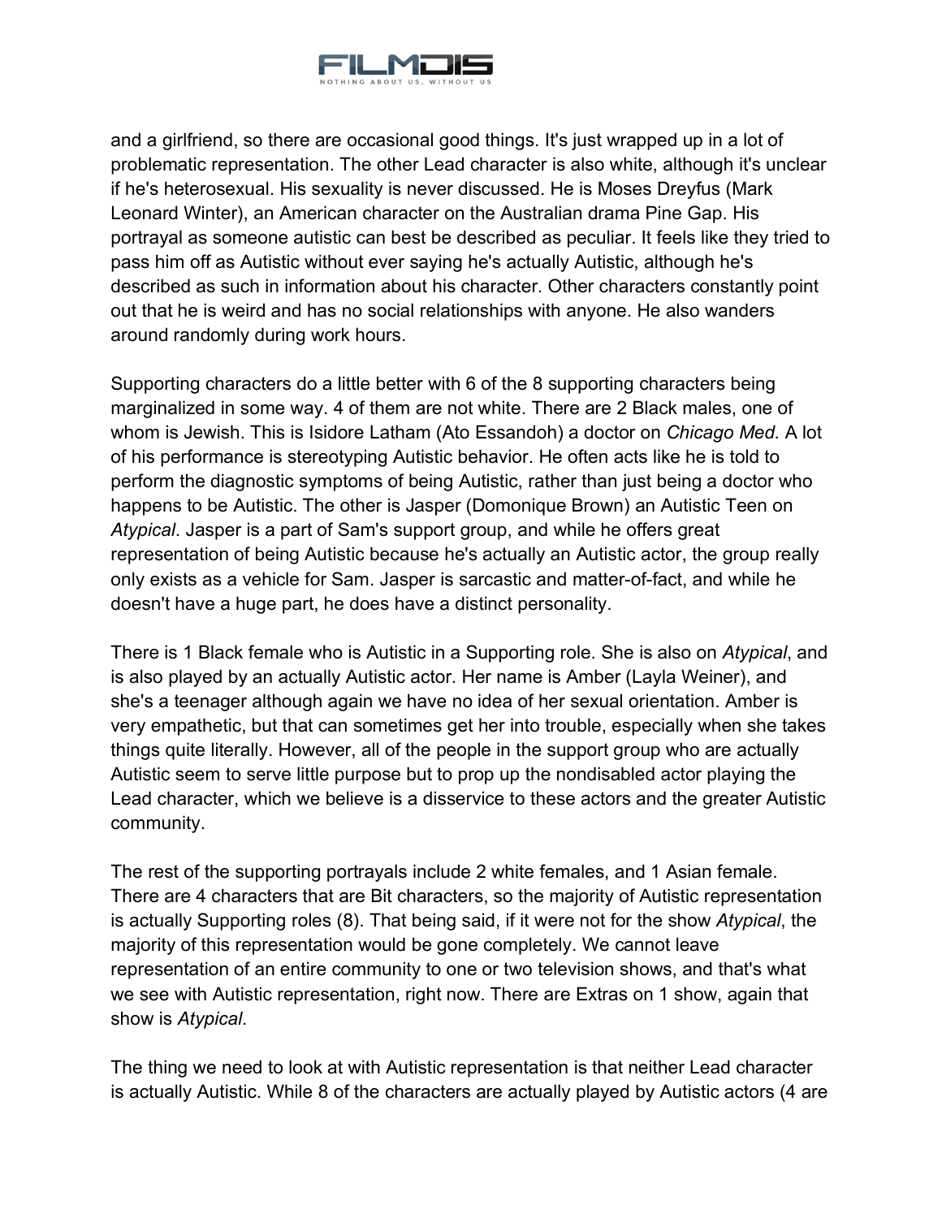and a girlfriend, so there are occasional good things. It's just wrapped up in a lot of problematic representation. The other Lead character is also white, although it's unclear if he's heterosexual. His sexuality is never discussed. He is Moses Dreyfus (Mark Leonard Winter), an American character on the Australian drama Pine Gap. His portrayal as someone autistic can best be described as peculiar. It feels like they tried to pass him off as Autistic without ever saying he's actually Autistic, although he's described as such in information about his character. Other characters constantly point out that he is weird and has no social relationships with anyone. He also wanders around randomly during work hours.

Supporting characters do a little better with 6 of the 8 supporting characters being marginalized in some way. 4 of them are not white. There are 2 Black males, one of whom is Jewish. This is Isidore Latham (Ato Essandoh) a doctor on *Chicago Med.* A lot of his performance is stereotyping Autistic behavior. He often acts like he is told to perform the diagnostic symptoms of being Autistic, rather than just being a doctor who happens to be Autistic. The other is Jasper (Domonique Brown) an Autistic Teen on *Atypical*. Jasper is a part of Sam's support group, and while he offers great representation of being Autistic because he's actually an Autistic actor, the group really only exists as a vehicle for Sam. Jasper is sarcastic and matter-of-fact, and while he doesn't have a huge part, he does have a distinct personality.

There is 1 Black female who is Autistic in a Supporting role. She is also on *Atypical*, and is also played by an actually Autistic actor. Her name is Amber (Layla Weiner), and she's a teenager although again we have no idea of her sexual orientation. Amber is very empathetic, but that can sometimes get her into trouble, especially when she takes things quite literally. However, all of the people in the support group who are actually Autistic seem to serve little purpose but to prop up the nondisabled actor playing the Lead character, which we believe is a disservice to these actors and the greater Autistic community.

The rest of the supporting portrayals include 2 white females, and 1 Asian female. There are 4 characters that are Bit characters, so the majority of Autistic representation is actually Supporting roles (8). That being said, if it were not for the show *Atypical*, the majority of this representation would be gone completely. We cannot leave representation of an entire community to one or two television shows, and that's what we see with Autistic representation, right now. There are Extras on 1 show, again that show is *Atypical*.

The thing we need to look at with Autistic representation is that neither Lead character is actually Autistic. While 8 of the characters are actually played by Autistic actors (4 are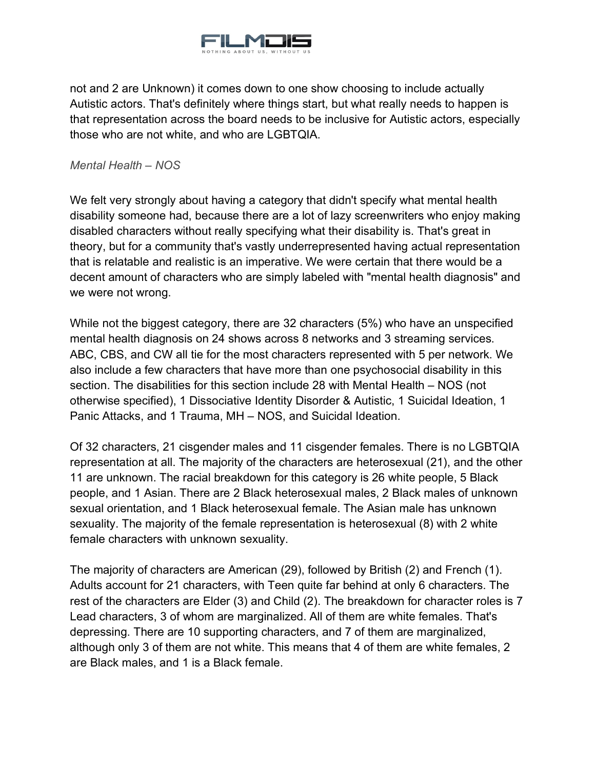not and 2 are Unknown) it comes down to one show choosing to include actually Autistic actors. That's definitely where things start, but what really needs to happen is that representation across the board needs to be inclusive for Autistic actors, especially those who are not white, and who are LGBTQIA.

*Mental Health – NOS*

We felt very strongly about having a category that didn't specify what mental health disability someone had, because there are a lot of lazy screenwriters who enjoy making disabled characters without really specifying what their disability is. That's great in theory, but for a community that's vastly underrepresented having actual representation that is relatable and realistic is an imperative. We were certain that there would be a decent amount of characters who are simply labeled with "mental health diagnosis" and we were not wrong.

While not the biggest category, there are 32 characters (5%) who have an unspecified mental health diagnosis on 24 shows across 8 networks and 3 streaming services. ABC, CBS, and CW all tie for the most characters represented with 5 per network. We also include a few characters that have more than one psychosocial disability in this section. The disabilities for this section include 28 with Mental Health – NOS (not otherwise specified), 1 Dissociative Identity Disorder & Autistic, 1 Suicidal Ideation, 1 Panic Attacks, and 1 Trauma, MH – NOS, and Suicidal Ideation.

Of 32 characters, 21 cisgender males and 11 cisgender females. There is no LGBTQIA representation at all. The majority of the characters are heterosexual (21), and the other 11 are unknown. The racial breakdown for this category is 26 white people, 5 Black people, and 1 Asian. There are 2 Black heterosexual males, 2 Black males of unknown sexual orientation, and 1 Black heterosexual female. The Asian male has unknown sexuality. The majority of the female representation is heterosexual (8) with 2 white female characters with unknown sexuality.

The majority of characters are American (29), followed by British (2) and French (1). Adults account for 21 characters, with Teen quite far behind at only 6 characters. The rest of the characters are Elder (3) and Child (2). The breakdown for character roles is 7 Lead characters, 3 of whom are marginalized. All of them are white females. That's depressing. There are 10 supporting characters, and 7 of them are marginalized, although only 3 of them are not white. This means that 4 of them are white females, 2 are Black males, and 1 is a Black female.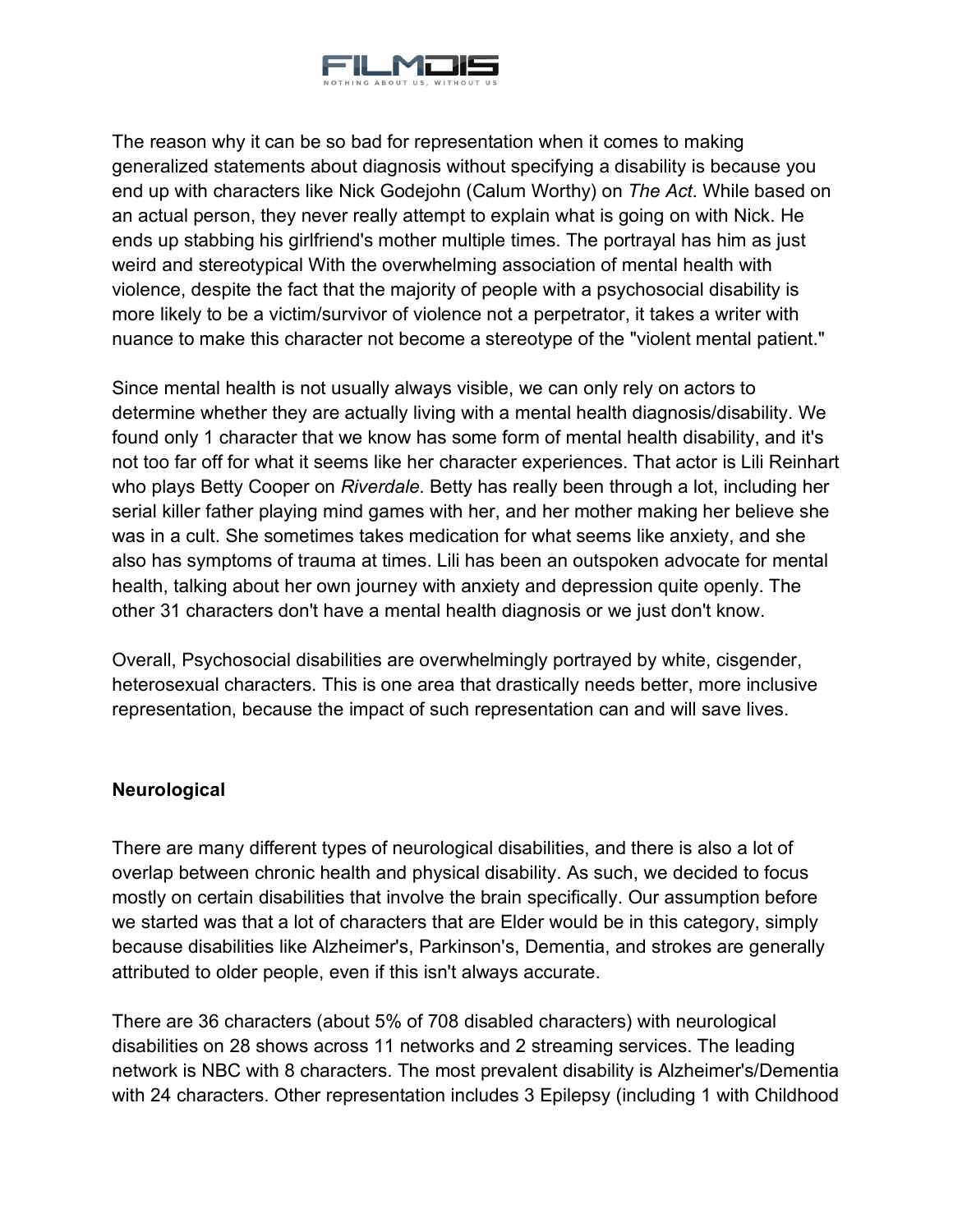The reason why it can be so bad for representation when it comes to making generalized statements about diagnosis without specifying a disability is because you end up with characters like Nick Godejohn (Calum Worthy) on *The Act*. While based on an actual person, they never really attempt to explain what is going on with Nick. He ends up stabbing his girlfriend's mother multiple times. The portrayal has him as just weird and stereotypical With the overwhelming association of mental health with violence, despite the fact that the majority of people with a psychosocial disability is more likely to be a victim/survivor of violence not a perpetrator, it takes a writer with nuance to make this character not become a stereotype of the "violent mental patient."

Since mental health is not usually always visible, we can only rely on actors to determine whether they are actually living with a mental health diagnosis/disability. We found only 1 character that we know has some form of mental health disability, and it's not too far off for what it seems like her character experiences. That actor is Lili Reinhart who plays Betty Cooper on *Riverdale*. Betty has really been through a lot, including her serial killer father playing mind games with her, and her mother making her believe she was in a cult. She sometimes takes medication for what seems like anxiety, and she also has symptoms of trauma at times. Lili has been an outspoken advocate for mental health, talking about her own journey with anxiety and depression quite openly. The other 31 characters don't have a mental health diagnosis or we just don't know.

Overall, Psychosocial disabilities are overwhelmingly portrayed by white, cisgender, heterosexual characters. This is one area that drastically needs better, more inclusive representation, because the impact of such representation can and will save lives.

**Neurological**

There are many different types of neurological disabilities, and there is also a lot of overlap between chronic health and physical disability. As such, we decided to focus mostly on certain disabilities that involve the brain specifically. Our assumption before we started was that a lot of characters that are Elder would be in this category, simply because disabilities like Alzheimer's, Parkinson's, Dementia, and strokes are generally attributed to older people, even if this isn't always accurate.

There are 36 characters (about 5% of 708 disabled characters) with neurological disabilities on 28 shows across 11 networks and 2 streaming services. The leading network is NBC with 8 characters. The most prevalent disability is Alzheimer's/Dementia with 24 characters. Other representation includes 3 Epilepsy (including 1 with Childhood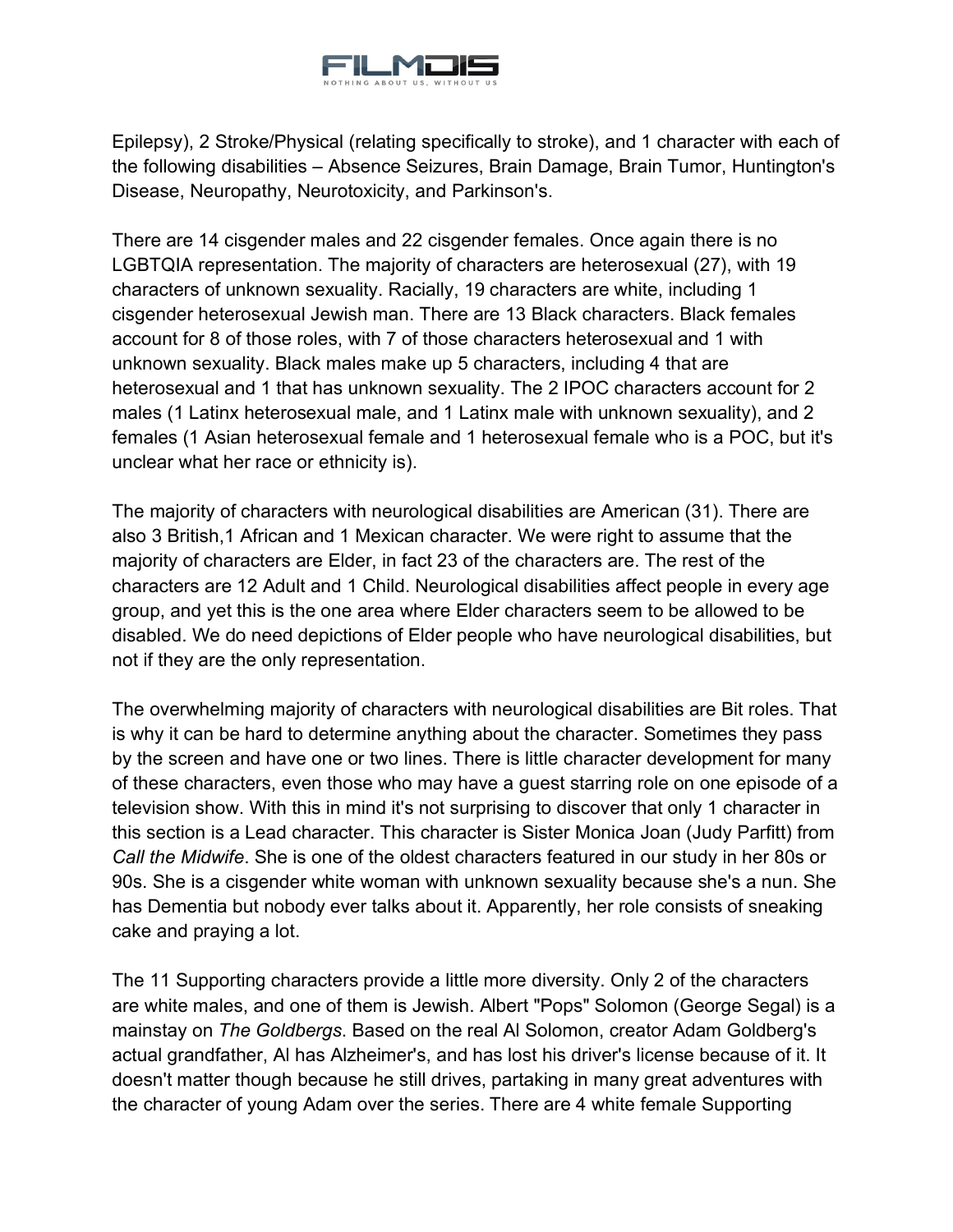Epilepsy), 2 Stroke/Physical (relating specifically to stroke), and 1 character with each of the following disabilities – Absence Seizures, Brain Damage, Brain Tumor, Huntington's Disease, Neuropathy, Neurotoxicity, and Parkinson's.

There are 14 cisgender males and 22 cisgender females. Once again there is no LGBTQIA representation. The majority of characters are heterosexual (27), with 19 characters of unknown sexuality. Racially, 19 characters are white, including 1 cisgender heterosexual Jewish man. There are 13 Black characters. Black females account for 8 of those roles, with 7 of those characters heterosexual and 1 with unknown sexuality. Black males make up 5 characters, including 4 that are heterosexual and 1 that has unknown sexuality. The 2 IPOC characters account for 2 males (1 Latinx heterosexual male, and 1 Latinx male with unknown sexuality), and 2 females (1 Asian heterosexual female and 1 heterosexual female who is a POC, but it's unclear what her race or ethnicity is).

The majority of characters with neurological disabilities are American (31). There are also 3 British,1 African and 1 Mexican character. We were right to assume that the majority of characters are Elder, in fact 23 of the characters are. The rest of the characters are 12 Adult and 1 Child. Neurological disabilities affect people in every age group, and yet this is the one area where Elder characters seem to be allowed to be disabled. We do need depictions of Elder people who have neurological disabilities, but not if they are the only representation.

The overwhelming majority of characters with neurological disabilities are Bit roles. That is why it can be hard to determine anything about the character. Sometimes they pass by the screen and have one or two lines. There is little character development for many of these characters, even those who may have a guest starring role on one episode of a television show. With this in mind it's not surprising to discover that only 1 character in this section is a Lead character. This character is Sister Monica Joan (Judy Parfitt) from *Call the Midwife*. She is one of the oldest characters featured in our study in her 80s or 90s. She is a cisgender white woman with unknown sexuality because she's a nun. She has Dementia but nobody ever talks about it. Apparently, her role consists of sneaking cake and praying a lot.

The 11 Supporting characters provide a little more diversity. Only 2 of the characters are white males, and one of them is Jewish. Albert "Pops" Solomon (George Segal) is a mainstay on *The Goldbergs*. Based on the real Al Solomon, creator Adam Goldberg's actual grandfather, Al has Alzheimer's, and has lost his driver's license because of it. It doesn't matter though because he still drives, partaking in many great adventures with the character of young Adam over the series. There are 4 white female Supporting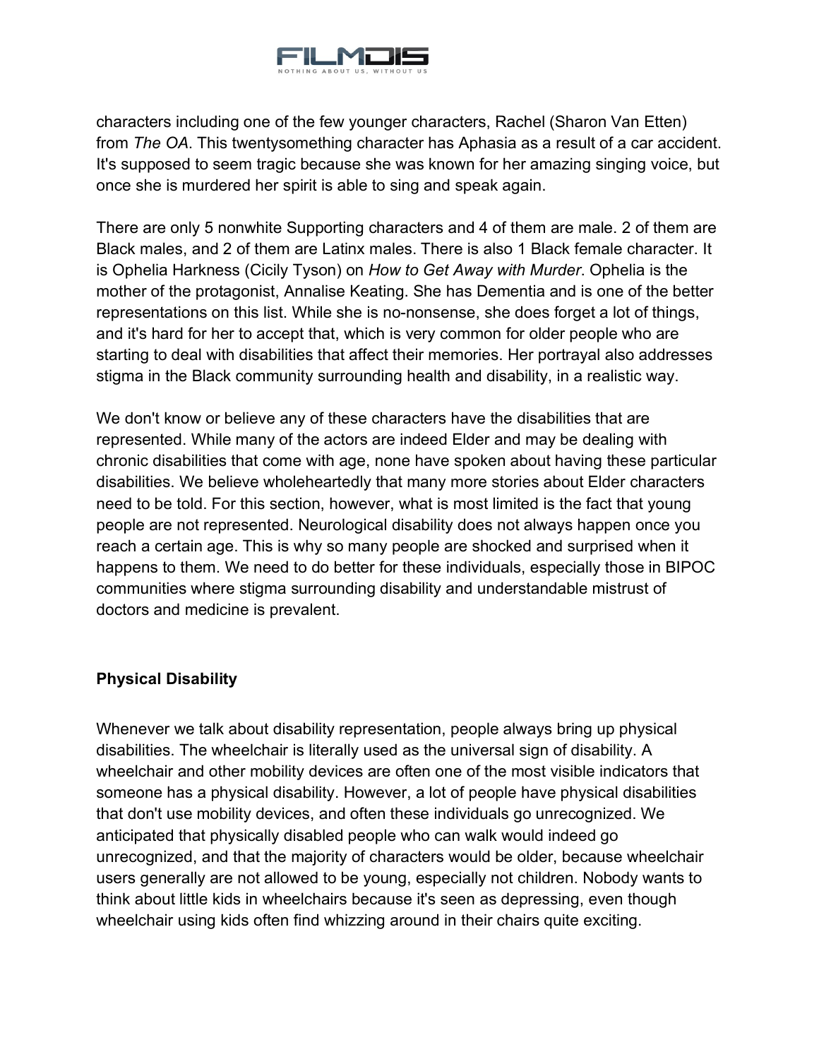characters including one of the few younger characters, Rachel (Sharon Van Etten) from *The OA*. This twentysomething character has Aphasia as a result of a car accident. It's supposed to seem tragic because she was known for her amazing singing voice, but once she is murdered her spirit is able to sing and speak again.

There are only 5 nonwhite Supporting characters and 4 of them are male. 2 of them are Black males, and 2 of them are Latinx males. There is also 1 Black female character. It is Ophelia Harkness (Cicily Tyson) on *How to Get Away with Murder*. Ophelia is the mother of the protagonist, Annalise Keating. She has Dementia and is one of the better representations on this list. While she is no-nonsense, she does forget a lot of things, and it's hard for her to accept that, which is very common for older people who are starting to deal with disabilities that affect their memories. Her portrayal also addresses stigma in the Black community surrounding health and disability, in a realistic way.

We don't know or believe any of these characters have the disabilities that are represented. While many of the actors are indeed Elder and may be dealing with chronic disabilities that come with age, none have spoken about having these particular disabilities. We believe wholeheartedly that many more stories about Elder characters need to be told. For this section, however, what is most limited is the fact that young people are not represented. Neurological disability does not always happen once you reach a certain age. This is why so many people are shocked and surprised when it happens to them. We need to do better for these individuals, especially those in BIPOC communities where stigma surrounding disability and understandable mistrust of doctors and medicine is prevalent.

**Physical Disability**

Whenever we talk about disability representation, people always bring up physical disabilities. The wheelchair is literally used as the universal sign of disability. A wheelchair and other mobility devices are often one of the most visible indicators that someone has a physical disability. However, a lot of people have physical disabilities that don't use mobility devices, and often these individuals go unrecognized. We anticipated that physically disabled people who can walk would indeed go unrecognized, and that the majority of characters would be older, because wheelchair users generally are not allowed to be young, especially not children. Nobody wants to think about little kids in wheelchairs because it's seen as depressing, even though wheelchair using kids often find whizzing around in their chairs quite exciting.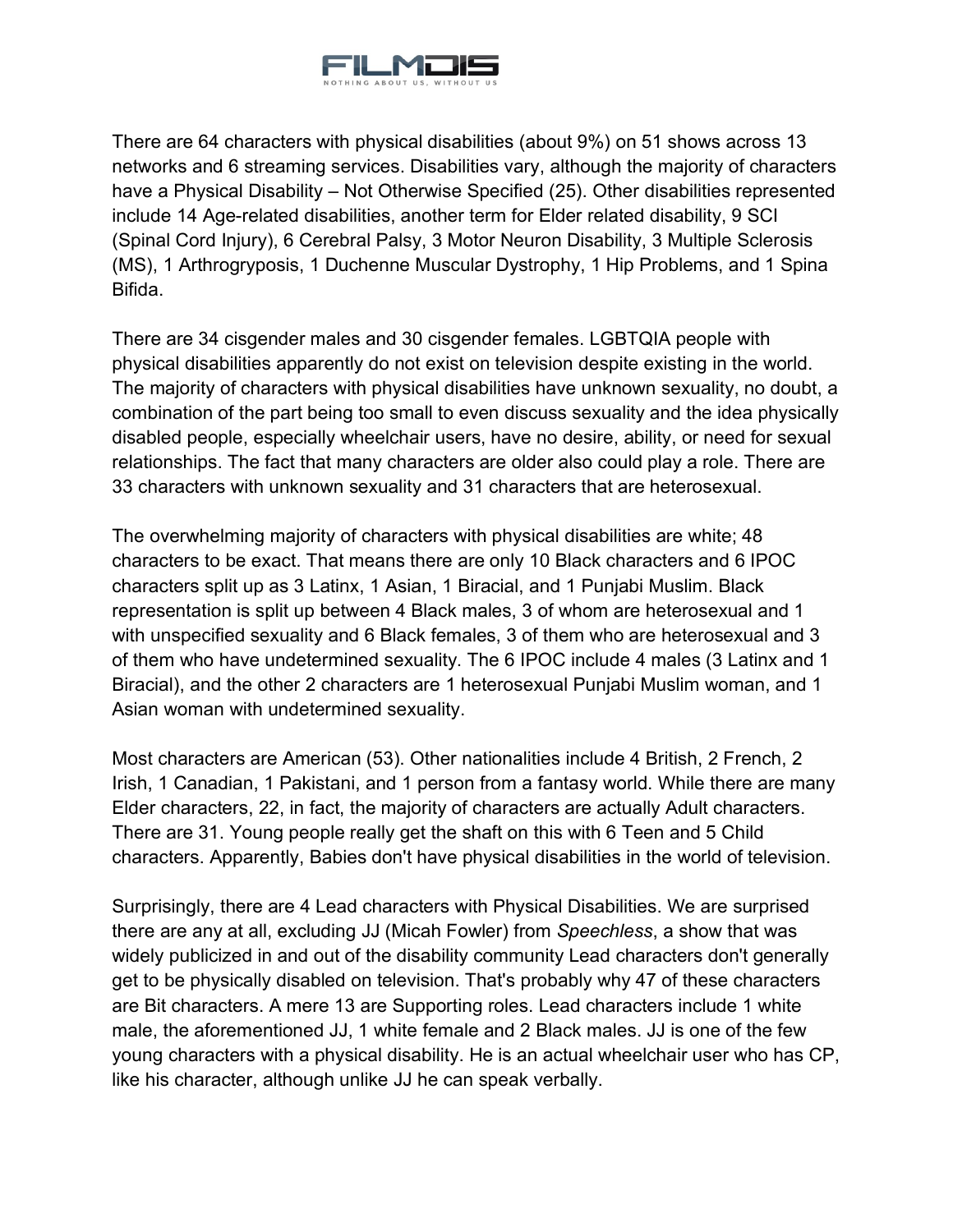There are 64 characters with physical disabilities (about 9%) on 51 shows across 13 networks and 6 streaming services. Disabilities vary, although the majority of characters have a Physical Disability – Not Otherwise Specified (25). Other disabilities represented include 14 Age-related disabilities, another term for Elder related disability, 9 SCI (Spinal Cord Injury), 6 Cerebral Palsy, 3 Motor Neuron Disability, 3 Multiple Sclerosis (MS), 1 Arthrogryposis, 1 Duchenne Muscular Dystrophy, 1 Hip Problems, and 1 Spina Bifida.

There are 34 cisgender males and 30 cisgender females. LGBTQIA people with physical disabilities apparently do not exist on television despite existing in the world. The majority of characters with physical disabilities have unknown sexuality, no doubt, a combination of the part being too small to even discuss sexuality and the idea physically disabled people, especially wheelchair users, have no desire, ability, or need for sexual relationships. The fact that many characters are older also could play a role. There are 33 characters with unknown sexuality and 31 characters that are heterosexual.

The overwhelming majority of characters with physical disabilities are white; 48 characters to be exact. That means there are only 10 Black characters and 6 IPOC characters split up as 3 Latinx, 1 Asian, 1 Biracial, and 1 Punjabi Muslim. Black representation is split up between 4 Black males, 3 of whom are heterosexual and 1 with unspecified sexuality and 6 Black females, 3 of them who are heterosexual and 3 of them who have undetermined sexuality. The 6 IPOC include 4 males (3 Latinx and 1 Biracial), and the other 2 characters are 1 heterosexual Punjabi Muslim woman, and 1 Asian woman with undetermined sexuality.

Most characters are American (53). Other nationalities include 4 British, 2 French, 2 Irish, 1 Canadian, 1 Pakistani, and 1 person from a fantasy world. While there are many Elder characters, 22, in fact, the majority of characters are actually Adult characters. There are 31. Young people really get the shaft on this with 6 Teen and 5 Child characters. Apparently, Babies don't have physical disabilities in the world of television.

Surprisingly, there are 4 Lead characters with Physical Disabilities. We are surprised there are any at all, excluding JJ (Micah Fowler) from *Speechless*, a show that was widely publicized in and out of the disability community Lead characters don't generally get to be physically disabled on television. That's probably why 47 of these characters are Bit characters. A mere 13 are Supporting roles. Lead characters include 1 white male, the aforementioned JJ, 1 white female and 2 Black males. JJ is one of the few young characters with a physical disability. He is an actual wheelchair user who has CP, like his character, although unlike JJ he can speak verbally.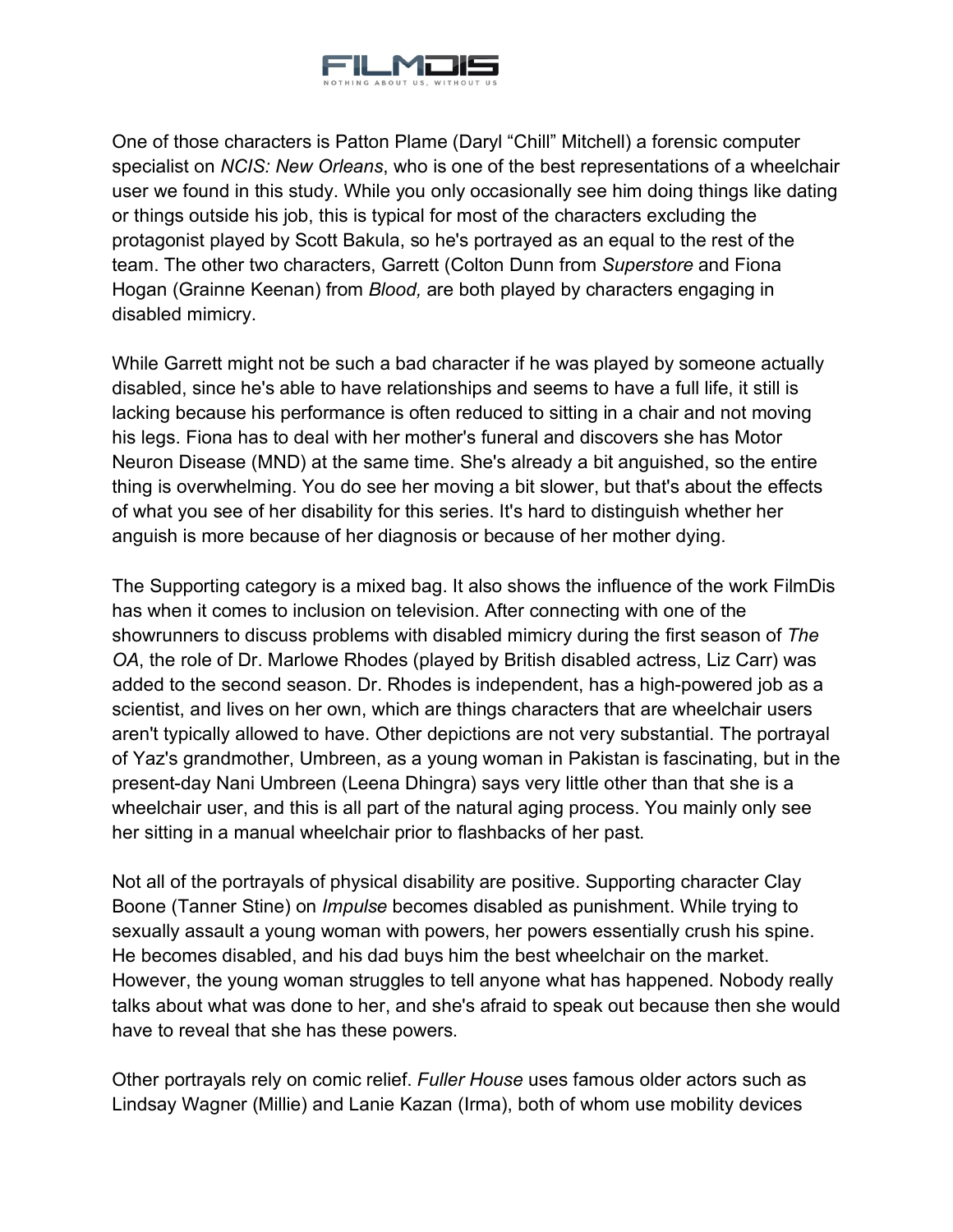One of those characters is Patton Plame (Daryl "Chill" Mitchell) a forensic computer specialist on *NCIS: New Orleans*, who is one of the best representations of a wheelchair user we found in this study. While you only occasionally see him doing things like dating or things outside his job, this is typical for most of the characters excluding the protagonist played by Scott Bakula, so he's portrayed as an equal to the rest of the team. The other two characters, Garrett (Colton Dunn from *Superstore* and Fiona Hogan (Grainne Keenan) from *Blood,* are both played by characters engaging in disabled mimicry.

While Garrett might not be such a bad character if he was played by someone actually disabled, since he's able to have relationships and seems to have a full life, it still is lacking because his performance is often reduced to sitting in a chair and not moving his legs. Fiona has to deal with her mother's funeral and discovers she has Motor Neuron Disease (MND) at the same time. She's already a bit anguished, so the entire thing is overwhelming. You do see her moving a bit slower, but that's about the effects of what you see of her disability for this series. It's hard to distinguish whether her anguish is more because of her diagnosis or because of her mother dying.

The Supporting category is a mixed bag. It also shows the influence of the work FilmDis has when it comes to inclusion on television. After connecting with one of the showrunners to discuss problems with disabled mimicry during the first season of *The OA*, the role of Dr. Marlowe Rhodes (played by British disabled actress, Liz Carr) was added to the second season. Dr. Rhodes is independent, has a high-powered job as a scientist, and lives on her own, which are things characters that are wheelchair users aren't typically allowed to have. Other depictions are not very substantial. The portrayal of Yaz's grandmother, Umbreen, as a young woman in Pakistan is fascinating, but in the present-day Nani Umbreen (Leena Dhingra) says very little other than that she is a wheelchair user, and this is all part of the natural aging process. You mainly only see her sitting in a manual wheelchair prior to flashbacks of her past.

Not all of the portrayals of physical disability are positive. Supporting character Clay Boone (Tanner Stine) on *Impulse* becomes disabled as punishment. While trying to sexually assault a young woman with powers, her powers essentially crush his spine. He becomes disabled, and his dad buys him the best wheelchair on the market. However, the young woman struggles to tell anyone what has happened. Nobody really talks about what was done to her, and she's afraid to speak out because then she would have to reveal that she has these powers.

Other portrayals rely on comic relief. *Fuller House* uses famous older actors such as Lindsay Wagner (Millie) and Lanie Kazan (Irma), both of whom use mobility devices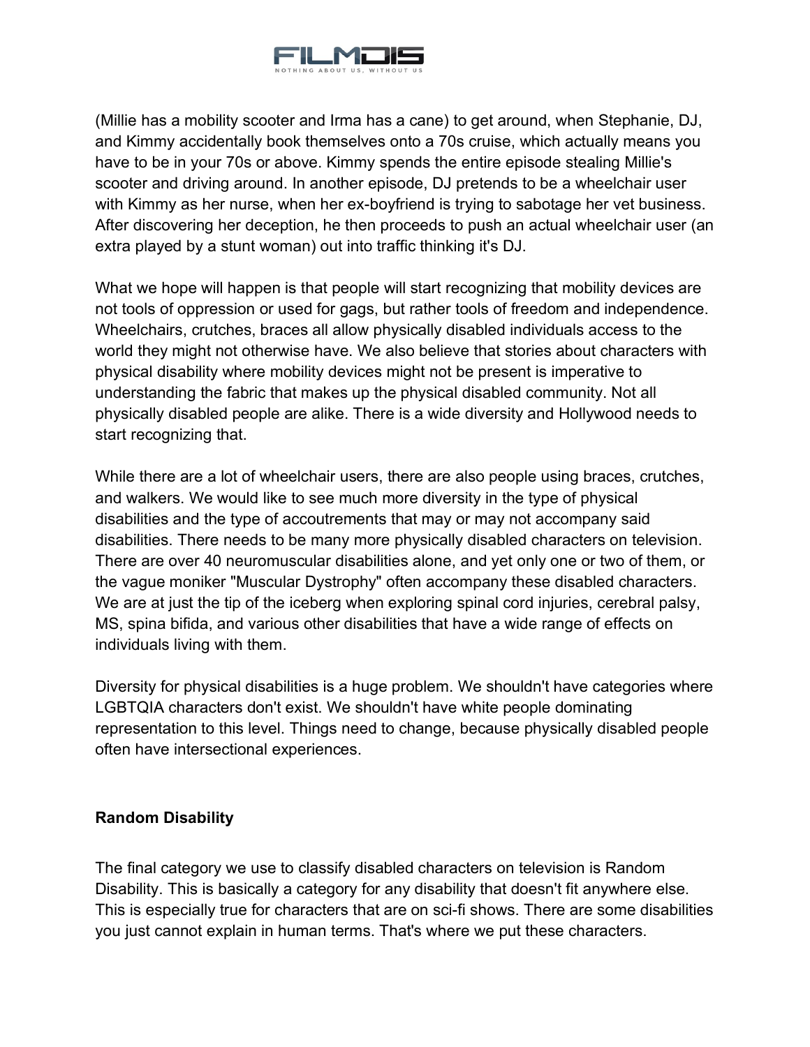(Millie has a mobility scooter and Irma has a cane) to get around, when Stephanie, DJ, and Kimmy accidentally book themselves onto a 70s cruise, which actually means you have to be in your 70s or above. Kimmy spends the entire episode stealing Millie's scooter and driving around. In another episode, DJ pretends to be a wheelchair user with Kimmy as her nurse, when her ex-boyfriend is trying to sabotage her vet business. After discovering her deception, he then proceeds to push an actual wheelchair user (an extra played by a stunt woman) out into traffic thinking it's DJ.

What we hope will happen is that people will start recognizing that mobility devices are not tools of oppression or used for gags, but rather tools of freedom and independence. Wheelchairs, crutches, braces all allow physically disabled individuals access to the world they might not otherwise have. We also believe that stories about characters with physical disability where mobility devices might not be present is imperative to understanding the fabric that makes up the physical disabled community. Not all physically disabled people are alike. There is a wide diversity and Hollywood needs to start recognizing that.

While there are a lot of wheelchair users, there are also people using braces, crutches, and walkers. We would like to see much more diversity in the type of physical disabilities and the type of accoutrements that may or may not accompany said disabilities. There needs to be many more physically disabled characters on television. There are over 40 neuromuscular disabilities alone, and yet only one or two of them, or the vague moniker "Muscular Dystrophy" often accompany these disabled characters. We are at just the tip of the iceberg when exploring spinal cord injuries, cerebral palsy, MS, spina bifida, and various other disabilities that have a wide range of effects on individuals living with them.

Diversity for physical disabilities is a huge problem. We shouldn't have categories where LGBTQIA characters don't exist. We shouldn't have white people dominating representation to this level. Things need to change, because physically disabled people often have intersectional experiences.

**Random Disability**

The final category we use to classify disabled characters on television is Random Disability. This is basically a category for any disability that doesn't fit anywhere else. This is especially true for characters that are on sci-fi shows. There are some disabilities you just cannot explain in human terms. That's where we put these characters.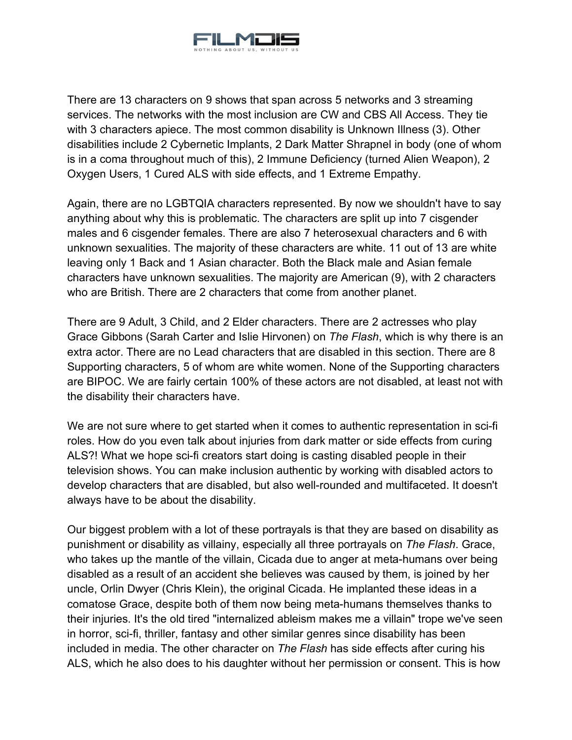There are 13 characters on 9 shows that span across 5 networks and 3 streaming services. The networks with the most inclusion are CW and CBS All Access. They tie with 3 characters apiece. The most common disability is Unknown Illness (3). Other disabilities include 2 Cybernetic Implants, 2 Dark Matter Shrapnel in body (one of whom is in a coma throughout much of this), 2 Immune Deficiency (turned Alien Weapon), 2 Oxygen Users, 1 Cured ALS with side effects, and 1 Extreme Empathy.

Again, there are no LGBTQIA characters represented. By now we shouldn't have to say anything about why this is problematic. The characters are split up into 7 cisgender males and 6 cisgender females. There are also 7 heterosexual characters and 6 with unknown sexualities. The majority of these characters are white. 11 out of 13 are white leaving only 1 Back and 1 Asian character. Both the Black male and Asian female characters have unknown sexualities. The majority are American (9), with 2 characters who are British. There are 2 characters that come from another planet.

There are 9 Adult, 3 Child, and 2 Elder characters. There are 2 actresses who play Grace Gibbons (Sarah Carter and Islie Hirvonen) on *The Flash*, which is why there is an extra actor. There are no Lead characters that are disabled in this section. There are 8 Supporting characters, 5 of whom are white women. None of the Supporting characters are BIPOC. We are fairly certain 100% of these actors are not disabled, at least not with the disability their characters have.

We are not sure where to get started when it comes to authentic representation in sci-fi roles. How do you even talk about injuries from dark matter or side effects from curing ALS?! What we hope sci-fi creators start doing is casting disabled people in their television shows. You can make inclusion authentic by working with disabled actors to develop characters that are disabled, but also well-rounded and multifaceted. It doesn't always have to be about the disability.

Our biggest problem with a lot of these portrayals is that they are based on disability as punishment or disability as villainy, especially all three portrayals on *The Flash*. Grace, who takes up the mantle of the villain, Cicada due to anger at meta-humans over being disabled as a result of an accident she believes was caused by them, is joined by her uncle, Orlin Dwyer (Chris Klein), the original Cicada. He implanted these ideas in a comatose Grace, despite both of them now being meta-humans themselves thanks to their injuries. It's the old tired "internalized ableism makes me a villain" trope we've seen in horror, sci-fi, thriller, fantasy and other similar genres since disability has been included in media. The other character on *The Flash* has side effects after curing his ALS, which he also does to his daughter without her permission or consent. This is how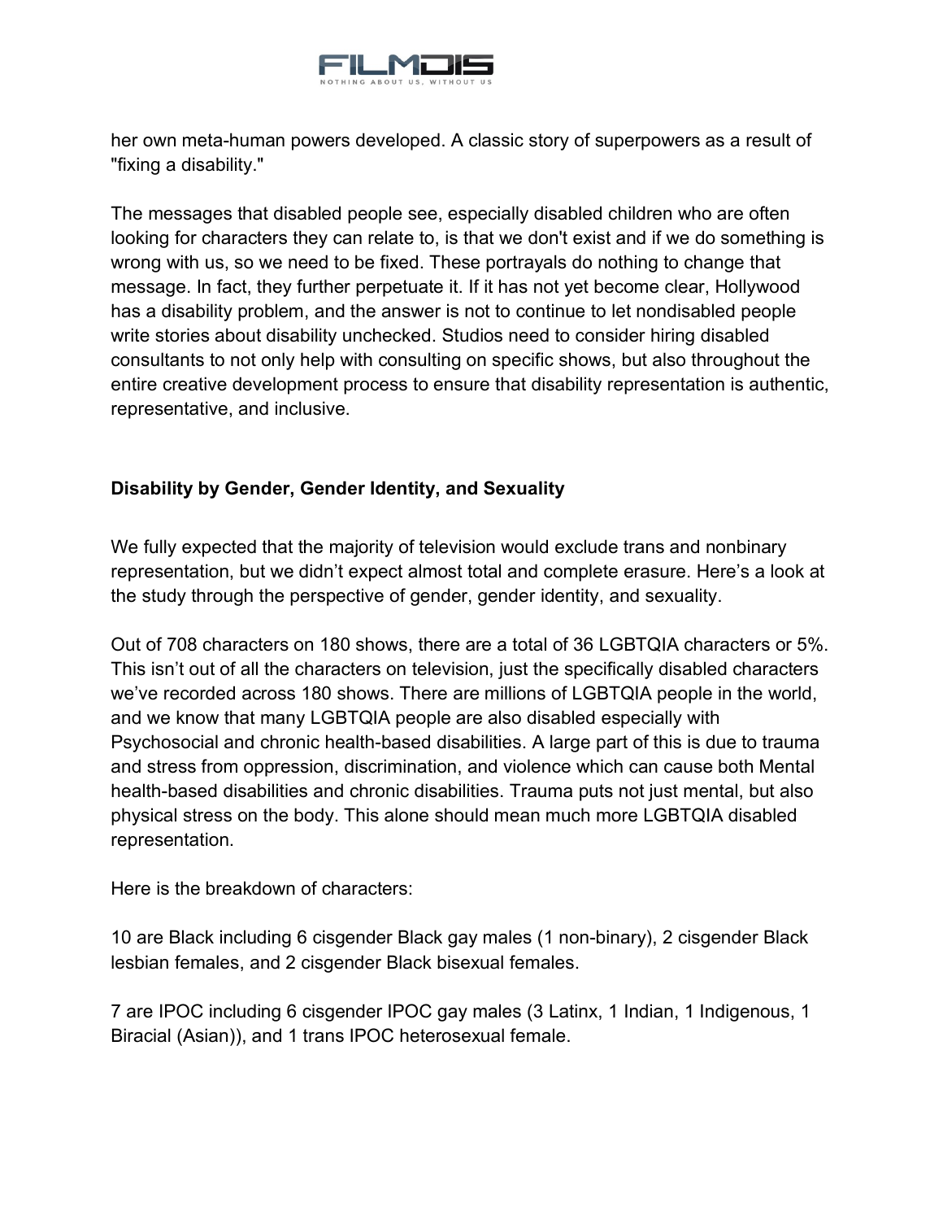her own meta-human powers developed. A classic story of superpowers as a result of "fixing a disability."

The messages that disabled people see, especially disabled children who are often looking for characters they can relate to, is that we don't exist and if we do something is wrong with us, so we need to be fixed. These portrayals do nothing to change that message. In fact, they further perpetuate it. If it has not yet become clear, Hollywood has a disability problem, and the answer is not to continue to let nondisabled people write stories about disability unchecked. Studios need to consider hiring disabled consultants to not only help with consulting on specific shows, but also throughout the entire creative development process to ensure that disability representation is authentic, representative, and inclusive.

**Disability by Gender, Gender Identity, and Sexuality**

We fully expected that the majority of television would exclude trans and nonbinary representation, but we didn't expect almost total and complete erasure. Here's a look at the study through the perspective of gender, gender identity, and sexuality.

Out of 708 characters on 180 shows, there are a total of 36 LGBTQIA characters or 5%. This isn't out of all the characters on television, just the specifically disabled characters we've recorded across 180 shows. There are millions of LGBTQIA people in the world, and we know that many LGBTQIA people are also disabled especially with Psychosocial and chronic health-based disabilities. A large part of this is due to trauma and stress from oppression, discrimination, and violence which can cause both Mental health-based disabilities and chronic disabilities. Trauma puts not just mental, but also physical stress on the body. This alone should mean much more LGBTQIA disabled representation.

Here is the breakdown of characters:

10 are Black including 6 cisgender Black gay males (1 non-binary), 2 cisgender Black lesbian females, and 2 cisgender Black bisexual females.

7 are IPOC including 6 cisgender IPOC gay males (3 Latinx, 1 Indian, 1 Indigenous, 1 Biracial (Asian)), and 1 trans IPOC heterosexual female.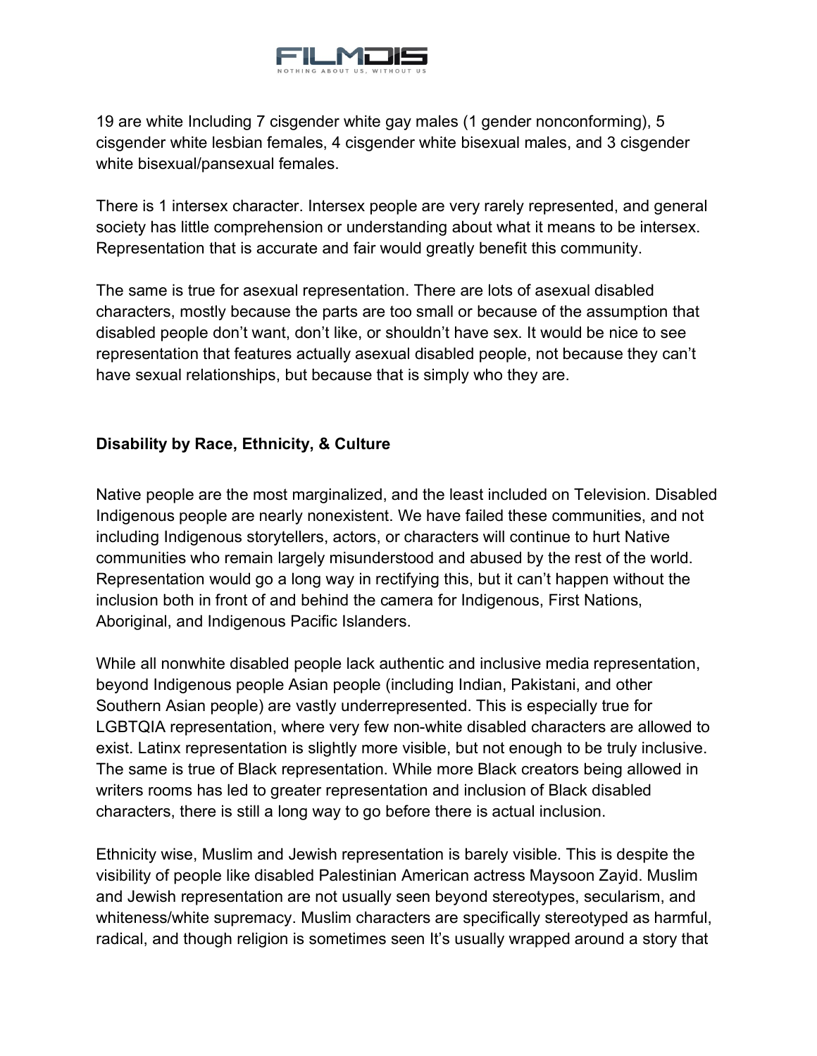19 are white Including 7 cisgender white gay males (1 gender nonconforming), 5 cisgender white lesbian females, 4 cisgender white bisexual males, and 3 cisgender white bisexual/pansexual females.

There is 1 intersex character. Intersex people are very rarely represented, and general society has little comprehension or understanding about what it means to be intersex. Representation that is accurate and fair would greatly benefit this community.

The same is true for asexual representation. There are lots of asexual disabled characters, mostly because the parts are too small or because of the assumption that disabled people don't want, don't like, or shouldn't have sex. It would be nice to see representation that features actually asexual disabled people, not because they can't have sexual relationships, but because that is simply who they are.

**Disability by Race, Ethnicity, & Culture**

Native people are the most marginalized, and the least included on Television. Disabled Indigenous people are nearly nonexistent. We have failed these communities, and not including Indigenous storytellers, actors, or characters will continue to hurt Native communities who remain largely misunderstood and abused by the rest of the world. Representation would go a long way in rectifying this, but it can't happen without the inclusion both in front of and behind the camera for Indigenous, First Nations, Aboriginal, and Indigenous Pacific Islanders.

While all nonwhite disabled people lack authentic and inclusive media representation, beyond Indigenous people Asian people (including Indian, Pakistani, and other Southern Asian people) are vastly underrepresented. This is especially true for LGBTQIA representation, where very few non-white disabled characters are allowed to exist. Latinx representation is slightly more visible, but not enough to be truly inclusive. The same is true of Black representation. While more Black creators being allowed in writers rooms has led to greater representation and inclusion of Black disabled characters, there is still a long way to go before there is actual inclusion.

Ethnicity wise, Muslim and Jewish representation is barely visible. This is despite the visibility of people like disabled Palestinian American actress Maysoon Zayid. Muslim and Jewish representation are not usually seen beyond stereotypes, secularism, and whiteness/white supremacy. Muslim characters are specifically stereotyped as harmful, radical, and though religion is sometimes seen It's usually wrapped around a story that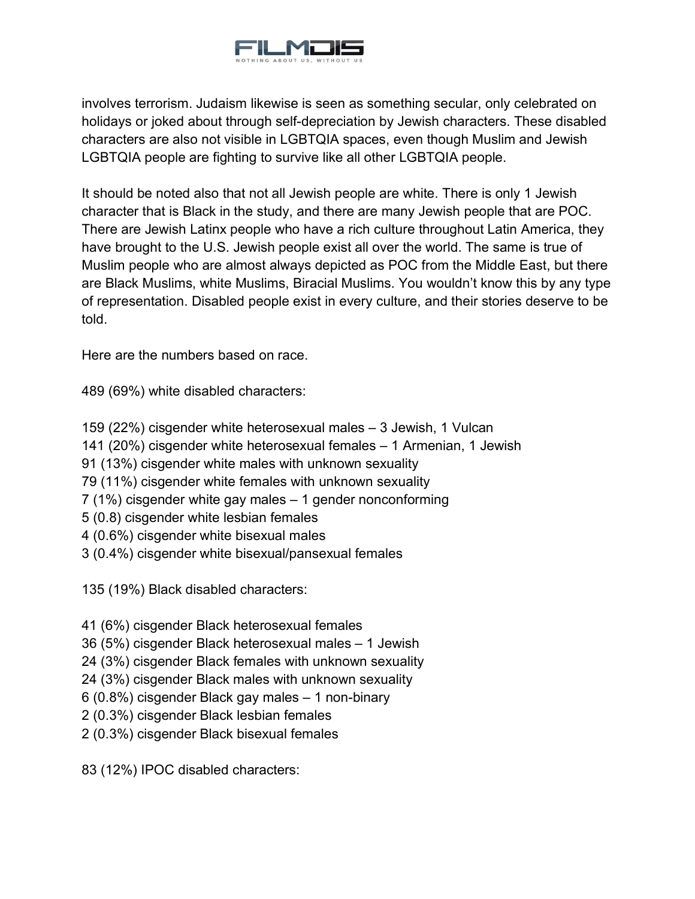involves terrorism. Judaism likewise is seen as something secular, only celebrated on holidays or joked about through self-depreciation by Jewish characters. These disabled characters are also not visible in LGBTQIA spaces, even though Muslim and Jewish LGBTQIA people are fighting to survive like all other LGBTQIA people.

It should be noted also that not all Jewish people are white. There is only 1 Jewish character that is Black in the study, and there are many Jewish people that are POC. There are Jewish Latinx people who have a rich culture throughout Latin America, they have brought to the U.S. Jewish people exist all over the world. The same is true of Muslim people who are almost always depicted as POC from the Middle East, but there are Black Muslims, white Muslims, Biracial Muslims. You wouldn't know this by any type of representation. Disabled people exist in every culture, and their stories deserve to be told.

Here are the numbers based on race.

489 (69%) white disabled characters:

159 (22%) cisgender white heterosexual males – 3 Jewish, 1 Vulcan
141 (20%) cisgender white heterosexual females – 1 Armenian, 1 Jewish
91 (13%) cisgender white males with unknown sexuality
79 (11%) cisgender white females with unknown sexuality
7 (1%) cisgender white gay males – 1 gender nonconforming
5 (0.8) cisgender white lesbian females
4 (0.6%) cisgender white bisexual males
3 (0.4%) cisgender white bisexual/pansexual females

135 (19%) Black disabled characters:

41 (6%) cisgender Black heterosexual females
36 (5%) cisgender Black heterosexual males – 1 Jewish
24 (3%) cisgender Black females with unknown sexuality
24 (3%) cisgender Black males with unknown sexuality
6 (0.8%) cisgender Black gay males – 1 non-binary
2 (0.3%) cisgender Black lesbian females
2 (0.3%) cisgender Black bisexual females

83 (12%) IPOC disabled characters: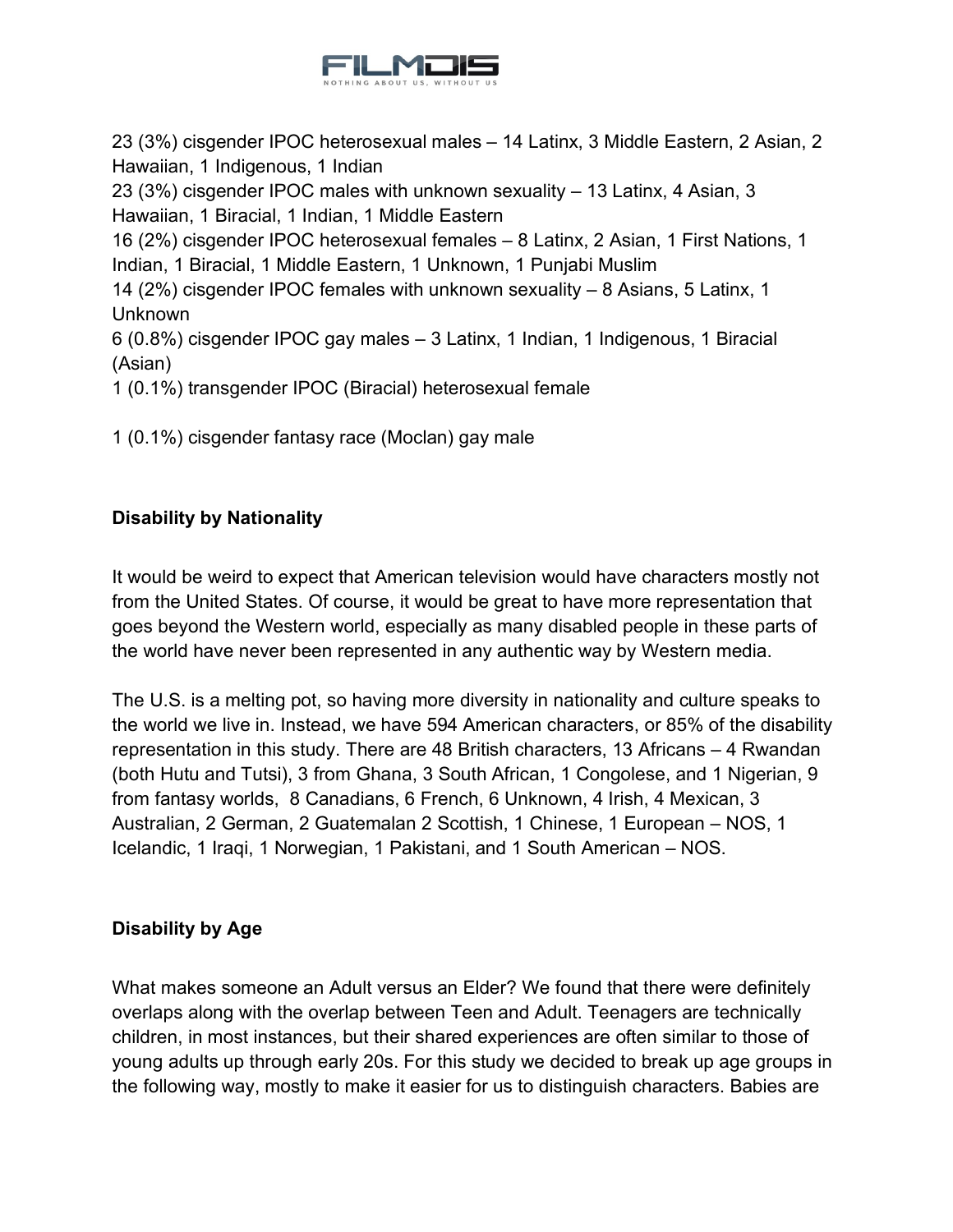23 (3%) cisgender IPOC heterosexual males – 14 Latinx, 3 Middle Eastern, 2 Asian, 2 Hawaiian, 1 Indigenous, 1 Indian

23 (3%) cisgender IPOC males with unknown sexuality – 13 Latinx, 4 Asian, 3 Hawaiian, 1 Biracial, 1 Indian, 1 Middle Eastern

16 (2%) cisgender IPOC heterosexual females – 8 Latinx, 2 Asian, 1 First Nations, 1 Indian, 1 Biracial, 1 Middle Eastern, 1 Unknown, 1 Punjabi Muslim

14 (2%) cisgender IPOC females with unknown sexuality – 8 Asians, 5 Latinx, 1 Unknown

6 (0.8%) cisgender IPOC gay males – 3 Latinx, 1 Indian, 1 Indigenous, 1 Biracial (Asian)

1 (0.1%) transgender IPOC (Biracial) heterosexual female

1 (0.1%) cisgender fantasy race (Moclan) gay male

**Disability by Nationality**

It would be weird to expect that American television would have characters mostly not from the United States. Of course, it would be great to have more representation that goes beyond the Western world, especially as many disabled people in these parts of the world have never been represented in any authentic way by Western media.

The U.S. is a melting pot, so having more diversity in nationality and culture speaks to the world we live in. Instead, we have 594 American characters, or 85% of the disability representation in this study. There are 48 British characters, 13 Africans – 4 Rwandan (both Hutu and Tutsi), 3 from Ghana, 3 South African, 1 Congolese, and 1 Nigerian, 9 from fantasy worlds, 8 Canadians, 6 French, 6 Unknown, 4 Irish, 4 Mexican, 3 Australian, 2 German, 2 Guatemalan 2 Scottish, 1 Chinese, 1 European – NOS, 1 Icelandic, 1 Iraqi, 1 Norwegian, 1 Pakistani, and 1 South American – NOS.

**Disability by Age**

What makes someone an Adult versus an Elder? We found that there were definitely overlaps along with the overlap between Teen and Adult. Teenagers are technically children, in most instances, but their shared experiences are often similar to those of young adults up through early 20s. For this study we decided to break up age groups in the following way, mostly to make it easier for us to distinguish characters. Babies are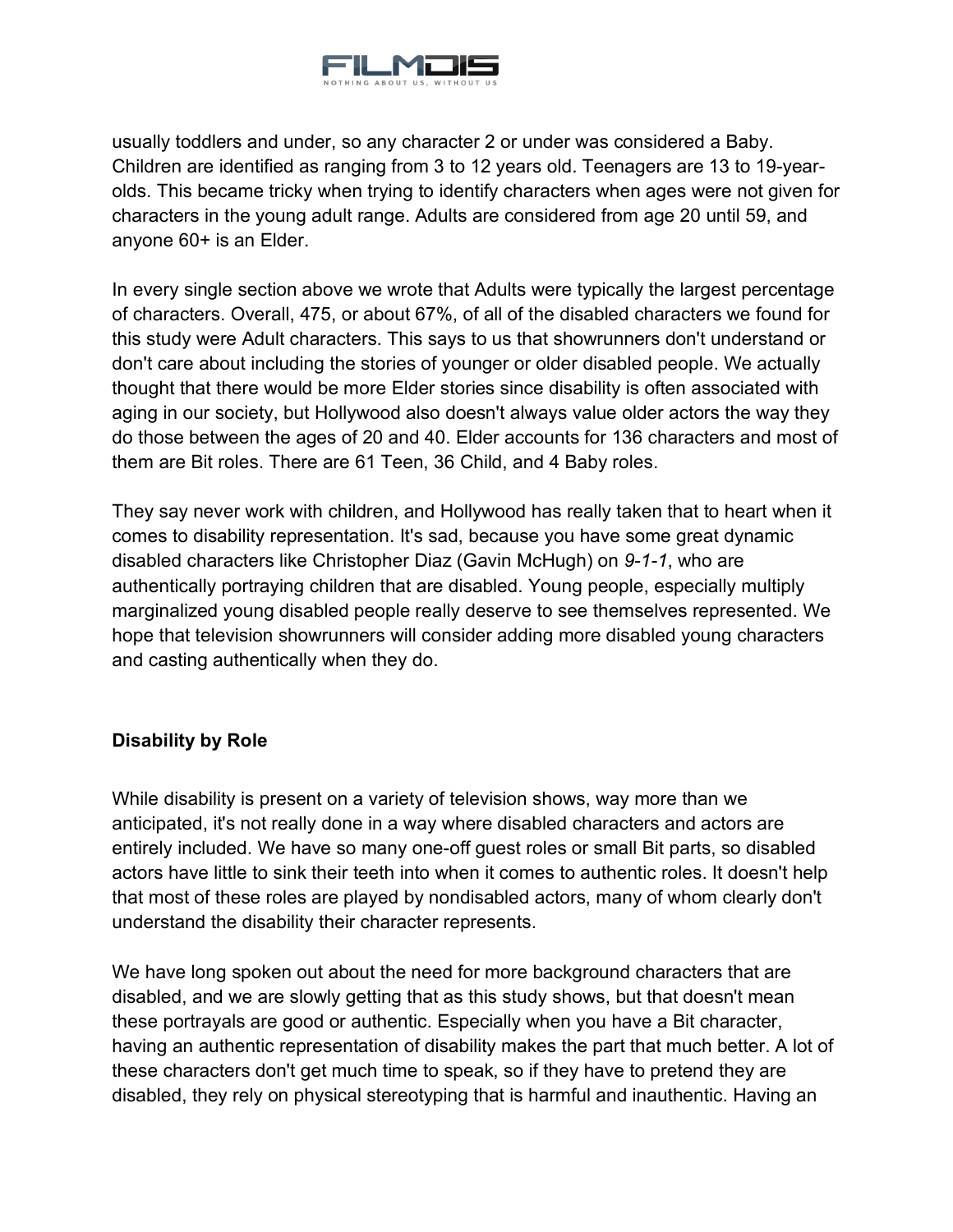usually toddlers and under, so any character 2 or under was considered a Baby. Children are identified as ranging from 3 to 12 years old. Teenagers are 13 to 19-year-olds. This became tricky when trying to identify characters when ages were not given for characters in the young adult range. Adults are considered from age 20 until 59, and anyone 60+ is an Elder.

In every single section above we wrote that Adults were typically the largest percentage of characters. Overall, 475, or about 67%, of all of the disabled characters we found for this study were Adult characters. This says to us that showrunners don't understand or don't care about including the stories of younger or older disabled people. We actually thought that there would be more Elder stories since disability is often associated with aging in our society, but Hollywood also doesn't always value older actors the way they do those between the ages of 20 and 40. Elder accounts for 136 characters and most of them are Bit roles. There are 61 Teen, 36 Child, and 4 Baby roles.

They say never work with children, and Hollywood has really taken that to heart when it comes to disability representation. It's sad, because you have some great dynamic disabled characters like Christopher Diaz (Gavin McHugh) on *9-1-1*, who are authentically portraying children that are disabled. Young people, especially multiply marginalized young disabled people really deserve to see themselves represented. We hope that television showrunners will consider adding more disabled young characters and casting authentically when they do.

**Disability by Role**

While disability is present on a variety of television shows, way more than we anticipated, it's not really done in a way where disabled characters and actors are entirely included. We have so many one-off guest roles or small Bit parts, so disabled actors have little to sink their teeth into when it comes to authentic roles. It doesn't help that most of these roles are played by nondisabled actors, many of whom clearly don't understand the disability their character represents.

We have long spoken out about the need for more background characters that are disabled, and we are slowly getting that as this study shows, but that doesn't mean these portrayals are good or authentic. Especially when you have a Bit character, having an authentic representation of disability makes the part that much better. A lot of these characters don't get much time to speak, so if they have to pretend they are disabled, they rely on physical stereotyping that is harmful and inauthentic. Having an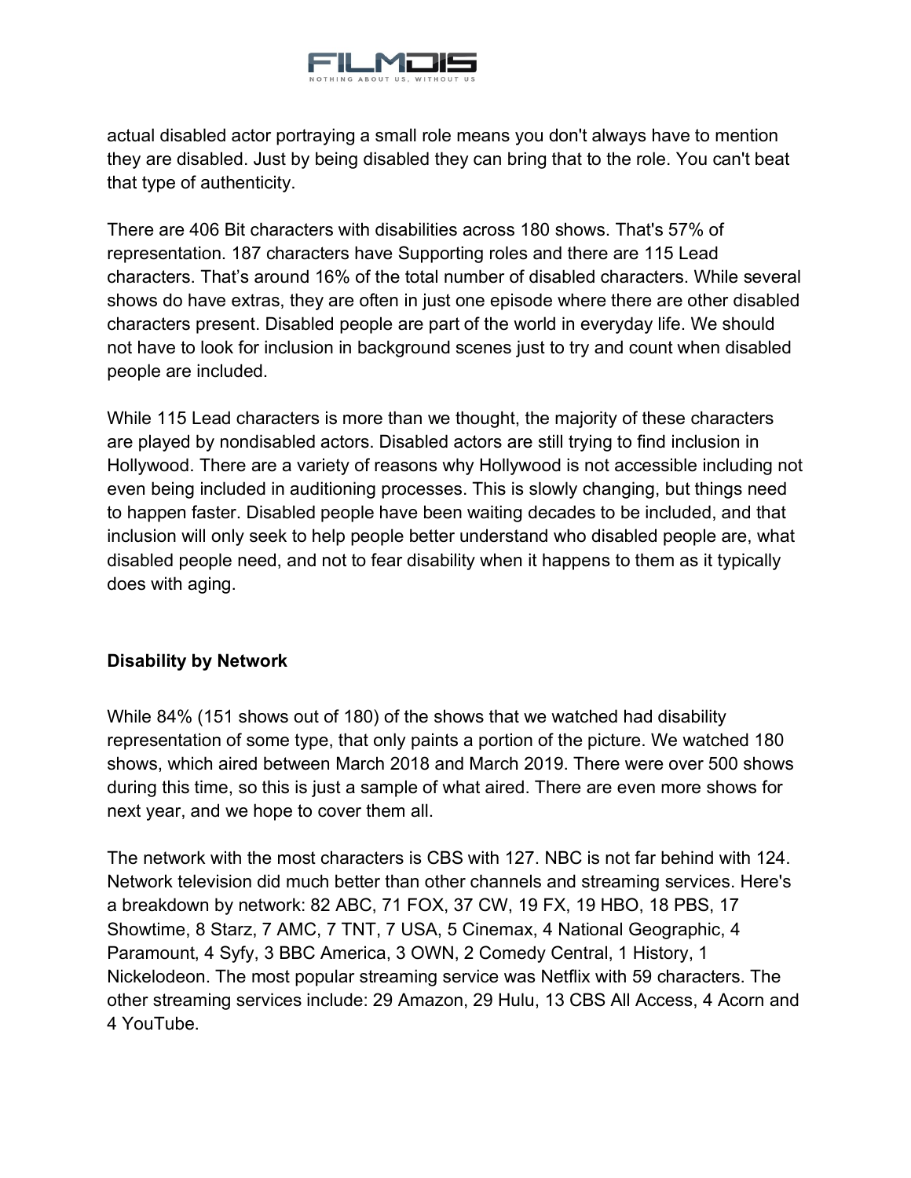actual disabled actor portraying a small role means you don't always have to mention they are disabled. Just by being disabled they can bring that to the role. You can't beat that type of authenticity.

There are 406 Bit characters with disabilities across 180 shows. That's 57% of representation. 187 characters have Supporting roles and there are 115 Lead characters. That's around 16% of the total number of disabled characters. While several shows do have extras, they are often in just one episode where there are other disabled characters present. Disabled people are part of the world in everyday life. We should not have to look for inclusion in background scenes just to try and count when disabled people are included.

While 115 Lead characters is more than we thought, the majority of these characters are played by nondisabled actors. Disabled actors are still trying to find inclusion in Hollywood. There are a variety of reasons why Hollywood is not accessible including not even being included in auditioning processes. This is slowly changing, but things need to happen faster. Disabled people have been waiting decades to be included, and that inclusion will only seek to help people better understand who disabled people are, what disabled people need, and not to fear disability when it happens to them as it typically does with aging.

**Disability by Network**

While 84% (151 shows out of 180) of the shows that we watched had disability representation of some type, that only paints a portion of the picture. We watched 180 shows, which aired between March 2018 and March 2019. There were over 500 shows during this time, so this is just a sample of what aired. There are even more shows for next year, and we hope to cover them all.

The network with the most characters is CBS with 127. NBC is not far behind with 124. Network television did much better than other channels and streaming services. Here's a breakdown by network: 82 ABC, 71 FOX, 37 CW, 19 FX, 19 HBO, 18 PBS, 17 Showtime, 8 Starz, 7 AMC, 7 TNT, 7 USA, 5 Cinemax, 4 National Geographic, 4 Paramount, 4 Syfy, 3 BBC America, 3 OWN, 2 Comedy Central, 1 History, 1 Nickelodeon. The most popular streaming service was Netflix with 59 characters. The other streaming services include: 29 Amazon, 29 Hulu, 13 CBS All Access, 4 Acorn and 4 YouTube.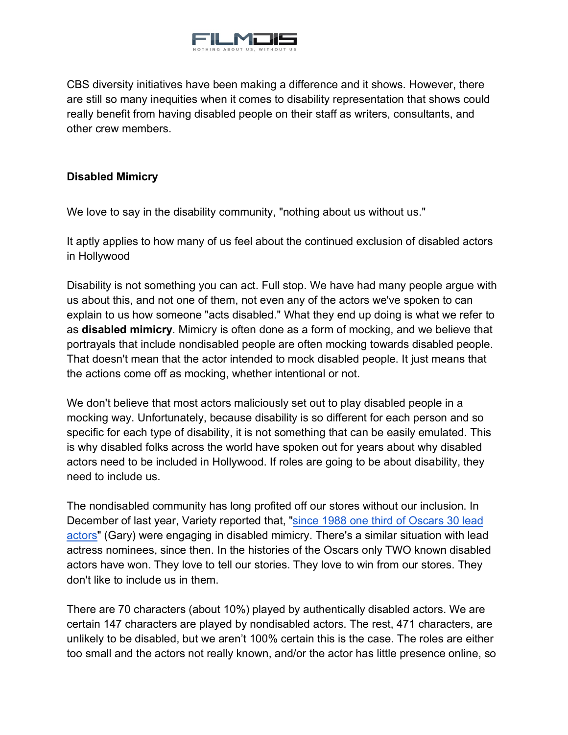CBS diversity initiatives have been making a difference and it shows. However, there are still so many inequities when it comes to disability representation that shows could really benefit from having disabled people on their staff as writers, consultants, and other crew members.

**Disabled Mimicry**

We love to say in the disability community, "nothing about us without us."

It aptly applies to how many of us feel about the continued exclusion of disabled actors in Hollywood

Disability is not something you can act. Full stop. We have had many people argue with us about this, and not one of them, not even any of the actors we've spoken to can explain to us how someone "acts disabled." What they end up doing is what we refer to as **disabled mimicry**. Mimicry is often done as a form of mocking, and we believe that portrayals that include nondisabled people are often mocking towards disabled people. That doesn't mean that the actor intended to mock disabled people. It just means that the actions come off as mocking, whether intentional or not.

We don't believe that most actors maliciously set out to play disabled people in a mocking way. Unfortunately, because disability is so different for each person and so specific for each type of disability, it is not something that can be easily emulated. This is why disabled folks across the world have spoken out for years about why disabled actors need to be included in Hollywood. If roles are going to be about disability, they need to include us.

The nondisabled community has long profited off our stores without our inclusion. In December of last year, Variety reported that, "since 1988 one third of Oscars 30 lead actors" (Gary) were engaging in disabled mimicry. There's a similar situation with lead actress nominees, since then. In the histories of the Oscars only TWO known disabled actors have won. They love to tell our stories. They love to win from our stores. They don't like to include us in them.

There are 70 characters (about 10%) played by authentically disabled actors. We are certain 147 characters are played by nondisabled actors. The rest, 471 characters, are unlikely to be disabled, but we aren't 100% certain this is the case. The roles are either too small and the actors not really known, and/or the actor has little presence online, so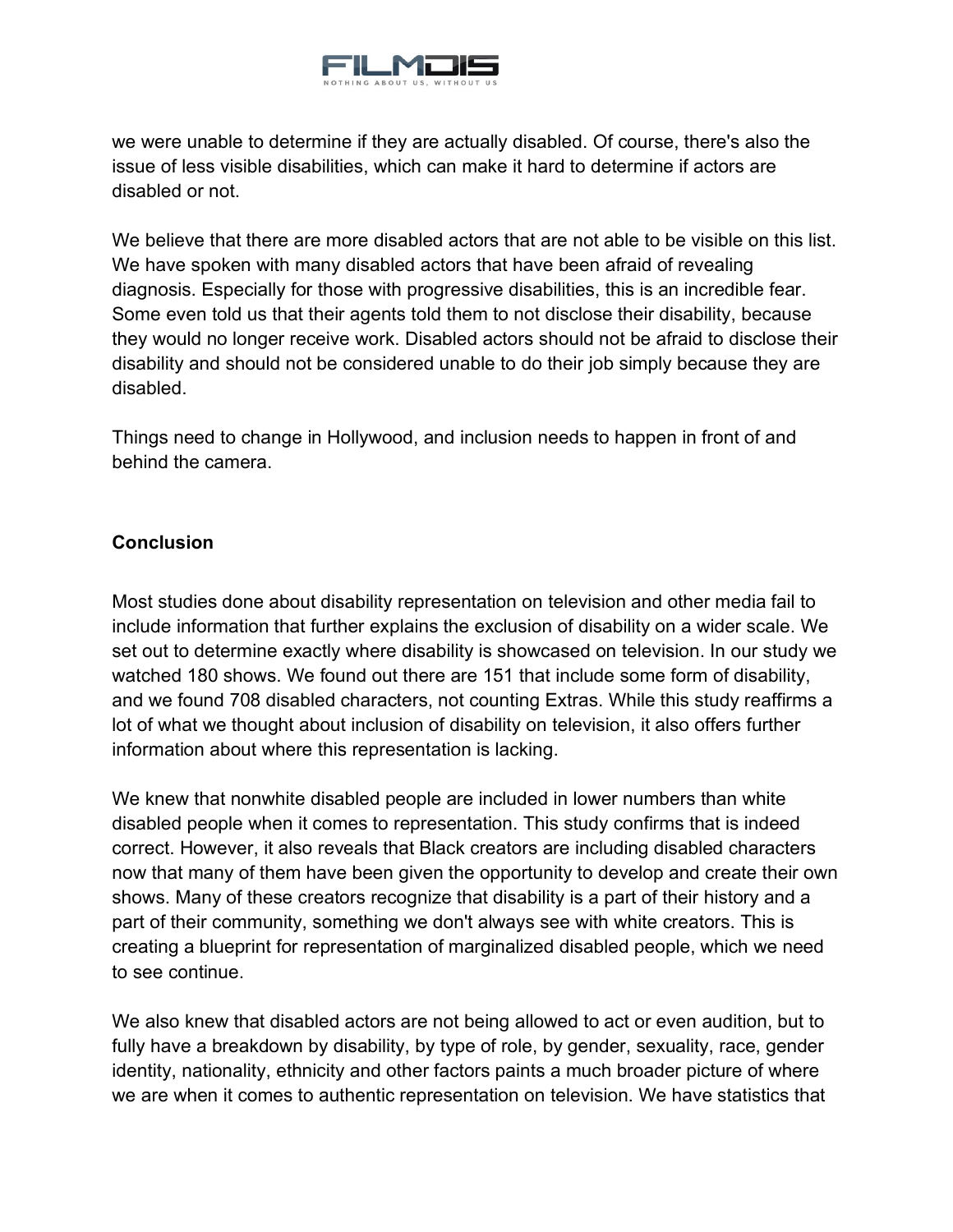we were unable to determine if they are actually disabled. Of course, there's also the issue of less visible disabilities, which can make it hard to determine if actors are disabled or not.

We believe that there are more disabled actors that are not able to be visible on this list. We have spoken with many disabled actors that have been afraid of revealing diagnosis. Especially for those with progressive disabilities, this is an incredible fear. Some even told us that their agents told them to not disclose their disability, because they would no longer receive work. Disabled actors should not be afraid to disclose their disability and should not be considered unable to do their job simply because they are disabled.

Things need to change in Hollywood, and inclusion needs to happen in front of and behind the camera.

**Conclusion**

Most studies done about disability representation on television and other media fail to include information that further explains the exclusion of disability on a wider scale. We set out to determine exactly where disability is showcased on television. In our study we watched 180 shows. We found out there are 151 that include some form of disability, and we found 708 disabled characters, not counting Extras. While this study reaffirms a lot of what we thought about inclusion of disability on television, it also offers further information about where this representation is lacking.

We knew that nonwhite disabled people are included in lower numbers than white disabled people when it comes to representation. This study confirms that is indeed correct. However, it also reveals that Black creators are including disabled characters now that many of them have been given the opportunity to develop and create their own shows. Many of these creators recognize that disability is a part of their history and a part of their community, something we don't always see with white creators. This is creating a blueprint for representation of marginalized disabled people, which we need to see continue.

We also knew that disabled actors are not being allowed to act or even audition, but to fully have a breakdown by disability, by type of role, by gender, sexuality, race, gender identity, nationality, ethnicity and other factors paints a much broader picture of where we are when it comes to authentic representation on television. We have statistics that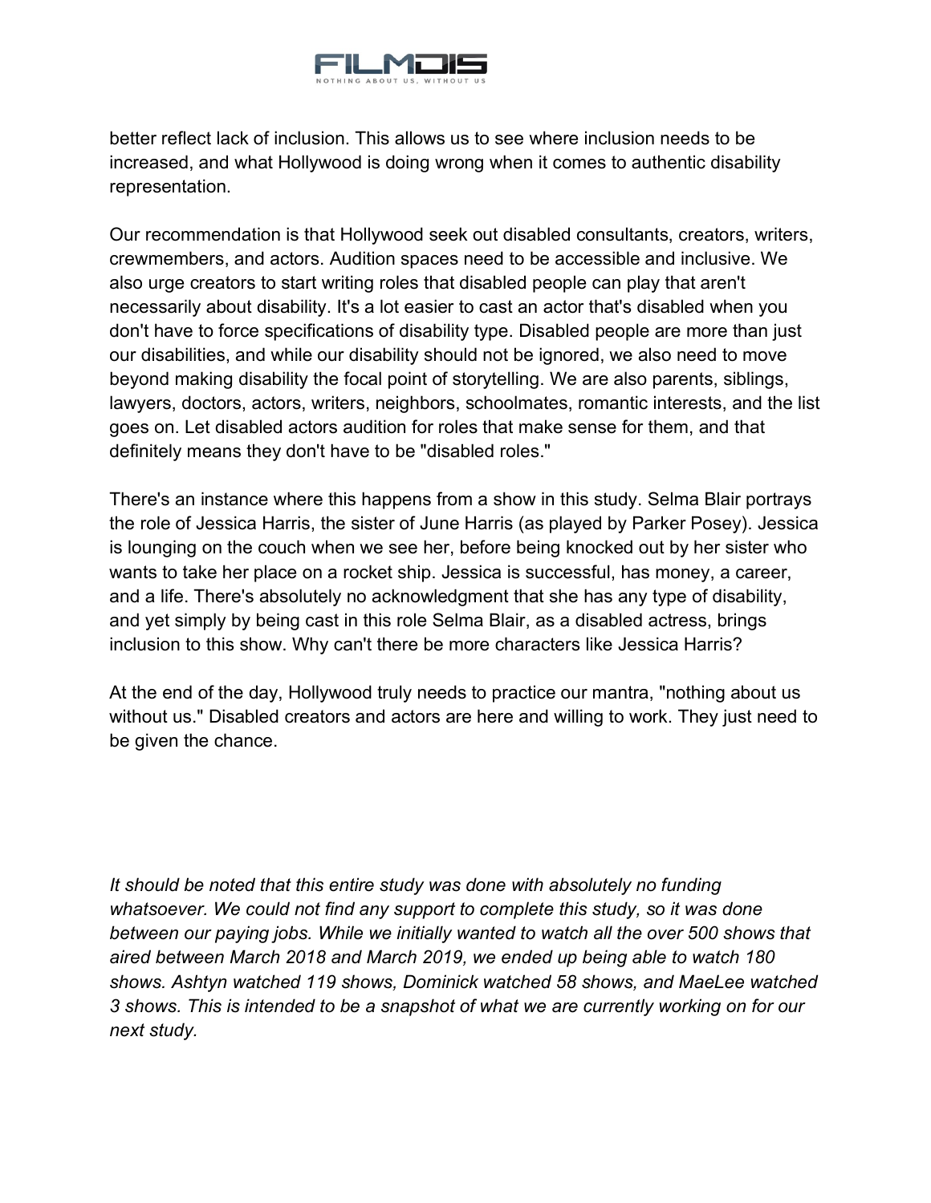better reflect lack of inclusion. This allows us to see where inclusion needs to be increased, and what Hollywood is doing wrong when it comes to authentic disability representation.

Our recommendation is that Hollywood seek out disabled consultants, creators, writers, crewmembers, and actors. Audition spaces need to be accessible and inclusive. We also urge creators to start writing roles that disabled people can play that aren't necessarily about disability. It's a lot easier to cast an actor that's disabled when you don't have to force specifications of disability type. Disabled people are more than just our disabilities, and while our disability should not be ignored, we also need to move beyond making disability the focal point of storytelling. We are also parents, siblings, lawyers, doctors, actors, writers, neighbors, schoolmates, romantic interests, and the list goes on. Let disabled actors audition for roles that make sense for them, and that definitely means they don't have to be "disabled roles."

There's an instance where this happens from a show in this study. Selma Blair portrays the role of Jessica Harris, the sister of June Harris (as played by Parker Posey). Jessica is lounging on the couch when we see her, before being knocked out by her sister who wants to take her place on a rocket ship. Jessica is successful, has money, a career, and a life. There's absolutely no acknowledgment that she has any type of disability, and yet simply by being cast in this role Selma Blair, as a disabled actress, brings inclusion to this show. Why can't there be more characters like Jessica Harris?

At the end of the day, Hollywood truly needs to practice our mantra, "nothing about us without us." Disabled creators and actors are here and willing to work. They just need to be given the chance.

*It should be noted that this entire study was done with absolutely no funding whatsoever. We could not find any support to complete this study, so it was done between our paying jobs. While we initially wanted to watch all the over 500 shows that aired between March 2018 and March 2019, we ended up being able to watch 180 shows. Ashtyn watched 119 shows, Dominick watched 58 shows, and MaeLee watched 3 shows. This is intended to be a snapshot of what we are currently working on for our next study.*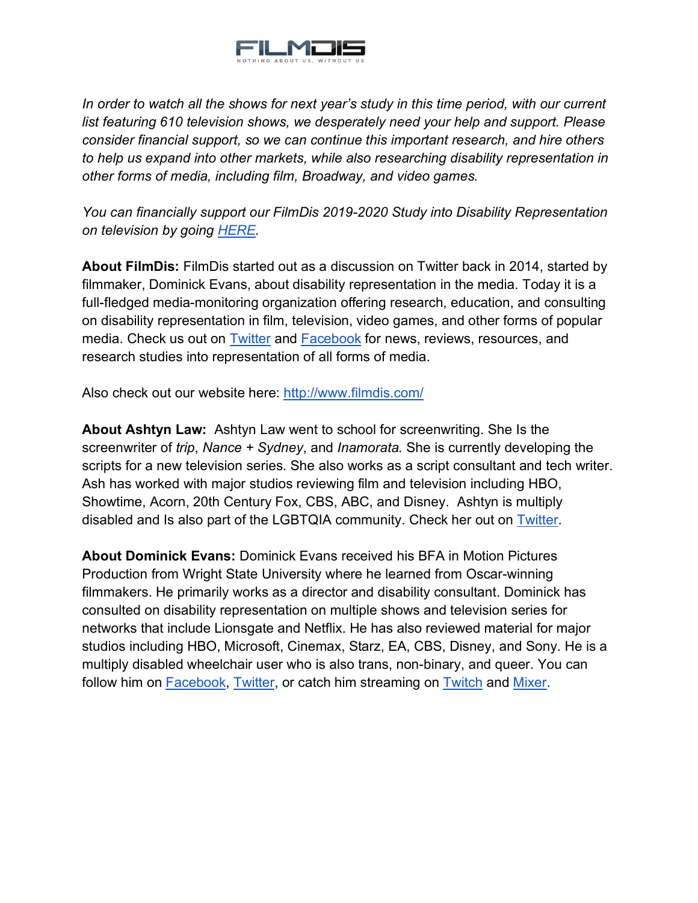*In order to watch all the shows for next year's study in this time period, with our current list featuring 610 television shows, we desperately need your help and support. Please consider financial support, so we can continue this important research, and hire others to help us expand into other markets, while also researching disability representation in other forms of media, including film, Broadway, and video games.*

*You can financially support our FilmDis 2019-2020 Study into Disability Representation on television by going [HERE](#).*

**About FilmDis:** FilmDis started out as a discussion on Twitter back in 2014, started by filmmaker, Dominick Evans, about disability representation in the media. Today it is a full-fledged media-monitoring organization offering research, education, and consulting on disability representation in film, television, video games, and other forms of popular media. Check us out on [Twitter](#) and [Facebook](#) for news, reviews, resources, and research studies into representation of all forms of media.

Also check out our website here: [http://www.filmdis.com/](http://www.filmdis.com/)

**About Ashtyn Law:** Ashtyn Law went to school for screenwriting. She Is the screenwriter of *trip*, *Nance + Sydney*, and *Inamorata.* She is currently developing the scripts for a new television series. She also works as a script consultant and tech writer. Ash has worked with major studios reviewing film and television including HBO, Showtime, Acorn, 20th Century Fox, CBS, ABC, and Disney. Ashtyn is multiply disabled and Is also part of the LGBTQIA community. Check her out on [Twitter](#).

**About Dominick Evans:** Dominick Evans received his BFA in Motion Pictures Production from Wright State University where he learned from Oscar-winning filmmakers. He primarily works as a director and disability consultant. Dominick has consulted on disability representation on multiple shows and television series for networks that include Lionsgate and Netflix. He has also reviewed material for major studios including HBO, Microsoft, Cinemax, Starz, EA, CBS, Disney, and Sony. He is a multiply disabled wheelchair user who is also trans, non-binary, and queer. You can follow him on [Facebook](#), [Twitter](#), or catch him streaming on [Twitch](#) and [Mixer](#).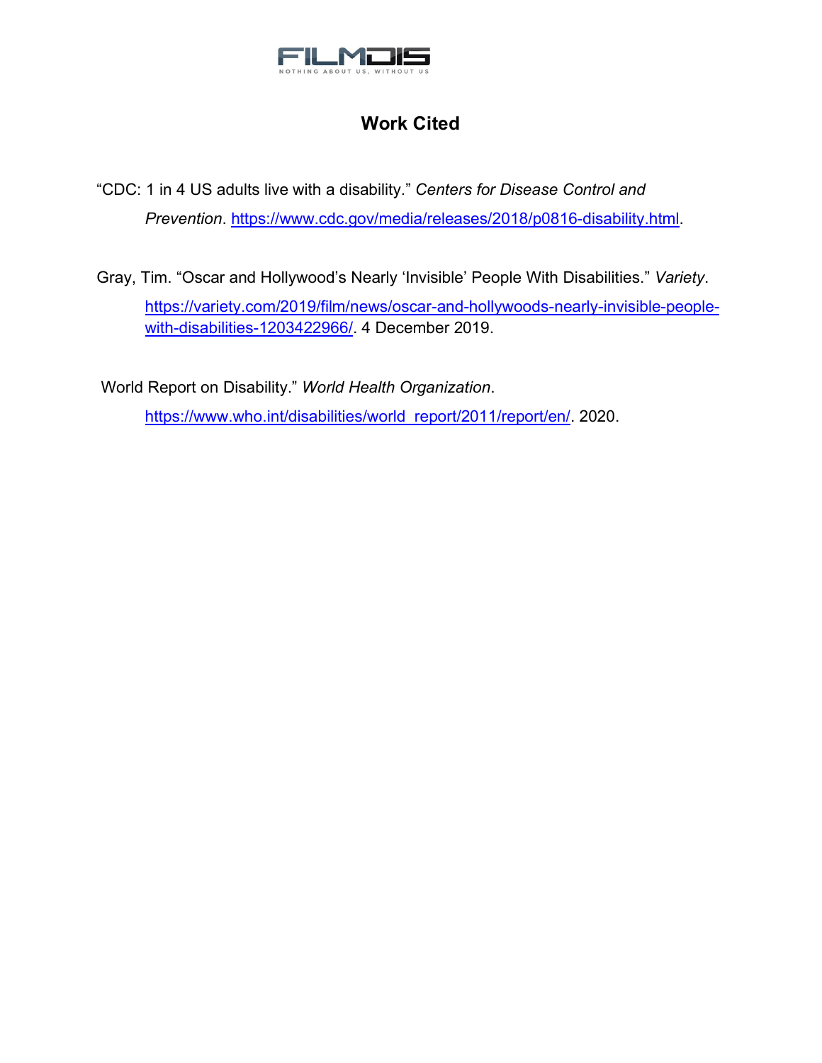# Work Cited

"CDC: 1 in 4 US adults live with a disability." *Centers for Disease Control and Prevention*. https://www.cdc.gov/media/releases/2018/p0816-disability.html.

Gray, Tim. "Oscar and Hollywood's Nearly 'Invisible' People With Disabilities." *Variety*. https://variety.com/2019/film/news/oscar-and-hollywoods-nearly-invisible-people-with-disabilities-1203422966/. 4 December 2019.

World Report on Disability." *World Health Organization*. https://www.who.int/disabilities/world_report/2011/report/en/. 2020.